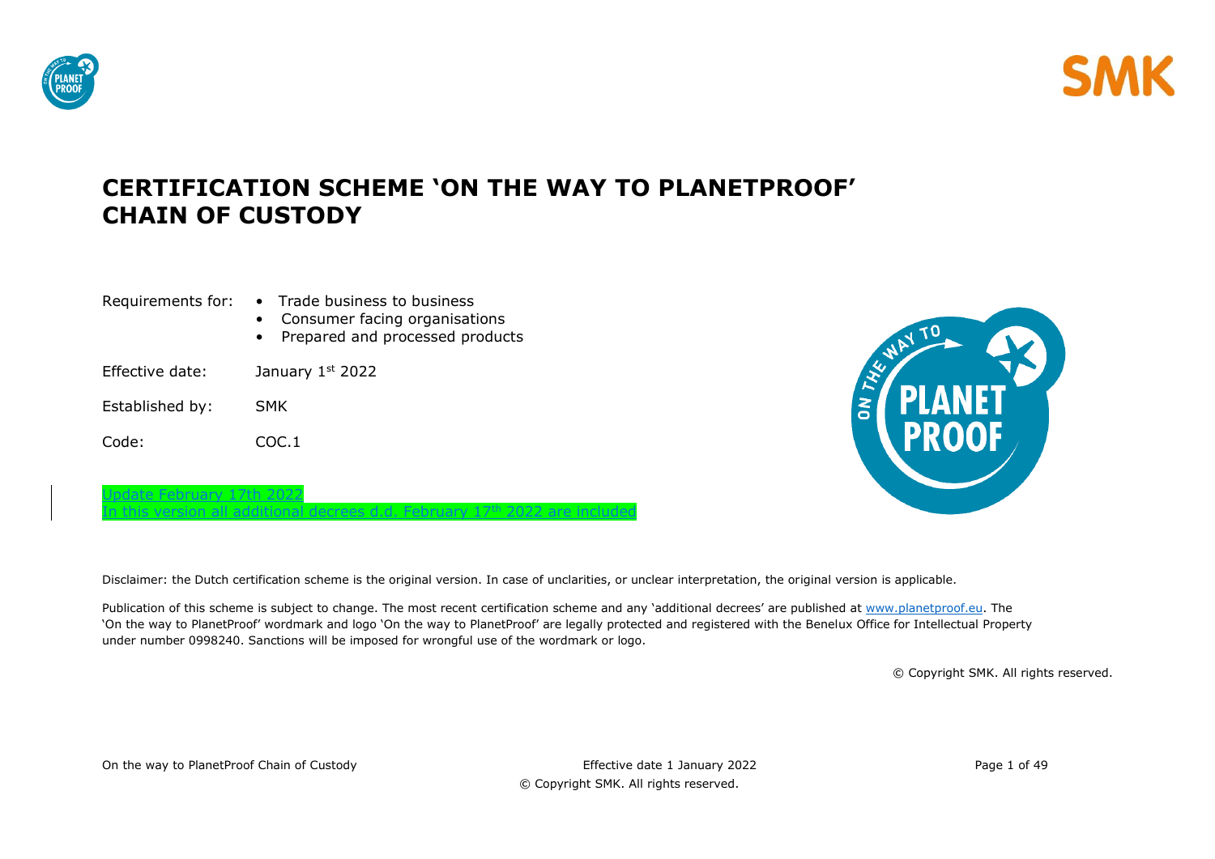# CERTIFICATION SCHEME 'ON THE WAY TO PLANETPROOF' CHAIN OF CUSTODY

Requirements for:
- Trade business to business
- Consumer facing organisations
- Prepared and processed products

Effective date: January 1st 2022

Established by: SMK

Code: COC.1

Update February 17th 2022
In this version all additional decrees d.d. February 17th 2022 are included

Disclaimer: the Dutch certification scheme is the original version. In case of unclarities, or unclear interpretation, the original version is applicable.

Publication of this scheme is subject to change. The most recent certification scheme and any 'additional decrees' are published at www.planetproof.eu. The 'On the way to PlanetProof' wordmark and logo 'On the way to PlanetProof' are legally protected and registered with the Benelux Office for Intellectual Property under number 0998240. Sanctions will be imposed for wrongful use of the wordmark or logo.

© Copyright SMK. All rights reserved.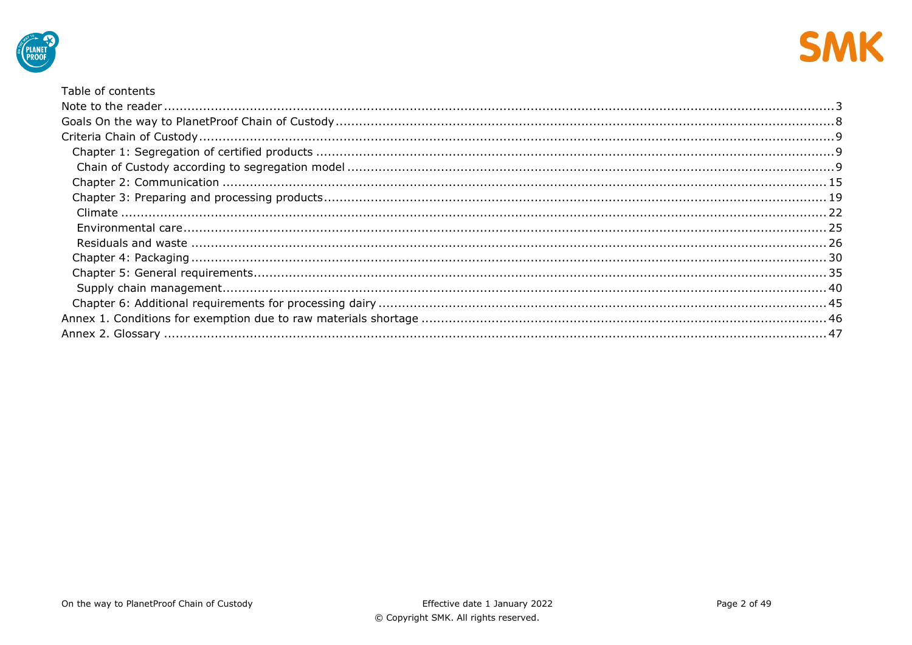Table of contents

- Note to the reader ... 3
- Goals On the way to PlanetProof Chain of Custody ... 8
- Criteria Chain of Custody ... 9
  - Chapter 1: Segregation of certified products ... 9
    - Chain of Custody according to segregation model ... 9
  - Chapter 2: Communication ... 15
  - Chapter 3: Preparing and processing products ... 19
    - Climate ... 22
    - Environmental care ... 25
    - Residuals and waste ... 26
  - Chapter 4: Packaging ... 30
  - Chapter 5: General requirements ... 35
    - Supply chain management ... 40
  - Chapter 6: Additional requirements for processing dairy ... 45
- Annex 1. Conditions for exemption due to raw materials shortage ... 46
- Annex 2. Glossary ... 47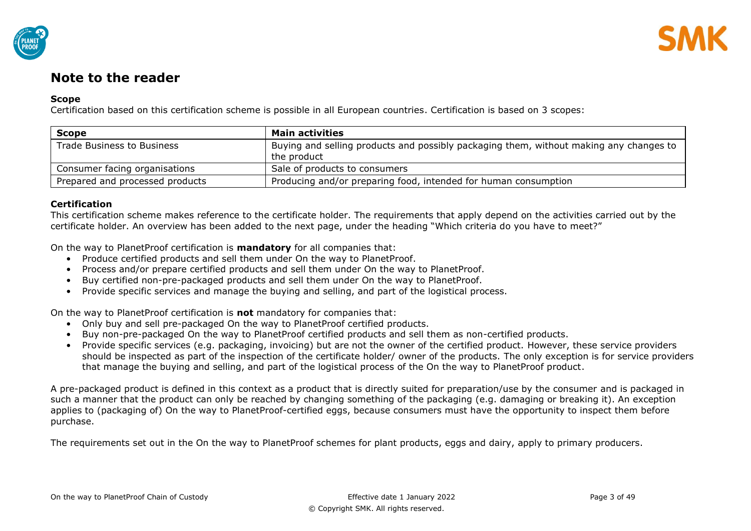# Note to the reader

**Scope**

Certification based on this certification scheme is possible in all European countries. Certification is based on 3 scopes:

| Scope | Main activities |
|---|---|
| Trade Business to Business | Buying and selling products and possibly packaging them, without making any changes to the product |
| Consumer facing organisations | Sale of products to consumers |
| Prepared and processed products | Producing and/or preparing food, intended for human consumption |

**Certification**

This certification scheme makes reference to the certificate holder. The requirements that apply depend on the activities carried out by the certificate holder. An overview has been added to the next page, under the heading "Which criteria do you have to meet?"

On the way to PlanetProof certification is **mandatory** for all companies that:

- Produce certified products and sell them under On the way to PlanetProof.
- Process and/or prepare certified products and sell them under On the way to PlanetProof.
- Buy certified non-pre-packaged products and sell them under On the way to PlanetProof.
- Provide specific services and manage the buying and selling, and part of the logistical process.

On the way to PlanetProof certification is **not** mandatory for companies that:

- Only buy and sell pre-packaged On the way to PlanetProof certified products.
- Buy non-pre-packaged On the way to PlanetProof certified products and sell them as non-certified products.
- Provide specific services (e.g. packaging, invoicing) but are not the owner of the certified product. However, these service providers should be inspected as part of the inspection of the certificate holder/ owner of the products. The only exception is for service providers that manage the buying and selling, and part of the logistical process of the On the way to PlanetProof product.

A pre-packaged product is defined in this context as a product that is directly suited for preparation/use by the consumer and is packaged in such a manner that the product can only be reached by changing something of the packaging (e.g. damaging or breaking it). An exception applies to (packaging of) On the way to PlanetProof-certified eggs, because consumers must have the opportunity to inspect them before purchase.

The requirements set out in the On the way to PlanetProof schemes for plant products, eggs and dairy, apply to primary producers.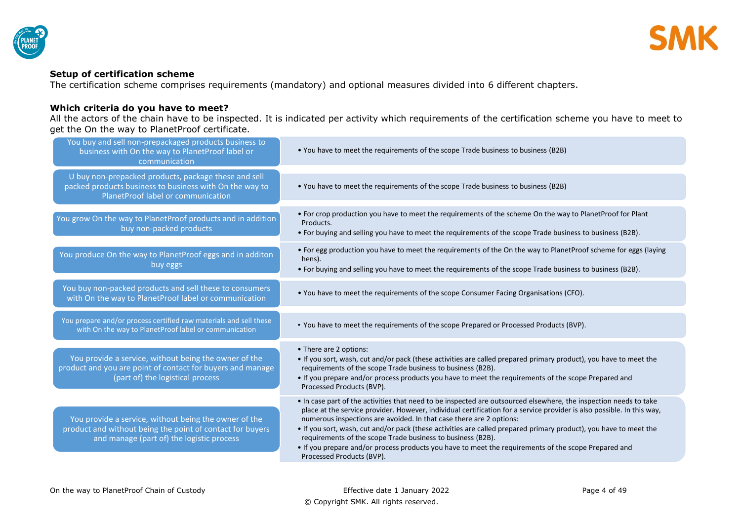**Setup of certification scheme**
The certification scheme comprises requirements (mandatory) and optional measures divided into 6 different chapters.

**Which criteria do you have to meet?**
All the actors of the chain have to be inspected. It is indicated per activity which requirements of the certification scheme you have to meet to get the On the way to PlanetProof certificate.

| Activity | Requirements |
|---|---|
| You buy and sell non-prepackaged products business to business with On the way to PlanetProof label or communication | • You have to meet the requirements of the scope Trade business to business (B2B) |
| U buy non-prepacked products, package these and sell packed products business to business with On the way to PlanetProof label or communication | • You have to meet the requirements of the scope Trade business to business (B2B) |
| You grow On the way to PlanetProof products and in addition buy non-packed products | • For crop production you have to meet the requirements of the scheme On the way to PlanetProof for Plant Products.<br>• For buying and selling you have to meet the requirements of the scope Trade business to business (B2B). |
| You produce On the way to PlanetProof eggs and in additon buy eggs | • For egg production you have to meet the requirements of the On the way to PlanetProof scheme for eggs (laying hens).<br>• For buying and selling you have to meet the requirements of the scope Trade business to business (B2B). |
| You buy non-packed products and sell these to consumers with On the way to PlanetProof label or communication | • You have to meet the requirements of the scope Consumer Facing Organisations (CFO). |
| You prepare and/or process certified raw materials and sell these with On the way to PlanetProof label or communication | • You have to meet the requirements of the scope Prepared or Processed Products (BVP). |
| You provide a service, without being the owner of the product and you are point of contact for buyers and manage (part of) the logistical process | • There are 2 options:<br>• If you sort, wash, cut and/or pack (these activities are called prepared primary product), you have to meet the requirements of the scope Trade business to business (B2B).<br>• If you prepare and/or process products you have to meet the requirements of the scope Prepared and Processed Products (BVP). |
| You provide a service, without being the owner of the product and without being the point of contact for buyers and manage (part of) the logistic process | • In case part of the activities that need to be inspected are outsourced elsewhere, the inspection needs to take place at the service provider. However, individual certification for a service provider is also possible. In this way, numerous inspections are avoided. In that case there are 2 options:<br>• If you sort, wash, cut and/or pack (these activities are called prepared primary product), you have to meet the requirements of the scope Trade business to business (B2B).<br>• If you prepare and/or process products you have to meet the requirements of the scope Prepared and Processed Products (BVP). |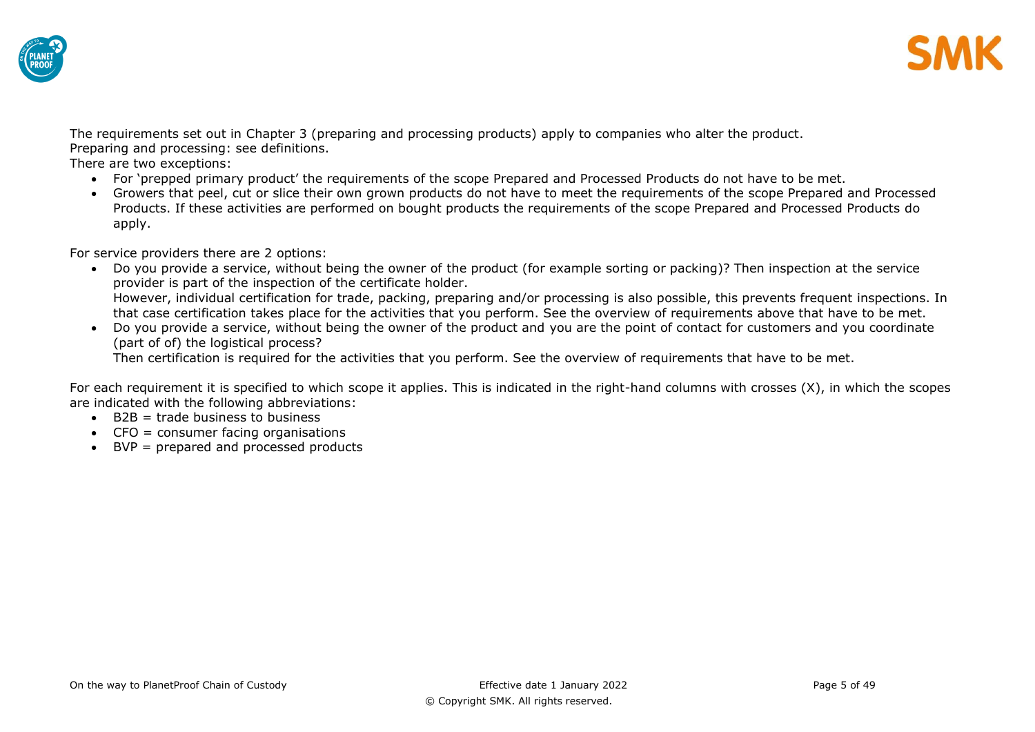The requirements set out in Chapter 3 (preparing and processing products) apply to companies who alter the product.
Preparing and processing: see definitions.
There are two exceptions:

- For 'prepped primary product' the requirements of the scope Prepared and Processed Products do not have to be met.
- Growers that peel, cut or slice their own grown products do not have to meet the requirements of the scope Prepared and Processed Products. If these activities are performed on bought products the requirements of the scope Prepared and Processed Products do apply.

For service providers there are 2 options:

- Do you provide a service, without being the owner of the product (for example sorting or packing)? Then inspection at the service provider is part of the inspection of the certificate holder.
  However, individual certification for trade, packing, preparing and/or processing is also possible, this prevents frequent inspections. In that case certification takes place for the activities that you perform. See the overview of requirements above that have to be met.
- Do you provide a service, without being the owner of the product and you are the point of contact for customers and you coordinate (part of of) the logistical process?
  Then certification is required for the activities that you perform. See the overview of requirements that have to be met.

For each requirement it is specified to which scope it applies. This is indicated in the right-hand columns with crosses (X), in which the scopes are indicated with the following abbreviations:

- B2B = trade business to business
- CFO = consumer facing organisations
- BVP = prepared and processed products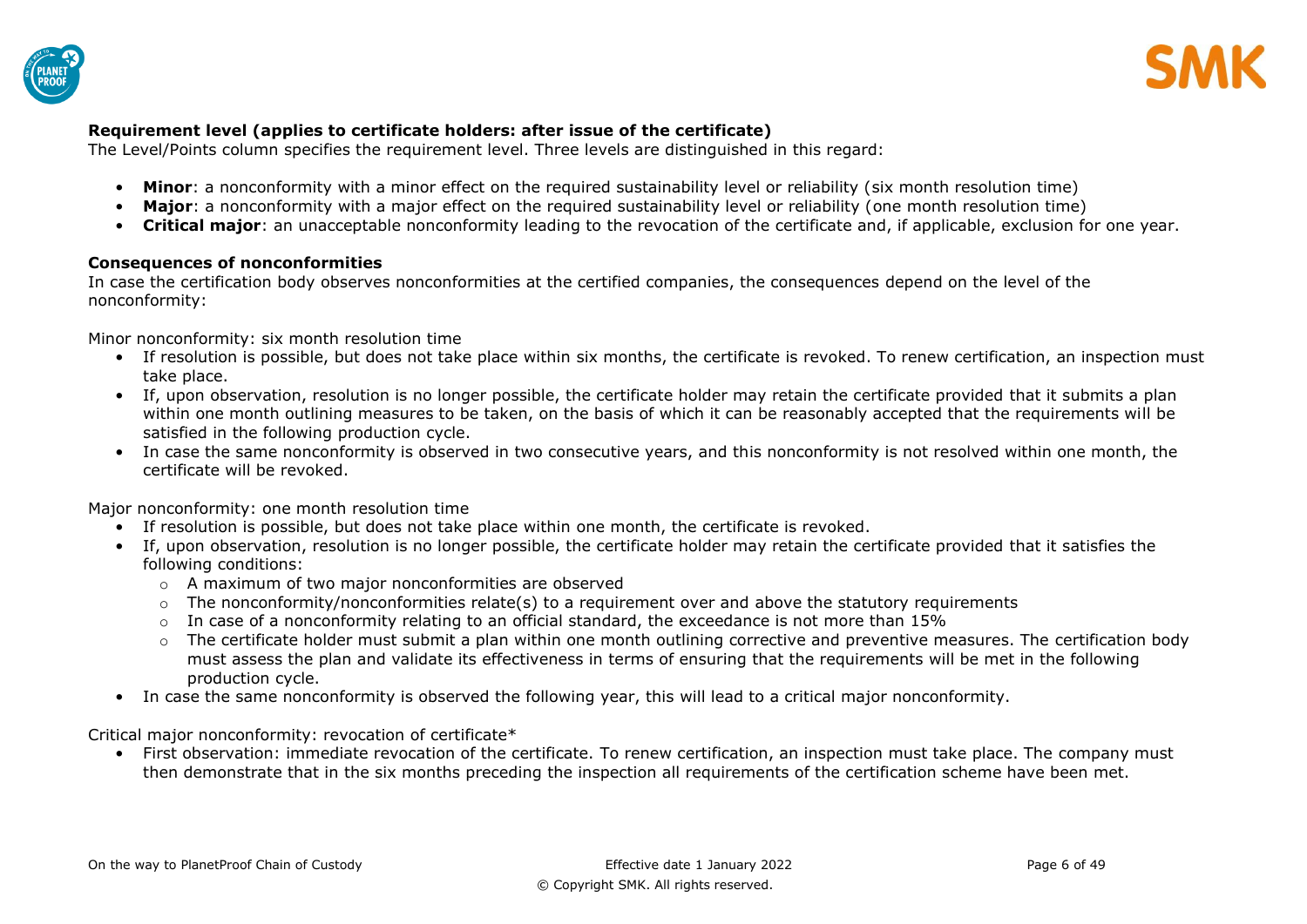**Requirement level (applies to certificate holders: after issue of the certificate)**

The Level/Points column specifies the requirement level. Three levels are distinguished in this regard:

- **Minor**: a nonconformity with a minor effect on the required sustainability level or reliability (six month resolution time)
- **Major**: a nonconformity with a major effect on the required sustainability level or reliability (one month resolution time)
- **Critical major**: an unacceptable nonconformity leading to the revocation of the certificate and, if applicable, exclusion for one year.

**Consequences of nonconformities**

In case the certification body observes nonconformities at the certified companies, the consequences depend on the level of the nonconformity:

Minor nonconformity: six month resolution time

- If resolution is possible, but does not take place within six months, the certificate is revoked. To renew certification, an inspection must take place.
- If, upon observation, resolution is no longer possible, the certificate holder may retain the certificate provided that it submits a plan within one month outlining measures to be taken, on the basis of which it can be reasonably accepted that the requirements will be satisfied in the following production cycle.
- In case the same nonconformity is observed in two consecutive years, and this nonconformity is not resolved within one month, the certificate will be revoked.

Major nonconformity: one month resolution time

- If resolution is possible, but does not take place within one month, the certificate is revoked.
- If, upon observation, resolution is no longer possible, the certificate holder may retain the certificate provided that it satisfies the following conditions:
  - A maximum of two major nonconformities are observed
  - The nonconformity/nonconformities relate(s) to a requirement over and above the statutory requirements
  - In case of a nonconformity relating to an official standard, the exceedance is not more than 15%
  - The certificate holder must submit a plan within one month outlining corrective and preventive measures. The certification body must assess the plan and validate its effectiveness in terms of ensuring that the requirements will be met in the following production cycle.
- In case the same nonconformity is observed the following year, this will lead to a critical major nonconformity.

Critical major nonconformity: revocation of certificate*

- First observation: immediate revocation of the certificate. To renew certification, an inspection must take place. The company must then demonstrate that in the six months preceding the inspection all requirements of the certification scheme have been met.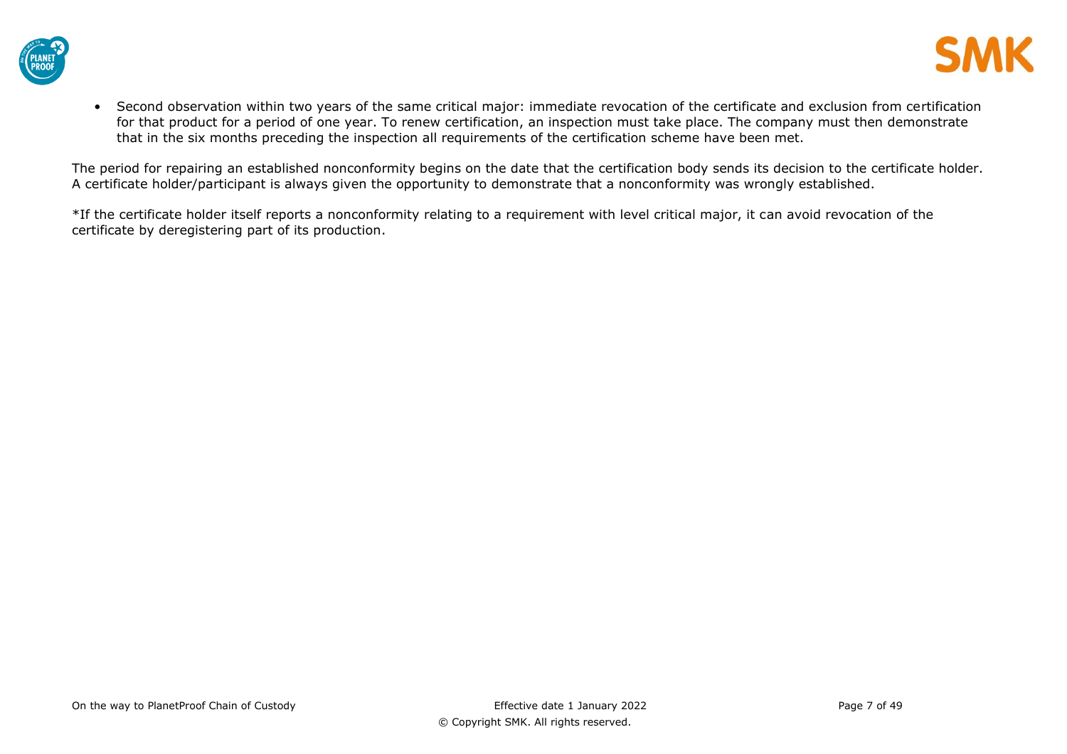- Second observation within two years of the same critical major: immediate revocation of the certificate and exclusion from certification for that product for a period of one year. To renew certification, an inspection must take place. The company must then demonstrate that in the six months preceding the inspection all requirements of the certification scheme have been met.

The period for repairing an established nonconformity begins on the date that the certification body sends its decision to the certificate holder. A certificate holder/participant is always given the opportunity to demonstrate that a nonconformity was wrongly established.

*If the certificate holder itself reports a nonconformity relating to a requirement with level critical major, it can avoid revocation of the certificate by deregistering part of its production.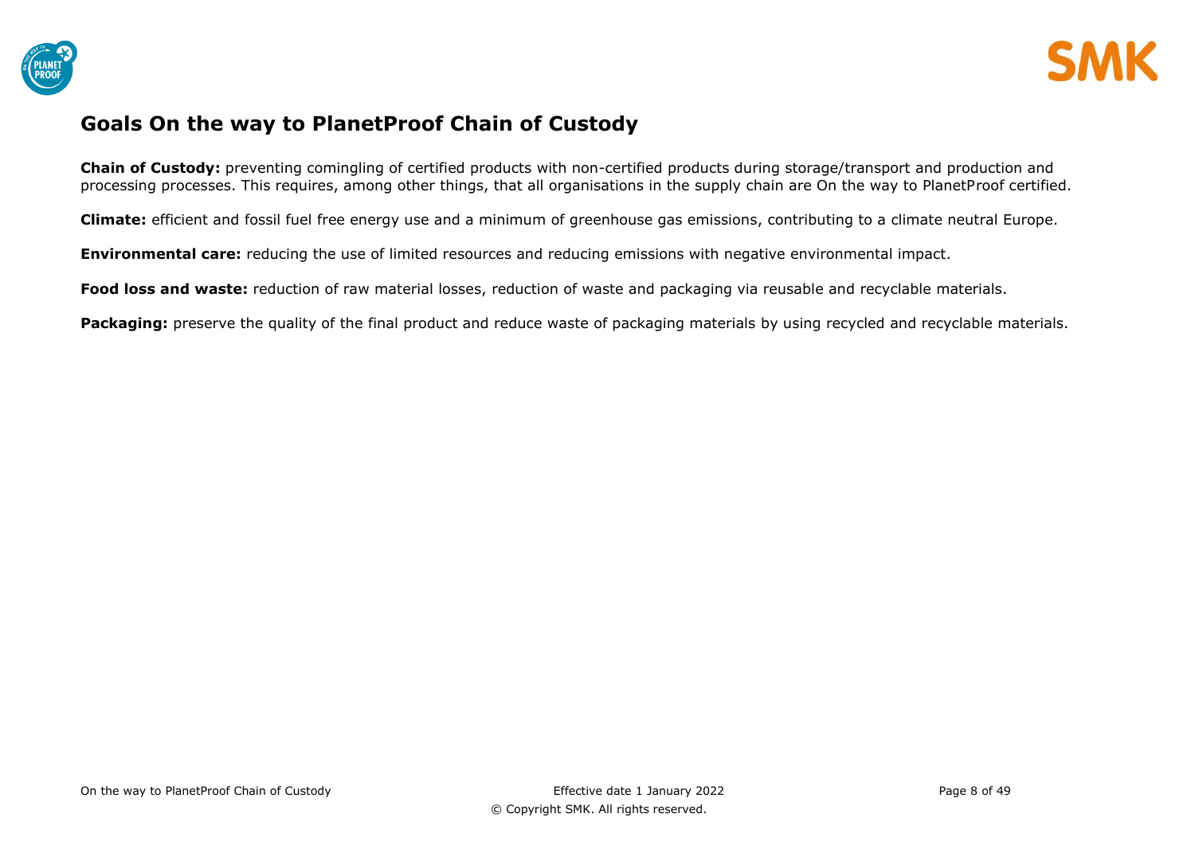## Goals On the way to PlanetProof Chain of Custody

**Chain of Custody:** preventing comingling of certified products with non-certified products during storage/transport and production and processing processes. This requires, among other things, that all organisations in the supply chain are On the way to PlanetProof certified.

**Climate:** efficient and fossil fuel free energy use and a minimum of greenhouse gas emissions, contributing to a climate neutral Europe.

**Environmental care:** reducing the use of limited resources and reducing emissions with negative environmental impact.

**Food loss and waste:** reduction of raw material losses, reduction of waste and packaging via reusable and recyclable materials.

**Packaging:** preserve the quality of the final product and reduce waste of packaging materials by using recycled and recyclable materials.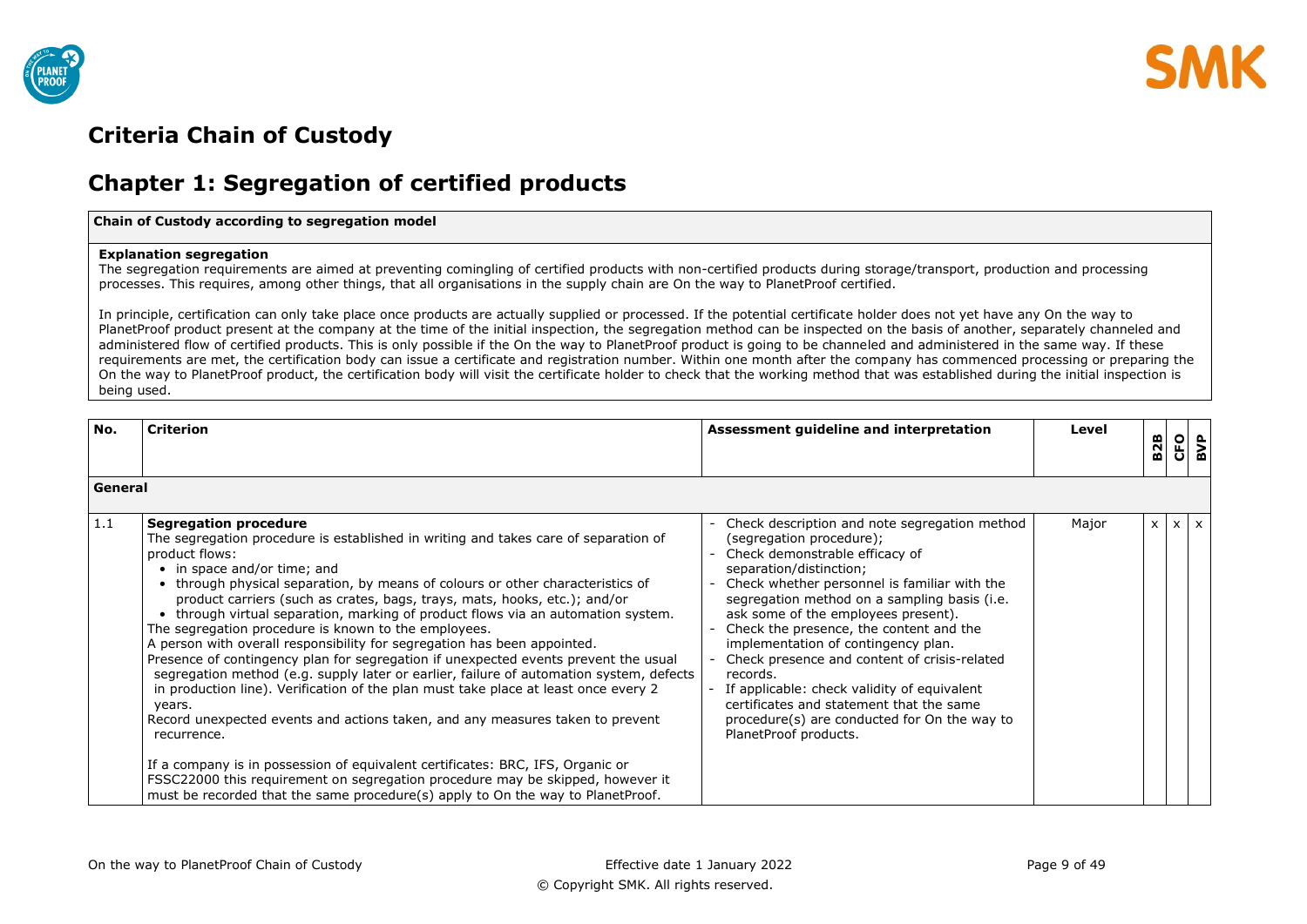# Criteria Chain of Custody

## Chapter 1: Segregation of certified products

**Chain of Custody according to segregation model**

**Explanation segregation**
The segregation requirements are aimed at preventing comingling of certified products with non-certified products during storage/transport, production and processing processes. This requires, among other things, that all organisations in the supply chain are On the way to PlanetProof certified.

In principle, certification can only take place once products are actually supplied or processed. If the potential certificate holder does not yet have any On the way to PlanetProof product present at the company at the time of the initial inspection, the segregation method can be inspected on the basis of another, separately channeled and administered flow of certified products. This is only possible if the On the way to PlanetProof product is going to be channeled and administered in the same way. If these requirements are met, the certification body can issue a certificate and registration number. Within one month after the company has commenced processing or preparing the On the way to PlanetProof product, the certification body will visit the certificate holder to check that the working method that was established during the initial inspection is being used.

| No. | Criterion | Assessment guideline and interpretation | Level | B2B | CFO | BVP |
|---|---|---|---|---|---|---|
| **General** | | | | | | |
| 1.1 | **Segregation procedure**<br>The segregation procedure is established in writing and takes care of separation of product flows:<br>• in space and/or time; and<br>• through physical separation, by means of colours or other characteristics of product carriers (such as crates, bags, trays, mats, hooks, etc.); and/or<br>• through virtual separation, marking of product flows via an automation system.<br>The segregation procedure is known to the employees.<br>A person with overall responsibility for segregation has been appointed.<br>Presence of contingency plan for segregation if unexpected events prevent the usual segregation method (e.g. supply later or earlier, failure of automation system, defects in production line). Verification of the plan must take place at least once every 2 years.<br>Record unexpected events and actions taken, and any measures taken to prevent recurrence.<br><br>If a company is in possession of equivalent certificates: BRC, IFS, Organic or FSSC22000 this requirement on segregation procedure may be skipped, however it must be recorded that the same procedure(s) apply to On the way to PlanetProof. | - Check description and note segregation method (segregation procedure);<br>- Check demonstrable efficacy of separation/distinction;<br>- Check whether personnel is familiar with the segregation method on a sampling basis (i.e. ask some of the employees present).<br>- Check the presence, the content and the implementation of contingency plan.<br>- Check presence and content of crisis-related records.<br>- If applicable: check validity of equivalent certificates and statement that the same procedure(s) are conducted for On the way to PlanetProof products. | Major | x | x | x |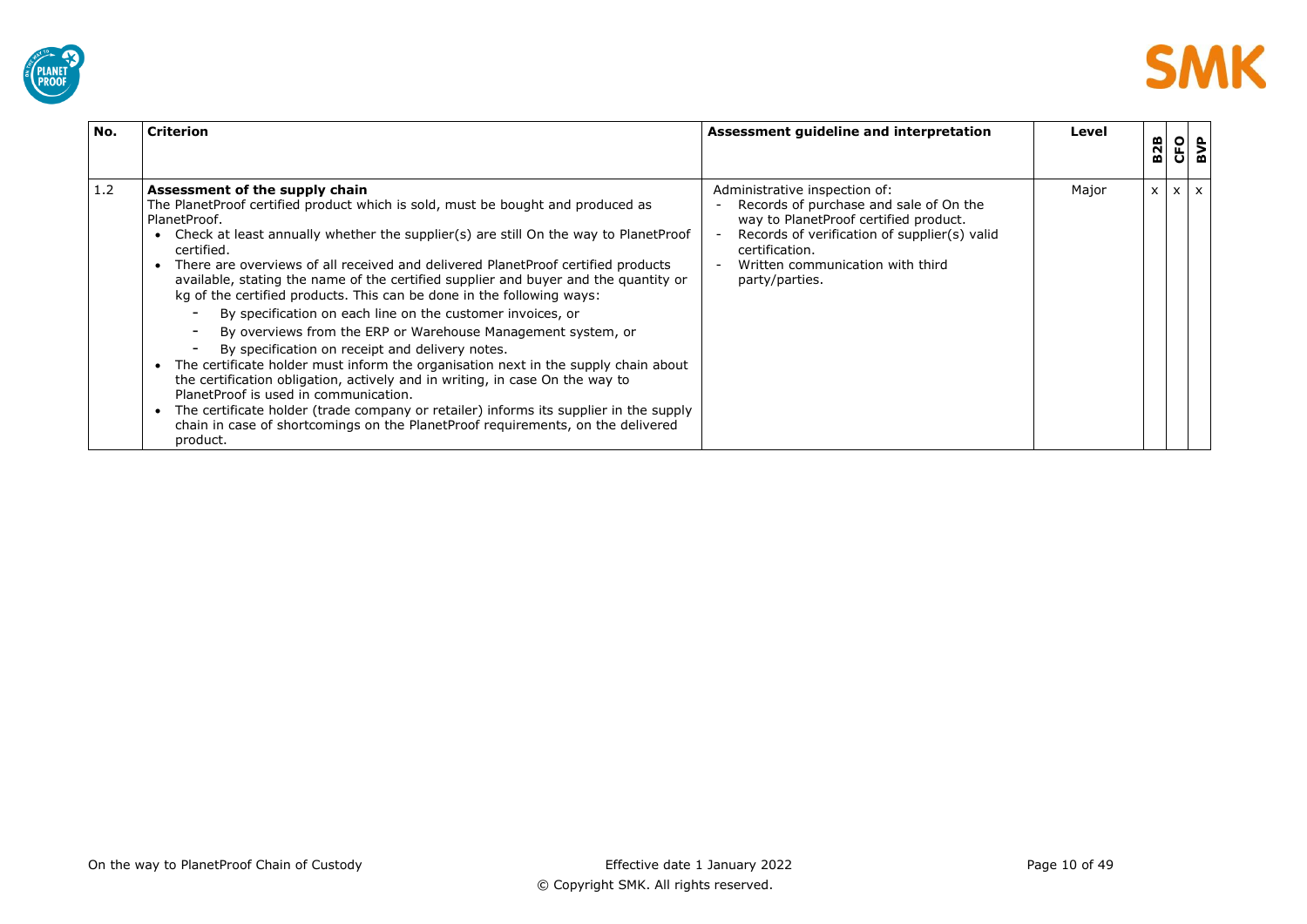| No. | Criterion | Assessment guideline and interpretation | Level | B2B | CFO | BVP |
|---|---|---|---|---|---|---|
| 1.2 | **Assessment of the supply chain**<br>The PlanetProof certified product which is sold, must be bought and produced as PlanetProof.<br>• Check at least annually whether the supplier(s) are still On the way to PlanetProof certified.<br>• There are overviews of all received and delivered PlanetProof certified products available, stating the name of the certified supplier and buyer and the quantity or kg of the certified products. This can be done in the following ways:<br>- By specification on each line on the customer invoices, or<br>- By overviews from the ERP or Warehouse Management system, or<br>- By specification on receipt and delivery notes.<br>• The certificate holder must inform the organisation next in the supply chain about the certification obligation, actively and in writing, in case On the way to PlanetProof is used in communication.<br>• The certificate holder (trade company or retailer) informs its supplier in the supply chain in case of shortcomings on the PlanetProof requirements, on the delivered product. | Administrative inspection of:<br>- Records of purchase and sale of On the way to PlanetProof certified product.<br>- Records of verification of supplier(s) valid certification.<br>- Written communication with third party/parties. | Major | x | x | x |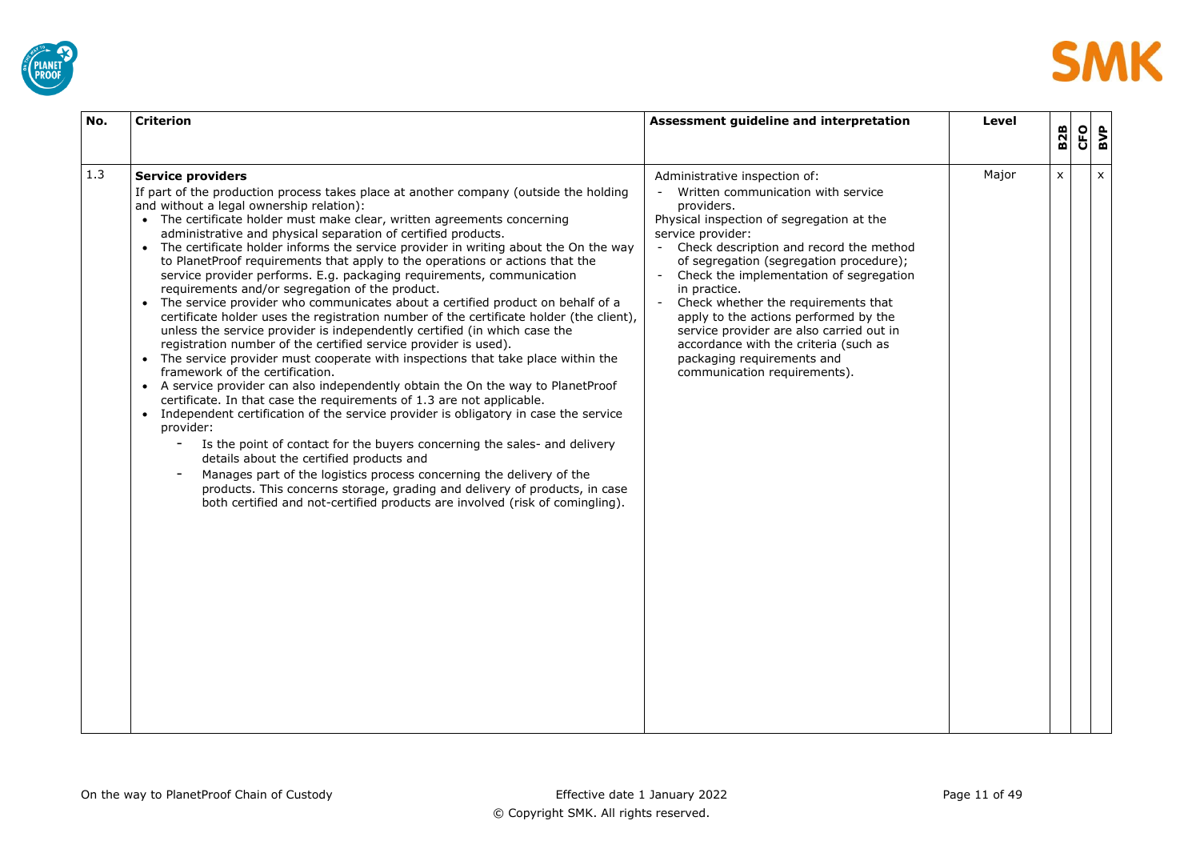| No. | Criterion | Assessment guideline and interpretation | Level | B2B | CFO | BVP |
|---|---|---|---|---|---|---|
| 1.3 | **Service providers**<br>If part of the production process takes place at another company (outside the holding and without a legal ownership relation):<br>• The certificate holder must make clear, written agreements concerning administrative and physical separation of certified products.<br>• The certificate holder informs the service provider in writing about the On the way to PlanetProof requirements that apply to the operations or actions that the service provider performs. E.g. packaging requirements, communication requirements and/or segregation of the product.<br>• The service provider who communicates about a certified product on behalf of a certificate holder uses the registration number of the certificate holder (the client), unless the service provider is independently certified (in which case the registration number of the certified service provider is used).<br>• The service provider must cooperate with inspections that take place within the framework of the certification.<br>• A service provider can also independently obtain the On the way to PlanetProof certificate. In that case the requirements of 1.3 are not applicable.<br>• Independent certification of the service provider is obligatory in case the service provider:<br>- Is the point of contact for the buyers concerning the sales- and delivery details about the certified products and<br>- Manages part of the logistics process concerning the delivery of the products. This concerns storage, grading and delivery of products, in case both certified and not-certified products are involved (risk of comingling). | Administrative inspection of:<br>- Written communication with service providers.<br>Physical inspection of segregation at the service provider:<br>- Check description and record the method of segregation (segregation procedure);<br>- Check the implementation of segregation in practice.<br>- Check whether the requirements that apply to the actions performed by the service provider are also carried out in accordance with the criteria (such as packaging requirements and communication requirements). | Major | x | | x |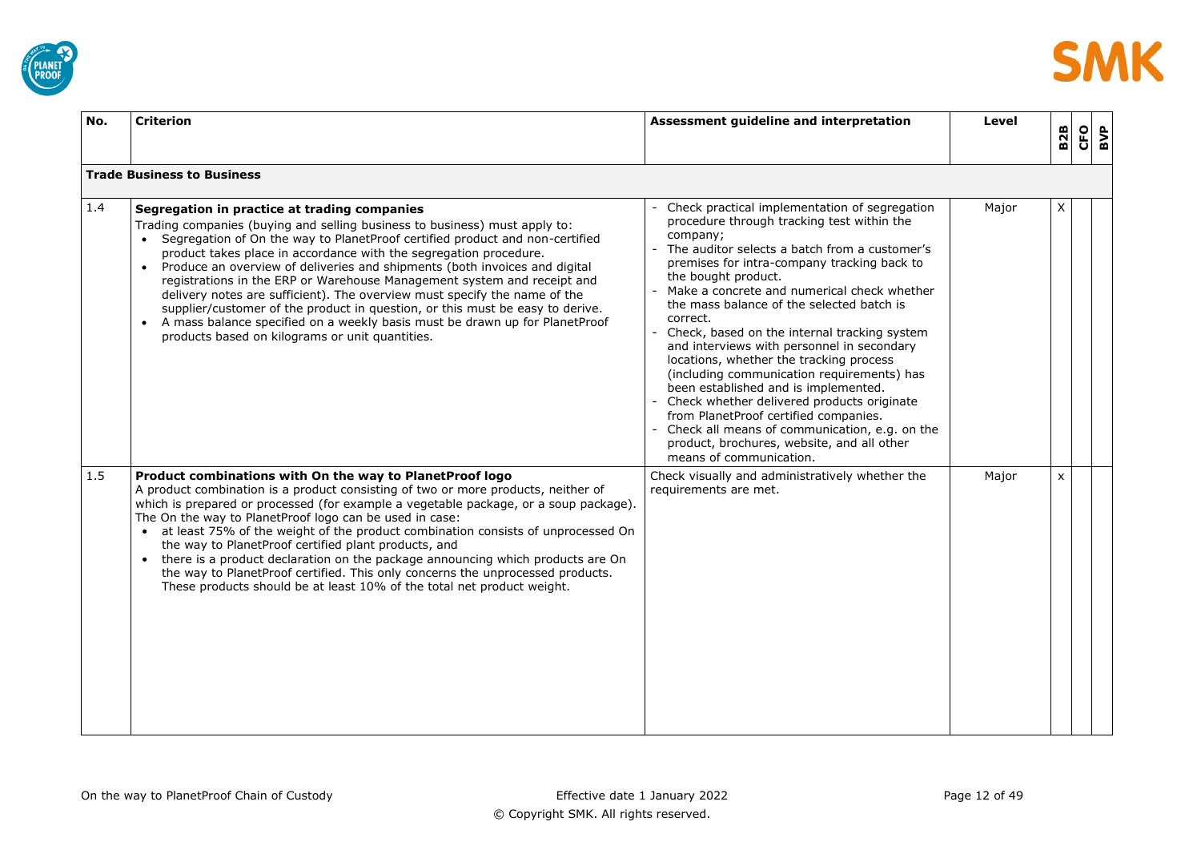| No. | Criterion | Assessment guideline and interpretation | Level | B2B | CFO | BVP |
|---|---|---|---|---|---|---|
| **Trade Business to Business** | | | | | | |
| 1.4 | **Segregation in practice at trading companies**<br>Trading companies (buying and selling business to business) must apply to:<br>• Segregation of On the way to PlanetProof certified product and non-certified product takes place in accordance with the segregation procedure.<br>• Produce an overview of deliveries and shipments (both invoices and digital registrations in the ERP or Warehouse Management system and receipt and delivery notes are sufficient). The overview must specify the name of the supplier/customer of the product in question, or this must be easy to derive.<br>• A mass balance specified on a weekly basis must be drawn up for PlanetProof products based on kilograms or unit quantities. | - Check practical implementation of segregation procedure through tracking test within the company;<br>- The auditor selects a batch from a customer's premises for intra-company tracking back to the bought product.<br>- Make a concrete and numerical check whether the mass balance of the selected batch is correct.<br>- Check, based on the internal tracking system and interviews with personnel in secondary locations, whether the tracking process (including communication requirements) has been established and is implemented.<br>- Check whether delivered products originate from PlanetProof certified companies.<br>- Check all means of communication, e.g. on the product, brochures, website, and all other means of communication. | Major | X | | |
| 1.5 | **Product combinations with On the way to PlanetProof logo**<br>A product combination is a product consisting of two or more products, neither of which is prepared or processed (for example a vegetable package, or a soup package). The On the way to PlanetProof logo can be used in case:<br>• at least 75% of the weight of the product combination consists of unprocessed On the way to PlanetProof certified plant products, and<br>• there is a product declaration on the package announcing which products are On the way to PlanetProof certified. This only concerns the unprocessed products. These products should be at least 10% of the total net product weight. | Check visually and administratively whether the requirements are met. | Major | x | | |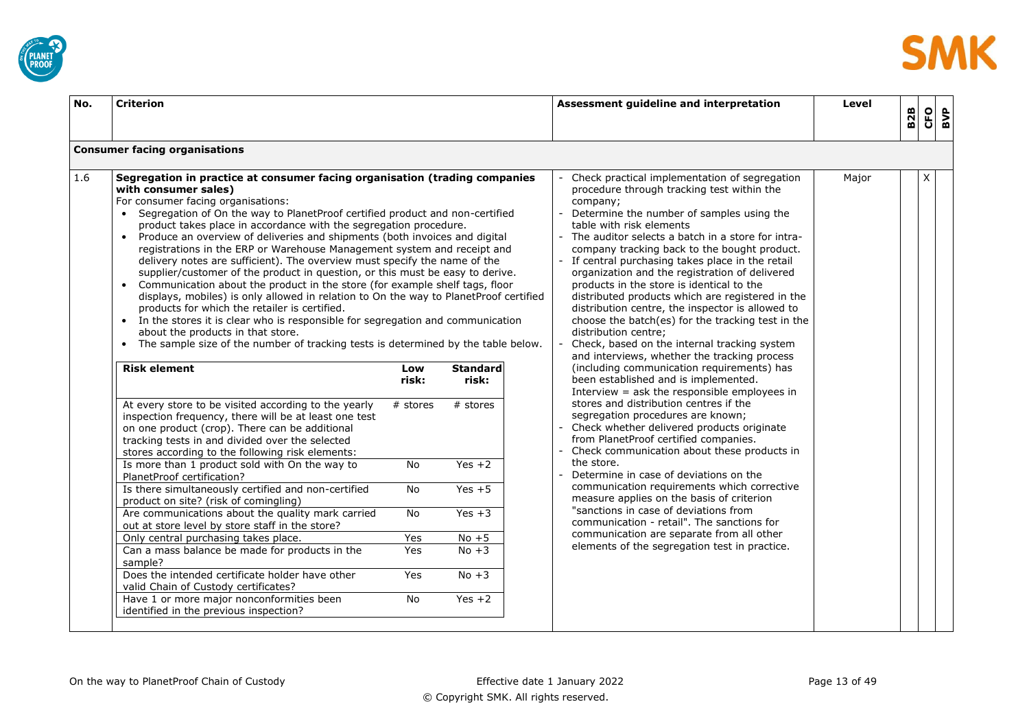| No. | Criterion | Assessment guideline and interpretation | Level | B2B | CFO | BVP |
|---|---|---|---|---|---|---|
| **Consumer facing organisations** | | | | | | |
| 1.6 | **Segregation in practice at consumer facing organisation (trading companies with consumer sales)**<br>For consumer facing organisations:<br>• Segregation of On the way to PlanetProof certified product and non-certified product takes place in accordance with the segregation procedure.<br>• Produce an overview of deliveries and shipments (both invoices and digital registrations in the ERP or Warehouse Management system and receipt and delivery notes are sufficient). The overview must specify the name of the supplier/customer of the product in question, or this must be easy to derive.<br>• Communication about the product in the store (for example shelf tags, floor displays, mobiles) is only allowed in relation to On the way to PlanetProof certified products for which the retailer is certified.<br>• In the stores it is clear who is responsible for segregation and communication about the products in that store.<br>• The sample size of the number of tracking tests is determined by the table below. | - Check practical implementation of segregation procedure through tracking test within the company;<br>- Determine the number of samples using the table with risk elements<br>- The auditor selects a batch in a store for intra-company tracking back to the bought product.<br>- If central purchasing takes place in the retail organization and the registration of delivered products in the store is identical to the distributed products which are registered in the distribution centre, the inspector is allowed to choose the batch(es) for the tracking test in the distribution centre;<br>- Check, based on the internal tracking system and interviews, whether the tracking process (including communication requirements) has been established and is implemented. Interview = ask the responsible employees in stores and distribution centres if the segregation procedures are known;<br>- Check whether delivered products originate from PlanetProof certified companies.<br>- Check communication about these products in the store.<br>- Determine in case of deviations on the communication requirements which corrective measure applies on the basis of criterion "sanctions in case of deviations from communication - retail". The sanctions for communication are separate from all other elements of the segregation test in practice. | Major | | X | |

| Risk element | Low risk: | Standard risk: |
|---|---|---|
| At every store to be visited according to the yearly inspection frequency, there will be at least one test on one product (crop). There can be additional tracking tests in and divided over the selected stores according to the following risk elements: | # stores | # stores |
| Is more than 1 product sold with On the way to PlanetProof certification? | No | Yes +2 |
| Is there simultaneously certified and non-certified product on site? (risk of comingling) | No | Yes +5 |
| Are communications about the quality mark carried out at store level by store staff in the store? | No | Yes +3 |
| Only central purchasing takes place. | Yes | No +5 |
| Can a mass balance be made for products in the sample? | Yes | No +3 |
| Does the intended certificate holder have other valid Chain of Custody certificates? | Yes | No +3 |
| Have 1 or more major nonconformities been identified in the previous inspection? | No | Yes +2 |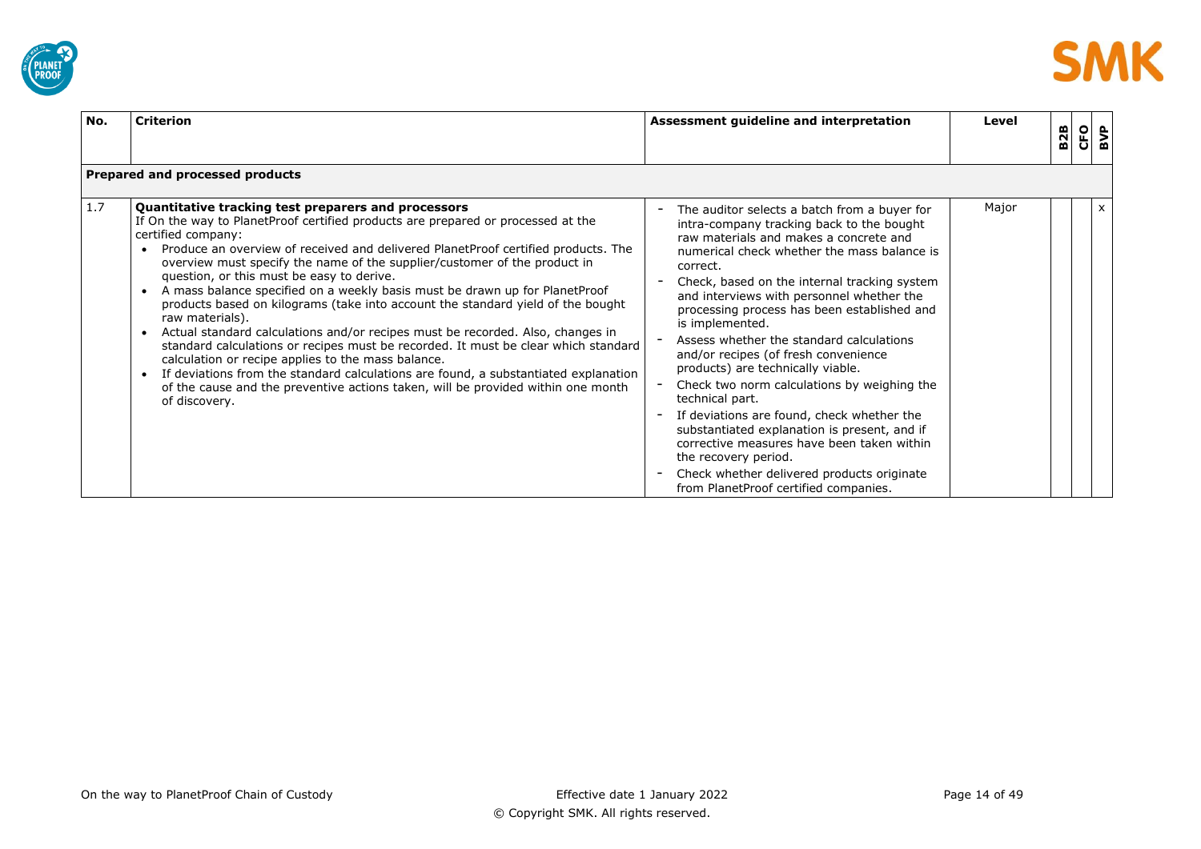| No. | Criterion | Assessment guideline and interpretation | Level | B2B | CFO | BVP |
|---|---|---|---|---|---|---|
| **Prepared and processed products** | | | | | | |
| 1.7 | **Quantitative tracking test preparers and processors**<br>If On the way to PlanetProof certified products are prepared or processed at the certified company:<br>• Produce an overview of received and delivered PlanetProof certified products. The overview must specify the name of the supplier/customer of the product in question, or this must be easy to derive.<br>• A mass balance specified on a weekly basis must be drawn up for PlanetProof products based on kilograms (take into account the standard yield of the bought raw materials).<br>• Actual standard calculations and/or recipes must be recorded. Also, changes in standard calculations or recipes must be recorded. It must be clear which standard calculation or recipe applies to the mass balance.<br>• If deviations from the standard calculations are found, a substantiated explanation of the cause and the preventive actions taken, will be provided within one month of discovery. | - The auditor selects a batch from a buyer for intra-company tracking back to the bought raw materials and makes a concrete and numerical check whether the mass balance is correct.<br>- Check, based on the internal tracking system and interviews with personnel whether the processing process has been established and is implemented.<br>- Assess whether the standard calculations and/or recipes (of fresh convenience products) are technically viable.<br>- Check two norm calculations by weighing the technical part.<br>- If deviations are found, check whether the substantiated explanation is present, and if corrective measures have been taken within the recovery period.<br>- Check whether delivered products originate from PlanetProof certified companies. | Major | | | x |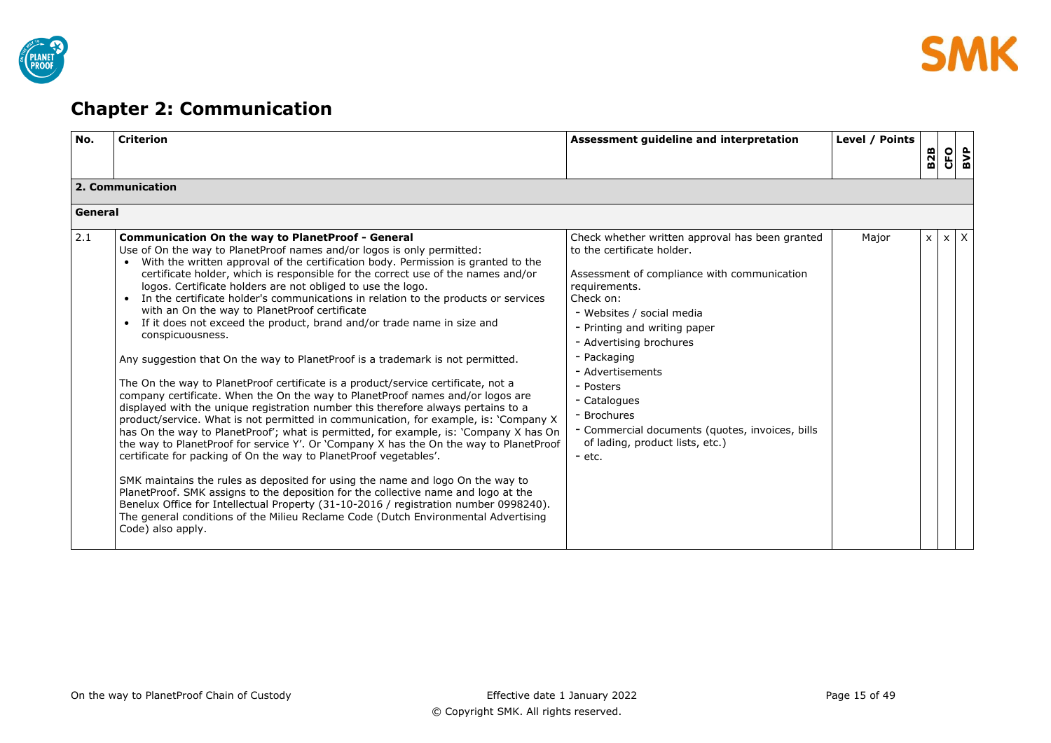# Chapter 2: Communication

| No. | Criterion | Assessment guideline and interpretation | Level / Points | B2B | CFO | BVP |
|---|---|---|---|---|---|---|
| **2. Communication** | | | | | | |
| **General** | | | | | | |
| 2.1 | **Communication On the way to PlanetProof - General**<br>Use of On the way to PlanetProof names and/or logos is only permitted:<br>• With the written approval of the certification body. Permission is granted to the certificate holder, which is responsible for the correct use of the names and/or logos. Certificate holders are not obliged to use the logo.<br>• In the certificate holder's communications in relation to the products or services with an On the way to PlanetProof certificate<br>• If it does not exceed the product, brand and/or trade name in size and conspicuousness.<br><br>Any suggestion that On the way to PlanetProof is a trademark is not permitted.<br><br>The On the way to PlanetProof certificate is a product/service certificate, not a company certificate. When the On the way to PlanetProof names and/or logos are displayed with the unique registration number this therefore always pertains to a product/service. What is not permitted in communication, for example, is: 'Company X has On the way to PlanetProof'; what is permitted, for example, is: 'Company X has On the way to PlanetProof for service Y'. Or 'Company X has the On the way to PlanetProof certificate for packing of On the way to PlanetProof vegetables'.<br><br>SMK maintains the rules as deposited for using the name and logo On the way to PlanetProof. SMK assigns to the deposition for the collective name and logo at the Benelux Office for Intellectual Property (31-10-2016 / registration number 0998240). The general conditions of the Milieu Reclame Code (Dutch Environmental Advertising Code) also apply. | Check whether written approval has been granted to the certificate holder.<br><br>Assessment of compliance with communication requirements.<br>Check on:<br>- Websites / social media<br>- Printing and writing paper<br>- Advertising brochures<br>- Packaging<br>- Advertisements<br>- Posters<br>- Catalogues<br>- Brochures<br>- Commercial documents (quotes, invoices, bills of lading, product lists, etc.)<br>- etc. | Major | x | x | X |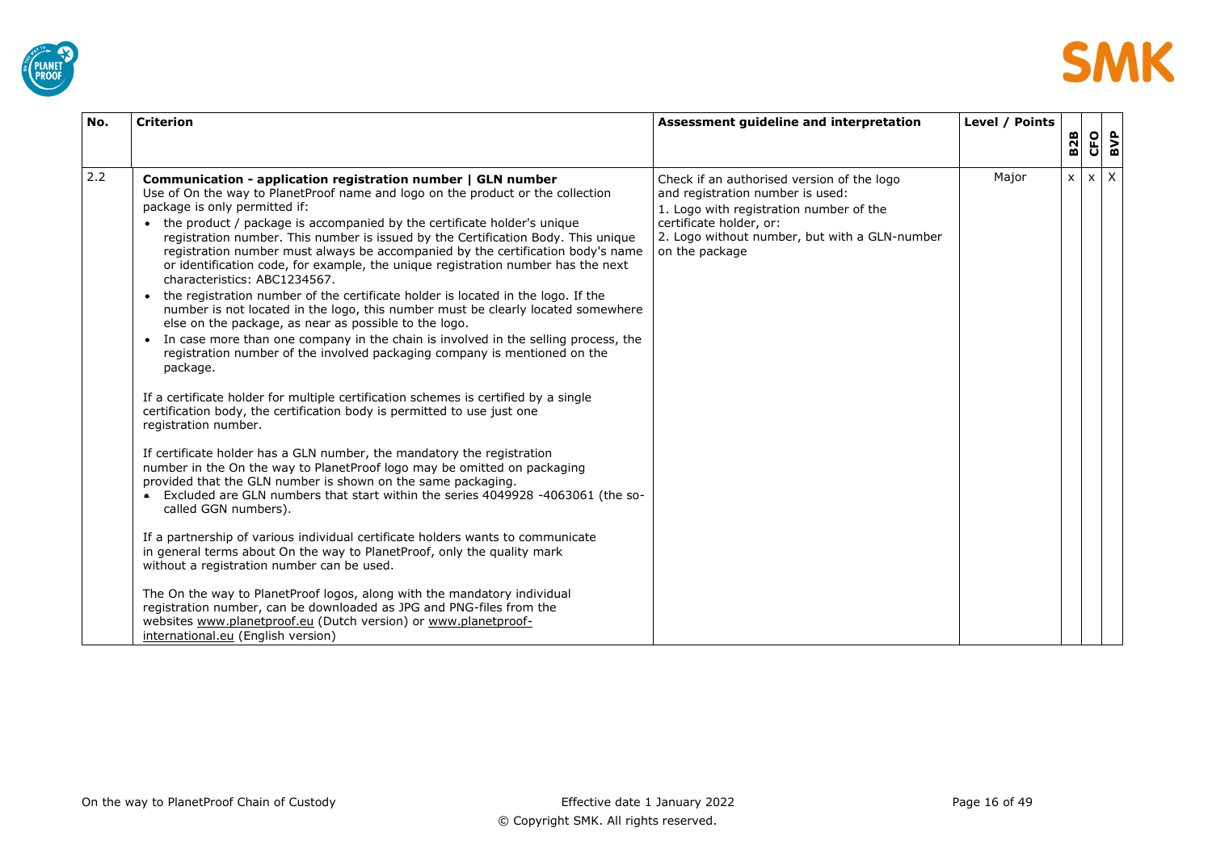| No. | Criterion | Assessment guideline and interpretation | Level / Points | B2B | CFO | BVP |
|---|---|---|---|---|---|---|
| 2.2 | **Communication - application registration number \| GLN number**<br>Use of On the way to PlanetProof name and logo on the product or the collection package is only permitted if:<br>• the product / package is accompanied by the certificate holder's unique registration number. This number is issued by the Certification Body. This unique registration number must always be accompanied by the certification body's name or identification code, for example, the unique registration number has the next characteristics: ABC1234567.<br>• the registration number of the certificate holder is located in the logo. If the number is not located in the logo, this number must be clearly located somewhere else on the package, as near as possible to the logo.<br>• In case more than one company in the chain is involved in the selling process, the registration number of the involved packaging company is mentioned on the package.<br><br>If a certificate holder for multiple certification schemes is certified by a single certification body, the certification body is permitted to use just one registration number.<br><br>If certificate holder has a GLN number, the mandatory the registration number in the On the way to PlanetProof logo may be omitted on packaging provided that the GLN number is shown on the same packaging.<br>• Excluded are GLN numbers that start within the series 4049928 -4063061 (the so-called GGN numbers).<br><br>If a partnership of various individual certificate holders wants to communicate in general terms about On the way to PlanetProof, only the quality mark without a registration number can be used.<br><br>The On the way to PlanetProof logos, along with the mandatory individual registration number, can be downloaded as JPG and PNG-files from the websites www.planetproof.eu (Dutch version) or www.planetproof-international.eu (English version) | Check if an authorised version of the logo and registration number is used:<br>1. Logo with registration number of the certificate holder, or:<br>2. Logo without number, but with a GLN-number on the package | Major | x | x | X |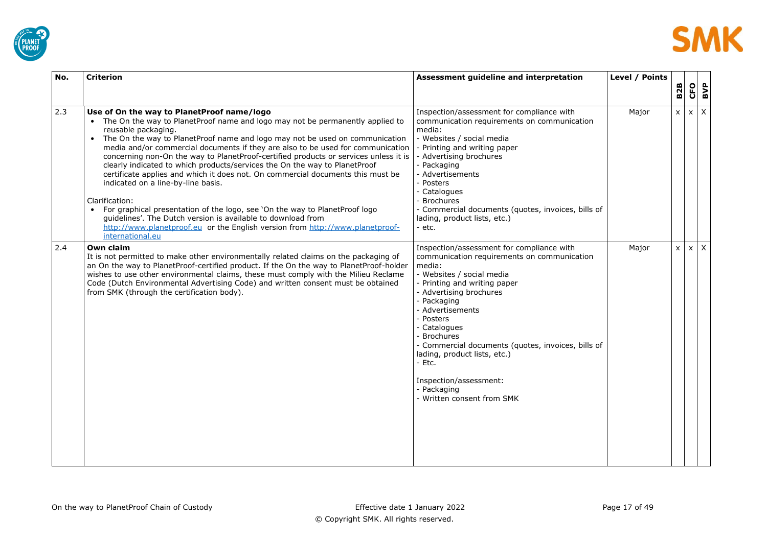| No. | Criterion | Assessment guideline and interpretation | Level / Points | B2B | CFO | BVP |
|---|---|---|---|---|---|---|
| 2.3 | **Use of On the way to PlanetProof name/logo**<br>• The On the way to PlanetProof name and logo may not be permanently applied to reusable packaging.<br>• The On the way to PlanetProof name and logo may not be used on communication media and/or commercial documents if they are also to be used for communication concerning non-On the way to PlanetProof-certified products or services unless it is clearly indicated to which products/services the On the way to PlanetProof certificate applies and which it does not. On commercial documents this must be indicated on a line-by-line basis.<br><br>Clarification:<br>• For graphical presentation of the logo, see 'On the way to PlanetProof logo guidelines'. The Dutch version is available to download from [http://www.planetproof.eu](http://www.planetproof.eu) or the English version from [http://www.planetproof-international.eu](http://www.planetproof-international.eu) | Inspection/assessment for compliance with communication requirements on communication media:<br>- Websites / social media<br>- Printing and writing paper<br>- Advertising brochures<br>- Packaging<br>- Advertisements<br>- Posters<br>- Catalogues<br>- Brochures<br>- Commercial documents (quotes, invoices, bills of lading, product lists, etc.)<br>- etc. | Major | x | x | X |
| 2.4 | **Own claim**<br>It is not permitted to make other environmentally related claims on the packaging of an On the way to PlanetProof-certified product. If the On the way to PlanetProof-holder wishes to use other environmental claims, these must comply with the Milieu Reclame Code (Dutch Environmental Advertising Code) and written consent must be obtained from SMK (through the certification body). | Inspection/assessment for compliance with communication requirements on communication media:<br>- Websites / social media<br>- Printing and writing paper<br>- Advertising brochures<br>- Packaging<br>- Advertisements<br>- Posters<br>- Catalogues<br>- Brochures<br>- Commercial documents (quotes, invoices, bills of lading, product lists, etc.)<br>- Etc.<br><br>Inspection/assessment:<br>- Packaging<br>- Written consent from SMK | Major | x | x | X |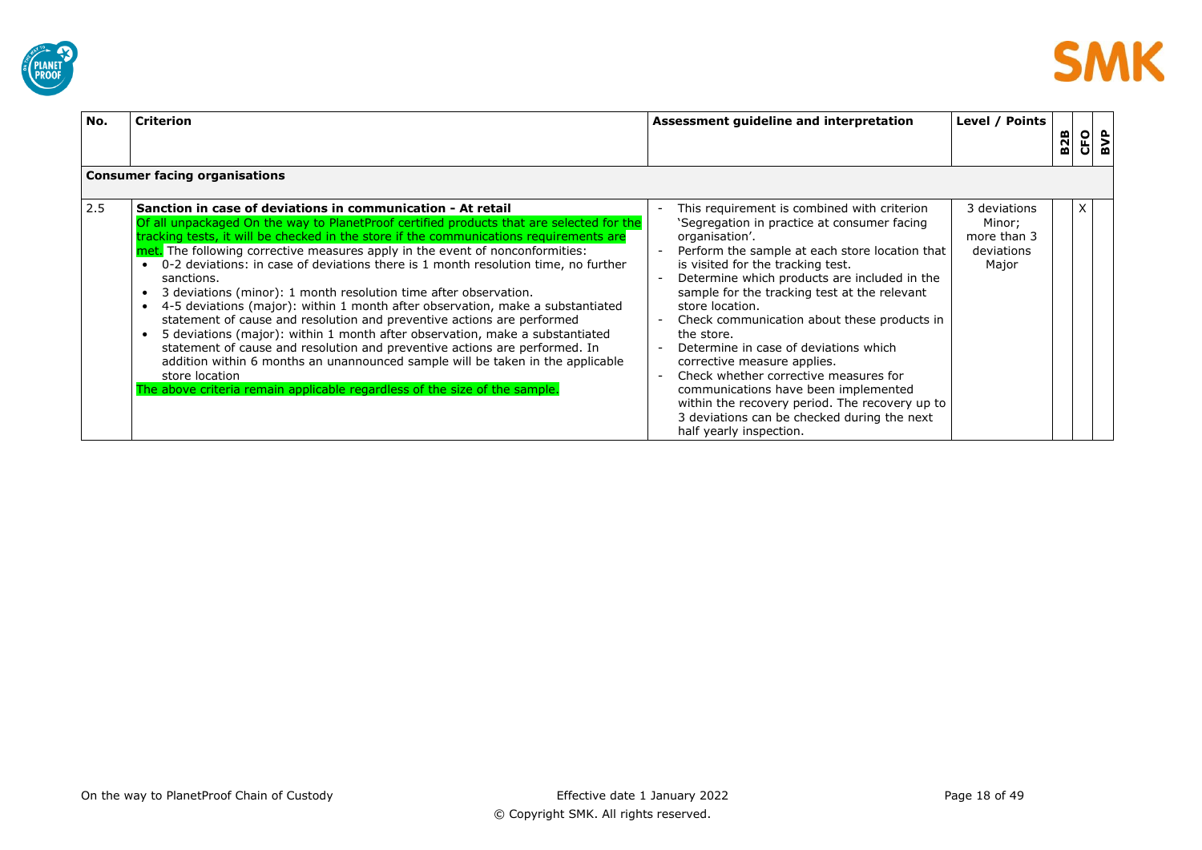| No. | Criterion | Assessment guideline and interpretation | Level / Points | B2B | CFO | BVP |
|---|---|---|---|---|---|---|
| **Consumer facing organisations** | | | | | | |
| 2.5 | **Sanction in case of deviations in communication - At retail**<br>Of all unpackaged On the way to PlanetProof certified products that are selected for the tracking tests, it will be checked in the store if the communications requirements are met. The following corrective measures apply in the event of nonconformities:<br>• 0-2 deviations: in case of deviations there is 1 month resolution time, no further sanctions.<br>• 3 deviations (minor): 1 month resolution time after observation.<br>• 4-5 deviations (major): within 1 month after observation, make a substantiated statement of cause and resolution and preventive actions are performed<br>• 5 deviations (major): within 1 month after observation, make a substantiated statement of cause and resolution and preventive actions are performed. In addition within 6 months an unannounced sample will be taken in the applicable store location<br>The above criteria remain applicable regardless of the size of the sample. | - This requirement is combined with criterion 'Segregation in practice at consumer facing organisation'.<br>- Perform the sample at each store location that is visited for the tracking test.<br>- Determine which products are included in the sample for the tracking test at the relevant store location.<br>- Check communication about these products in the store.<br>- Determine in case of deviations which corrective measure applies.<br>- Check whether corrective measures for communications have been implemented within the recovery period. The recovery up to 3 deviations can be checked during the next half yearly inspection. | 3 deviations Minor; more than 3 deviations Major | | X | |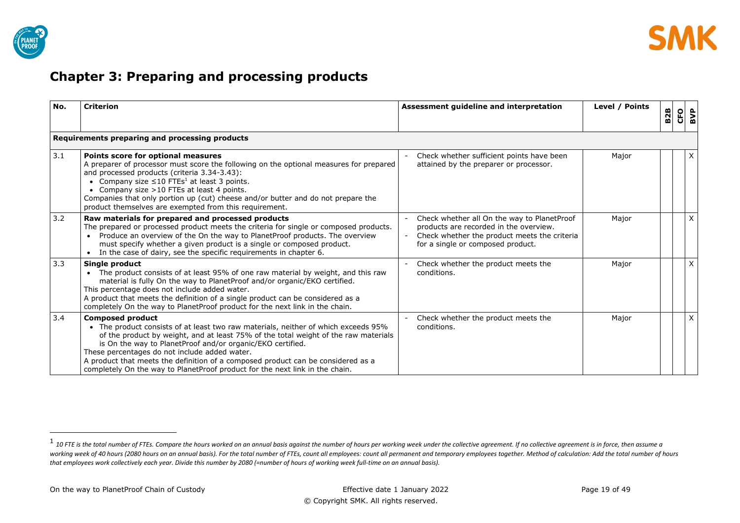# Chapter 3: Preparing and processing products

| No. | Criterion | Assessment guideline and interpretation | Level / Points | B2B | CFO | BVP |
|---|---|---|---|---|---|---|
| **Requirements preparing and processing products** | | | | | | |
| 3.1 | **Points score for optional measures**<br>A preparer of processor must score the following on the optional measures for prepared and processed products (criteria 3.34-3.43):<br>• Company size ≤10 FTEs[1] at least 3 points.<br>• Company size >10 FTEs at least 4 points.<br>Companies that only portion up (cut) cheese and/or butter and do not prepare the product themselves are exempted from this requirement. | - Check whether sufficient points have been attained by the preparer or processor. | Major | | | X |
| 3.2 | **Raw materials for prepared and processed products**<br>The prepared or processed product meets the criteria for single or composed products.<br>• Produce an overview of the On the way to PlanetProof products. The overview must specify whether a given product is a single or composed product.<br>• In the case of dairy, see the specific requirements in chapter 6. | - Check whether all On the way to PlanetProof products are recorded in the overview.<br>- Check whether the product meets the criteria for a single or composed product. | Major | | | X |
| 3.3 | **Single product**<br>• The product consists of at least 95% of one raw material by weight, and this raw material is fully On the way to PlanetProof and/or organic/EKO certified.<br>This percentage does not include added water.<br>A product that meets the definition of a single product can be considered as a completely On the way to PlanetProof product for the next link in the chain. | - Check whether the product meets the conditions. | Major | | | X |
| 3.4 | **Composed product**<br>• The product consists of at least two raw materials, neither of which exceeds 95% of the product by weight, and at least 75% of the total weight of the raw materials is On the way to PlanetProof and/or organic/EKO certified.<br>These percentages do not include added water.<br>A product that meets the definition of a composed product can be considered as a completely On the way to PlanetProof product for the next link in the chain. | - Check whether the product meets the conditions. | Major | | | X |

[1] *10 FTE is the total number of FTEs. Compare the hours worked on an annual basis against the number of hours per working week under the collective agreement. If no collective agreement is in force, then assume a working week of 40 hours (2080 hours on an annual basis). For the total number of FTEs, count all employees: count all permanent and temporary employees together. Method of calculation: Add the total number of hours that employees work collectively each year. Divide this number by 2080 (=number of hours of working week full-time on an annual basis).*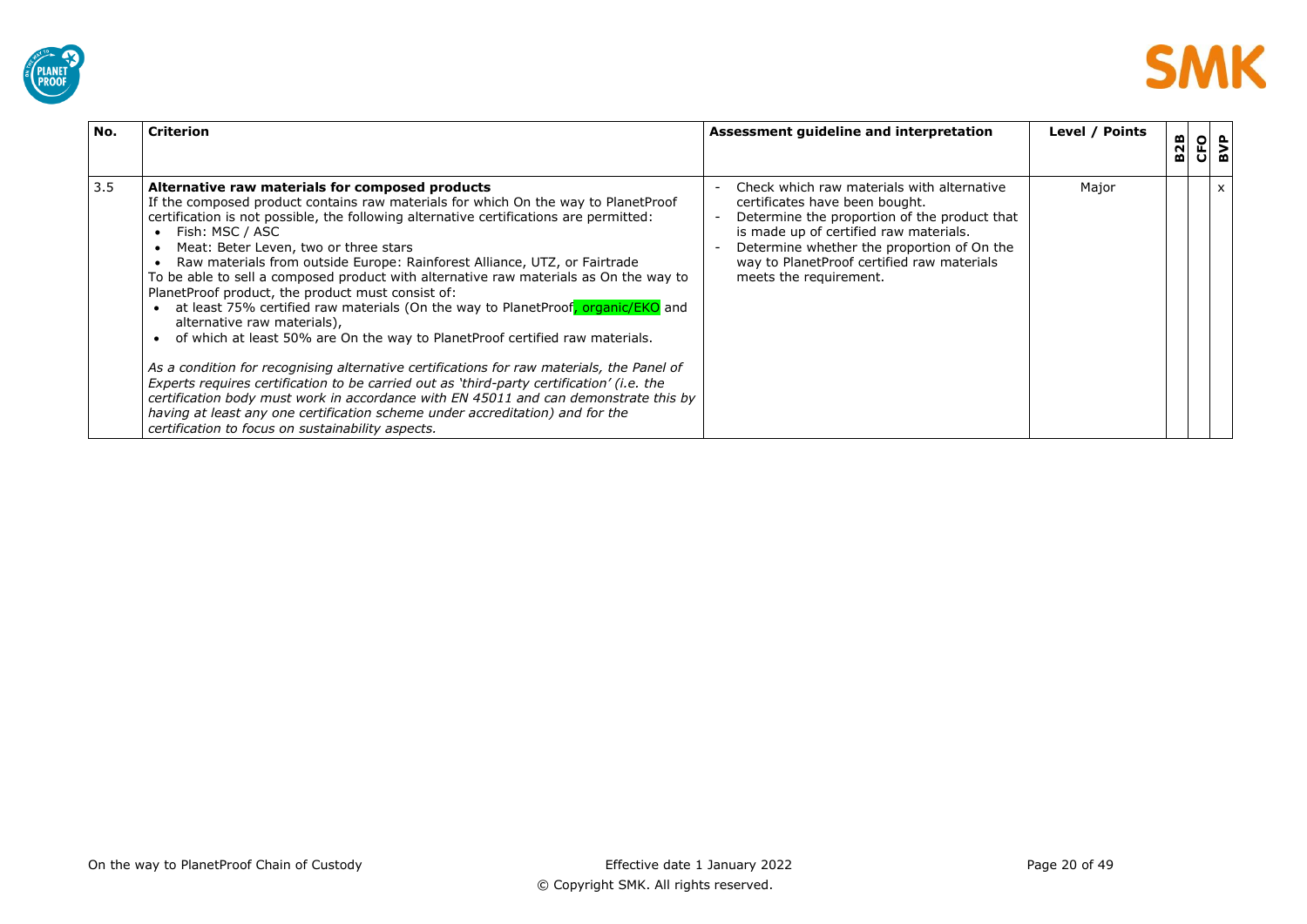| No. | Criterion | Assessment guideline and interpretation | Level / Points | B2B | CFO | BVP |
|---|---|---|---|---|---|---|
| 3.5 | **Alternative raw materials for composed products**<br>If the composed product contains raw materials for which On the way to PlanetProof certification is not possible, the following alternative certifications are permitted:<br>• Fish: MSC / ASC<br>• Meat: Beter Leven, two or three stars<br>• Raw materials from outside Europe: Rainforest Alliance, UTZ, or Fairtrade<br>To be able to sell a composed product with alternative raw materials as On the way to PlanetProof product, the product must consist of:<br>• at least 75% certified raw materials (On the way to PlanetProof, organic/EKO and alternative raw materials),<br>• of which at least 50% are On the way to PlanetProof certified raw materials.<br><br>*As a condition for recognising alternative certifications for raw materials, the Panel of Experts requires certification to be carried out as 'third-party certification' (i.e. the certification body must work in accordance with EN 45011 and can demonstrate this by having at least any one certification scheme under accreditation) and for the certification to focus on sustainability aspects.* | - Check which raw materials with alternative certificates have been bought.<br>- Determine the proportion of the product that is made up of certified raw materials.<br>- Determine whether the proportion of On the way to PlanetProof certified raw materials meets the requirement. | Major | | | x |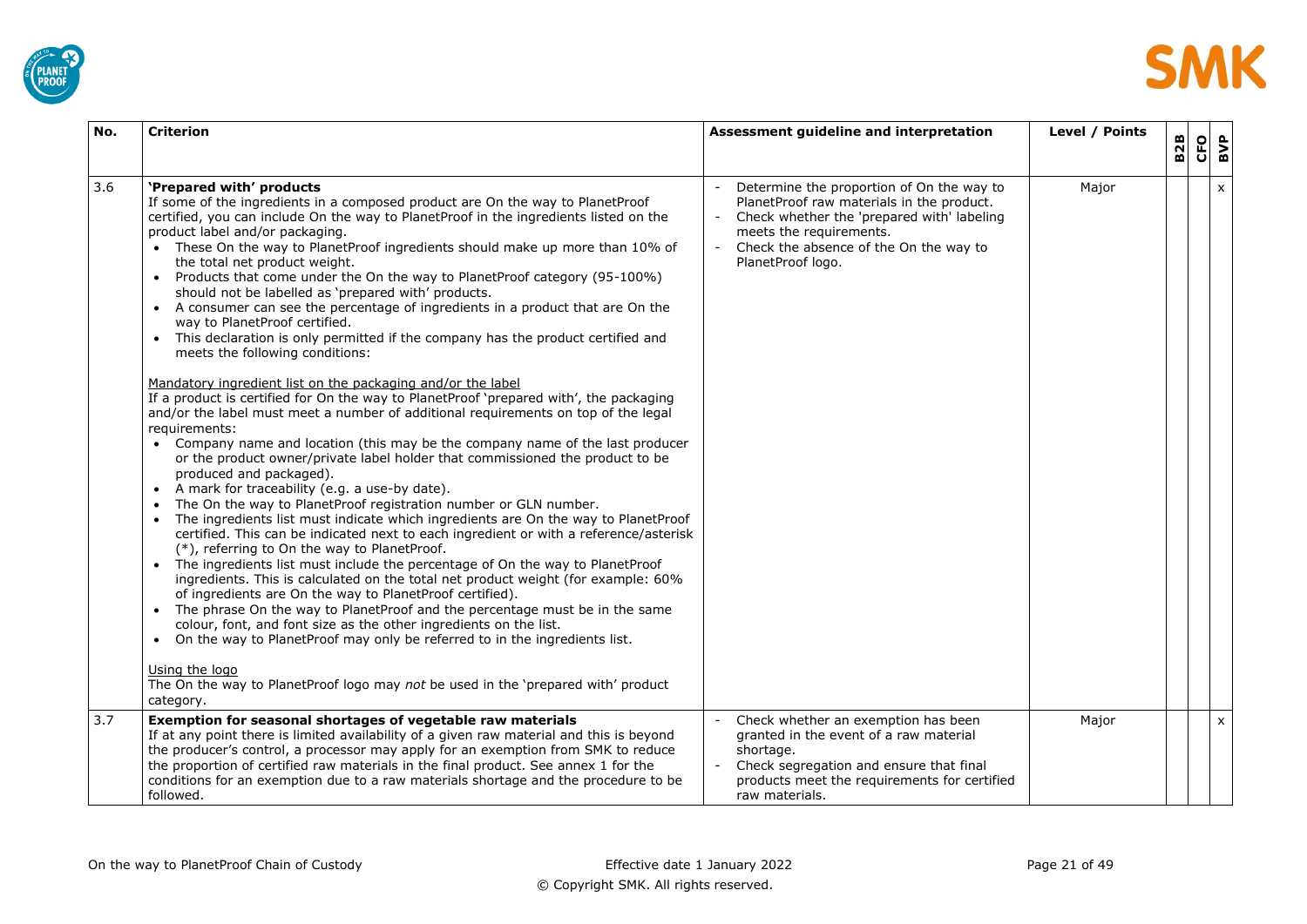| No. | Criterion | Assessment guideline and interpretation | Level / Points | B2B | CFO | BVP |
|---|---|---|---|---|---|---|
| 3.6 | **'Prepared with' products**<br>If some of the ingredients in a composed product are On the way to PlanetProof certified, you can include On the way to PlanetProof in the ingredients listed on the product label and/or packaging.<br>• These On the way to PlanetProof ingredients should make up more than 10% of the total net product weight.<br>• Products that come under the On the way to PlanetProof category (95-100%) should not be labelled as 'prepared with' products.<br>• A consumer can see the percentage of ingredients in a product that are On the way to PlanetProof certified.<br>• This declaration is only permitted if the company has the product certified and meets the following conditions:<br><br><u>Mandatory ingredient list on the packaging and/or the label</u><br>If a product is certified for On the way to PlanetProof 'prepared with', the packaging and/or the label must meet a number of additional requirements on top of the legal requirements:<br>• Company name and location (this may be the company name of the last producer or the product owner/private label holder that commissioned the product to be produced and packaged).<br>• A mark for traceability (e.g. a use-by date).<br>• The On the way to PlanetProof registration number or GLN number.<br>• The ingredients list must indicate which ingredients are On the way to PlanetProof certified. This can be indicated next to each ingredient or with a reference/asterisk (*), referring to On the way to PlanetProof.<br>• The ingredients list must include the percentage of On the way to PlanetProof ingredients. This is calculated on the total net product weight (for example: 60% of ingredients are On the way to PlanetProof certified).<br>• The phrase On the way to PlanetProof and the percentage must be in the same colour, font, and font size as the other ingredients on the list.<br>• On the way to PlanetProof may only be referred to in the ingredients list.<br><br><u>Using the logo</u><br>The On the way to PlanetProof logo may *not* be used in the 'prepared with' product category. | - Determine the proportion of On the way to PlanetProof raw materials in the product.<br>- Check whether the 'prepared with' labeling meets the requirements.<br>- Check the absence of the On the way to PlanetProof logo. | Major | | | x |
| 3.7 | **Exemption for seasonal shortages of vegetable raw materials**<br>If at any point there is limited availability of a given raw material and this is beyond the producer's control, a processor may apply for an exemption from SMK to reduce the proportion of certified raw materials in the final product. See annex 1 for the conditions for an exemption due to a raw materials shortage and the procedure to be followed. | - Check whether an exemption has been granted in the event of a raw material shortage.<br>- Check segregation and ensure that final products meet the requirements for certified raw materials. | Major | | | x |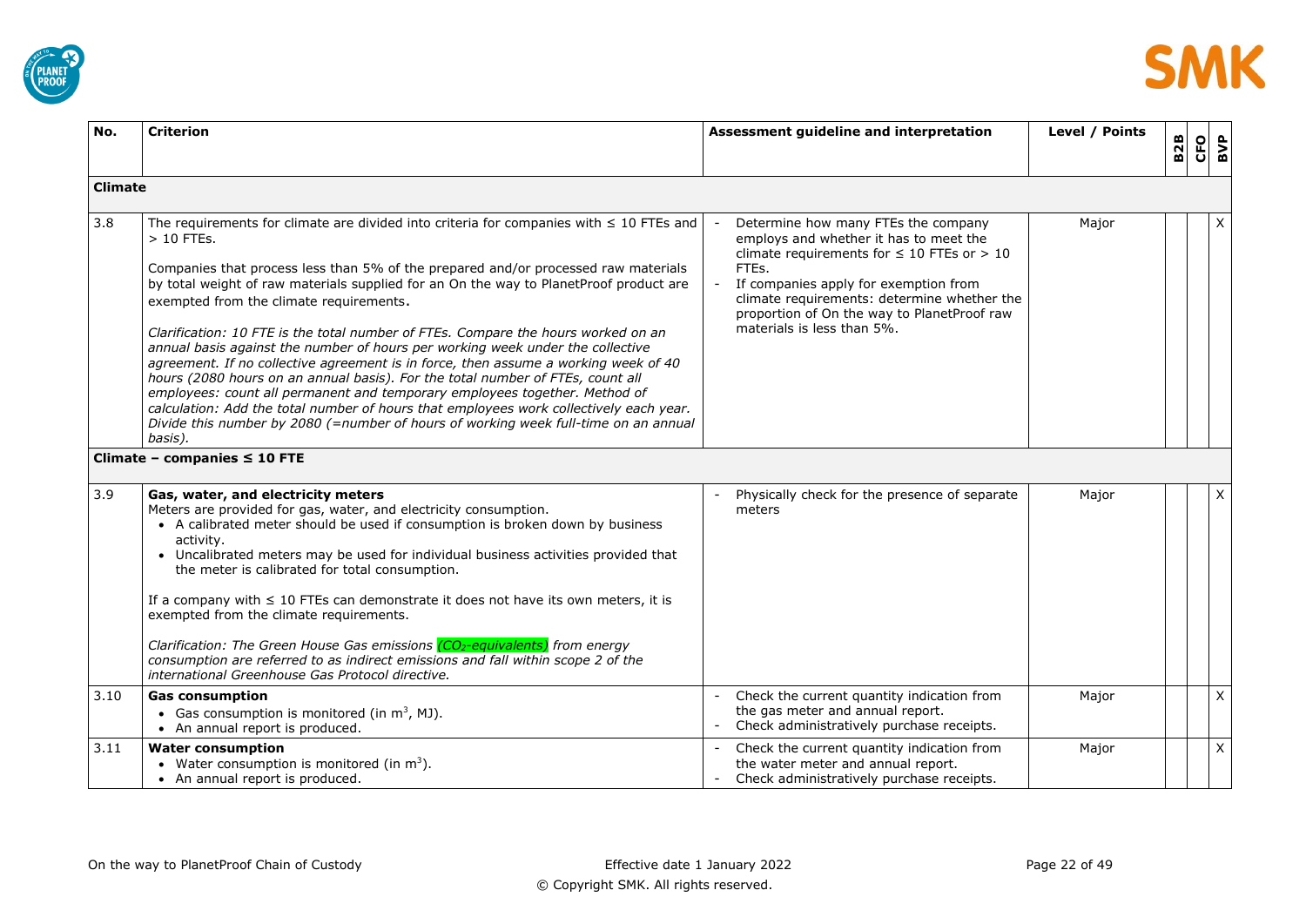| No. | Criterion | Assessment guideline and interpretation | Level / Points | B2B | CFO | BVP |
|---|---|---|---|---|---|---|
| **Climate** | | | | | | |
| 3.8 | The requirements for climate are divided into criteria for companies with ≤ 10 FTEs and > 10 FTEs.<br><br>Companies that process less than 5% of the prepared and/or processed raw materials by total weight of raw materials supplied for an On the way to PlanetProof product are exempted from the climate requirements.<br><br>*Clarification: 10 FTE is the total number of FTEs. Compare the hours worked on an annual basis against the number of hours per working week under the collective agreement. If no collective agreement is in force, then assume a working week of 40 hours (2080 hours on an annual basis). For the total number of FTEs, count all employees: count all permanent and temporary employees together. Method of calculation: Add the total number of hours that employees work collectively each year. Divide this number by 2080 (=number of hours of working week full-time on an annual basis).* | - Determine how many FTEs the company employs and whether it has to meet the climate requirements for ≤ 10 FTEs or > 10 FTEs.<br>- If companies apply for exemption from climate requirements: determine whether the proportion of On the way to PlanetProof raw materials is less than 5%. | Major | | | X |
| **Climate – companies ≤ 10 FTE** | | | | | | |
| 3.9 | **Gas, water, and electricity meters**<br>Meters are provided for gas, water, and electricity consumption.<br>• A calibrated meter should be used if consumption is broken down by business activity.<br>• Uncalibrated meters may be used for individual business activities provided that the meter is calibrated for total consumption.<br><br>If a company with ≤ 10 FTEs can demonstrate it does not have its own meters, it is exempted from the climate requirements.<br><br>*Clarification: The Green House Gas emissions ($CO_2$-equivalents) from energy consumption are referred to as indirect emissions and fall within scope 2 of the international Greenhouse Gas Protocol directive.* | - Physically check for the presence of separate meters | Major | | | X |
| 3.10 | **Gas consumption**<br>• Gas consumption is monitored (in $m^3$, MJ).<br>• An annual report is produced. | - Check the current quantity indication from the gas meter and annual report.<br>- Check administratively purchase receipts. | Major | | | X |
| 3.11 | **Water consumption**<br>• Water consumption is monitored (in $m^3$).<br>• An annual report is produced. | - Check the current quantity indication from the water meter and annual report.<br>- Check administratively purchase receipts. | Major | | | X |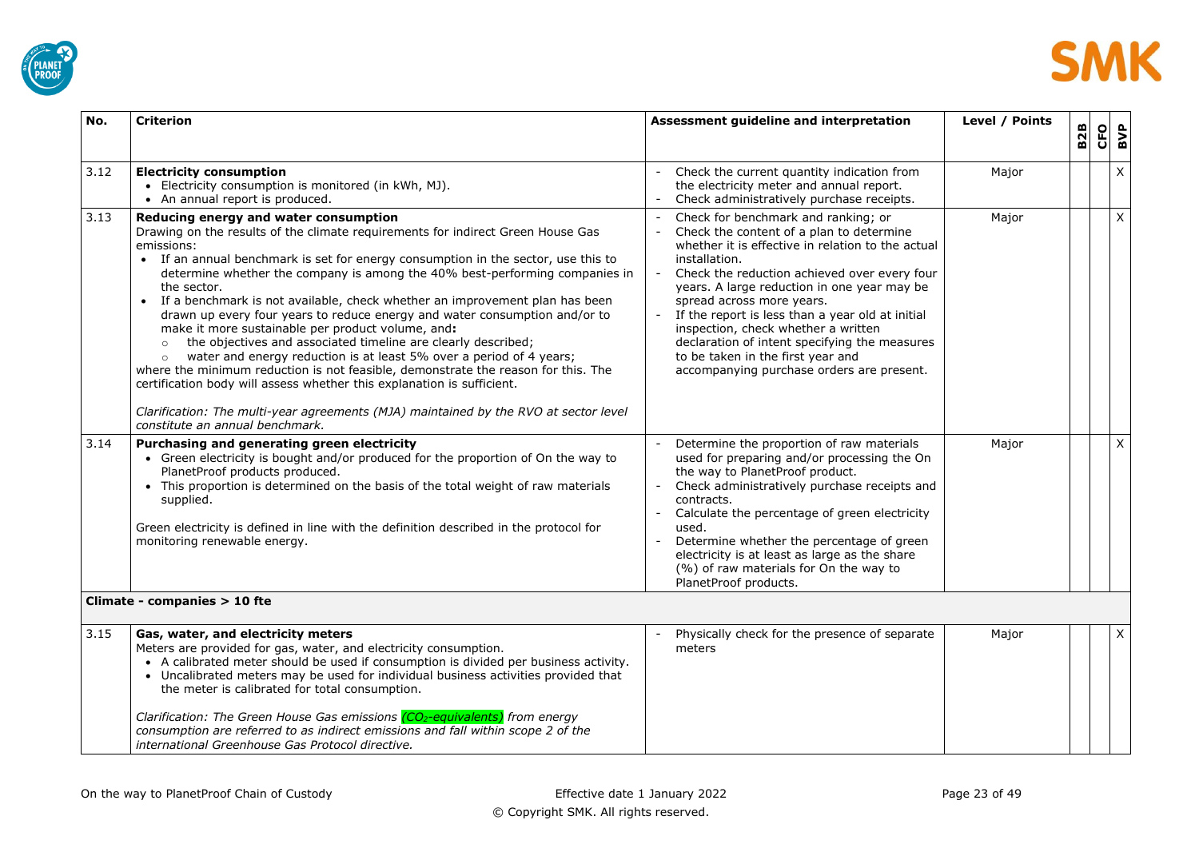| No. | Criterion | Assessment guideline and interpretation | Level / Points | B2B | CFO | BVP |
|---|---|---|---|---|---|---|
| 3.12 | **Electricity consumption**<br>• Electricity consumption is monitored (in kWh, MJ).<br>• An annual report is produced. | - Check the current quantity indication from the electricity meter and annual report.<br>- Check administratively purchase receipts. | Major | | | X |
| 3.13 | **Reducing energy and water consumption**<br>Drawing on the results of the climate requirements for indirect Green House Gas emissions:<br>• If an annual benchmark is set for energy consumption in the sector, use this to determine whether the company is among the 40% best-performing companies in the sector.<br>• If a benchmark is not available, check whether an improvement plan has been drawn up every four years to reduce energy and water consumption and/or to make it more sustainable per product volume, and**:**<br>○ the objectives and associated timeline are clearly described;<br>○ water and energy reduction is at least 5% over a period of 4 years;<br>where the minimum reduction is not feasible, demonstrate the reason for this. The certification body will assess whether this explanation is sufficient.<br><br>*Clarification: The multi-year agreements (MJA) maintained by the RVO at sector level constitute an annual benchmark.* | - Check for benchmark and ranking; or<br>- Check the content of a plan to determine whether it is effective in relation to the actual installation.<br>- Check the reduction achieved over every four years. A large reduction in one year may be spread across more years.<br>- If the report is less than a year old at initial inspection, check whether a written declaration of intent specifying the measures to be taken in the first year and accompanying purchase orders are present. | Major | | | X |
| 3.14 | **Purchasing and generating green electricity**<br>• Green electricity is bought and/or produced for the proportion of On the way to PlanetProof products produced.<br>• This proportion is determined on the basis of the total weight of raw materials supplied.<br><br>Green electricity is defined in line with the definition described in the protocol for monitoring renewable energy. | - Determine the proportion of raw materials used for preparing and/or processing the On the way to PlanetProof product.<br>- Check administratively purchase receipts and contracts.<br>- Calculate the percentage of green electricity used.<br>- Determine whether the percentage of green electricity is at least as large as the share (%) of raw materials for On the way to PlanetProof products. | Major | | | X |
| **Climate - companies > 10 fte** | | | | | | |
| 3.15 | **Gas, water, and electricity meters**<br>Meters are provided for gas, water, and electricity consumption.<br>• A calibrated meter should be used if consumption is divided per business activity.<br>• Uncalibrated meters may be used for individual business activities provided that the meter is calibrated for total consumption.<br><br>*Clarification: The Green House Gas emissions ($CO_2$-equivalents) from energy consumption are referred to as indirect emissions and fall within scope 2 of the international Greenhouse Gas Protocol directive.* | - Physically check for the presence of separate meters | Major | | | X |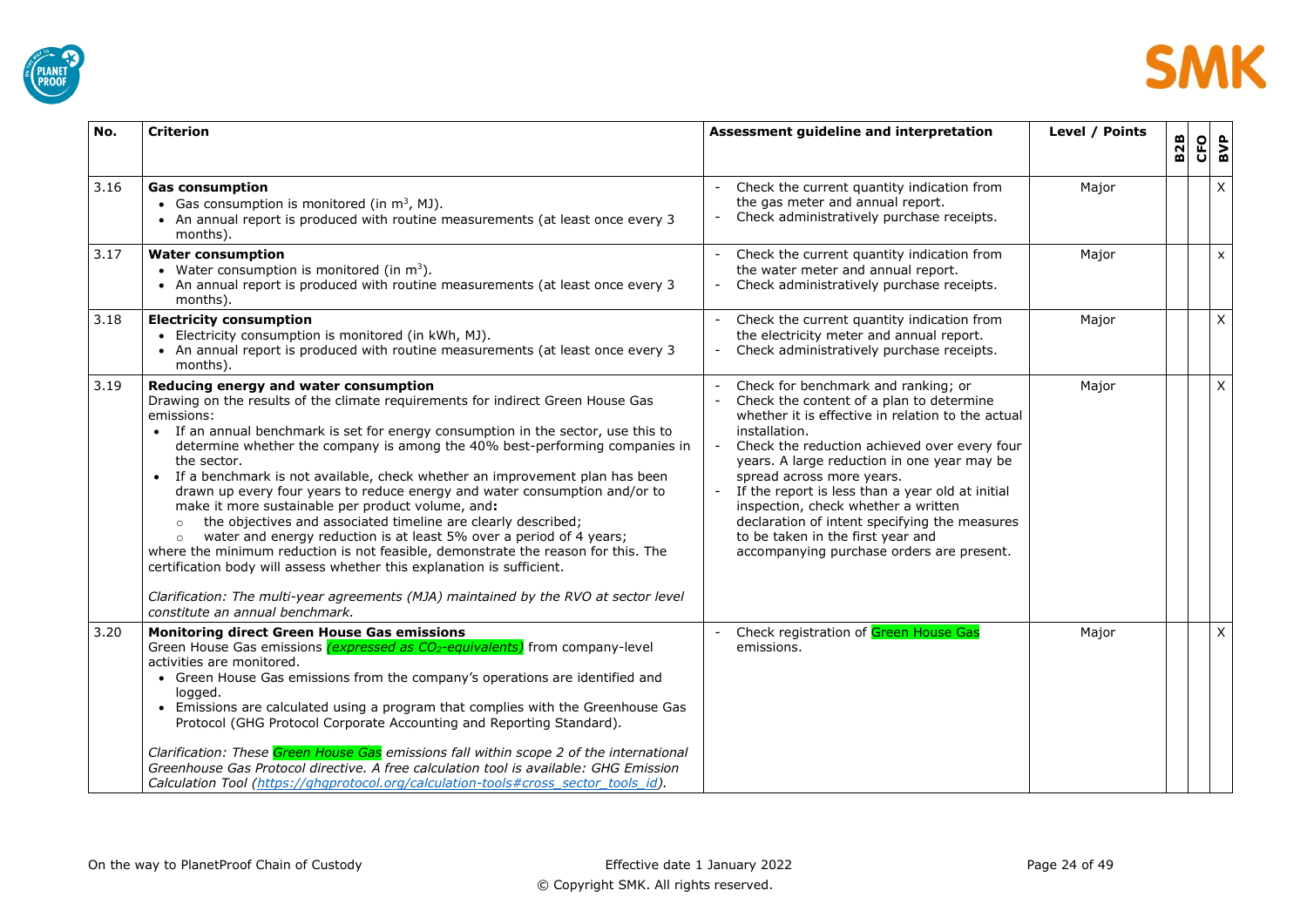| No. | Criterion | Assessment guideline and interpretation | Level / Points | B2B | CFO | BVP |
|---|---|---|---|---|---|---|
| 3.16 | **Gas consumption**<br>• Gas consumption is monitored (in $m^3$, MJ).<br>• An annual report is produced with routine measurements (at least once every 3 months). | - Check the current quantity indication from the gas meter and annual report.<br>- Check administratively purchase receipts. | Major | | | X |
| 3.17 | **Water consumption**<br>• Water consumption is monitored (in $m^3$).<br>• An annual report is produced with routine measurements (at least once every 3 months). | - Check the current quantity indication from the water meter and annual report.<br>- Check administratively purchase receipts. | Major | | | x |
| 3.18 | **Electricity consumption**<br>• Electricity consumption is monitored (in kWh, MJ).<br>• An annual report is produced with routine measurements (at least once every 3 months). | - Check the current quantity indication from the electricity meter and annual report.<br>- Check administratively purchase receipts. | Major | | | X |
| 3.19 | **Reducing energy and water consumption**<br>Drawing on the results of the climate requirements for indirect Green House Gas emissions:<br>• If an annual benchmark is set for energy consumption in the sector, use this to determine whether the company is among the 40% best-performing companies in the sector.<br>• If a benchmark is not available, check whether an improvement plan has been drawn up every four years to reduce energy and water consumption and/or to make it more sustainable per product volume, and**:**<br>○ the objectives and associated timeline are clearly described;<br>○ water and energy reduction is at least 5% over a period of 4 years;<br>where the minimum reduction is not feasible, demonstrate the reason for this. The certification body will assess whether this explanation is sufficient.<br><br>*Clarification: The multi-year agreements (MJA) maintained by the RVO at sector level constitute an annual benchmark.* | - Check for benchmark and ranking; or<br>- Check the content of a plan to determine whether it is effective in relation to the actual installation.<br>- Check the reduction achieved over every four years. A large reduction in one year may be spread across more years.<br>- If the report is less than a year old at initial inspection, check whether a written declaration of intent specifying the measures to be taken in the first year and accompanying purchase orders are present. | Major | | | X |
| 3.20 | **Monitoring direct Green House Gas emissions**<br>Green House Gas emissions *(expressed as $CO_2$-equivalents)* from company-level activities are monitored.<br>• Green House Gas emissions from the company's operations are identified and logged.<br>• Emissions are calculated using a program that complies with the Greenhouse Gas Protocol (GHG Protocol Corporate Accounting and Reporting Standard).<br><br>*Clarification: These Green House Gas emissions fall within scope 2 of the international Greenhouse Gas Protocol directive. A free calculation tool is available: GHG Emission Calculation Tool (https://ghgprotocol.org/calculation-tools#cross_sector_tools_id).* | - Check registration of Green House Gas emissions. | Major | | | X |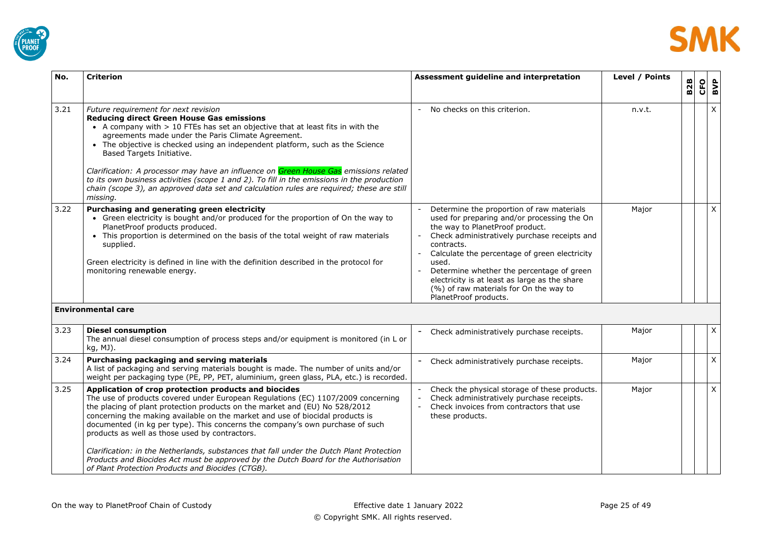| No. | Criterion | Assessment guideline and interpretation | Level / Points | B2B | CFO | BVP |
|---|---|---|---|---|---|---|
| 3.21 | *Future requirement for next revision*<br>**Reducing direct Green House Gas emissions**<br>• A company with > 10 FTEs has set an objective that at least fits in with the agreements made under the Paris Climate Agreement.<br>• The objective is checked using an independent platform, such as the Science Based Targets Initiative.<br><br>*Clarification: A processor may have an influence on Green House Gas emissions related to its own business activities (scope 1 and 2). To fill in the emissions in the production chain (scope 3), an approved data set and calculation rules are required; these are still missing.* | - No checks on this criterion. | n.v.t. | | | X |
| 3.22 | **Purchasing and generating green electricity**<br>• Green electricity is bought and/or produced for the proportion of On the way to PlanetProof products produced.<br>• This proportion is determined on the basis of the total weight of raw materials supplied.<br><br>Green electricity is defined in line with the definition described in the protocol for monitoring renewable energy. | - Determine the proportion of raw materials used for preparing and/or processing the On the way to PlanetProof product.<br>- Check administratively purchase receipts and contracts.<br>- Calculate the percentage of green electricity used.<br>- Determine whether the percentage of green electricity is at least as large as the share (%) of raw materials for On the way to PlanetProof products. | Major | | | X |
| **Environmental care** | | | | | | |
| 3.23 | **Diesel consumption**<br>The annual diesel consumption of process steps and/or equipment is monitored (in L or kg, MJ). | - Check administratively purchase receipts. | Major | | | X |
| 3.24 | **Purchasing packaging and serving materials**<br>A list of packaging and serving materials bought is made. The number of units and/or weight per packaging type (PE, PP, PET, aluminium, green glass, PLA, etc.) is recorded. | - Check administratively purchase receipts. | Major | | | X |
| 3.25 | **Application of crop protection products and biocides**<br>The use of products covered under European Regulations (EC) 1107/2009 concerning the placing of plant protection products on the market and (EU) No 528/2012 concerning the making available on the market and use of biocidal products is documented (in kg per type). This concerns the company's own purchase of such products as well as those used by contractors.<br><br>*Clarification: in the Netherlands, substances that fall under the Dutch Plant Protection Products and Biocides Act must be approved by the Dutch Board for the Authorisation of Plant Protection Products and Biocides (CTGB).* | - Check the physical storage of these products.<br>- Check administratively purchase receipts.<br>- Check invoices from contractors that use these products. | Major | | | X |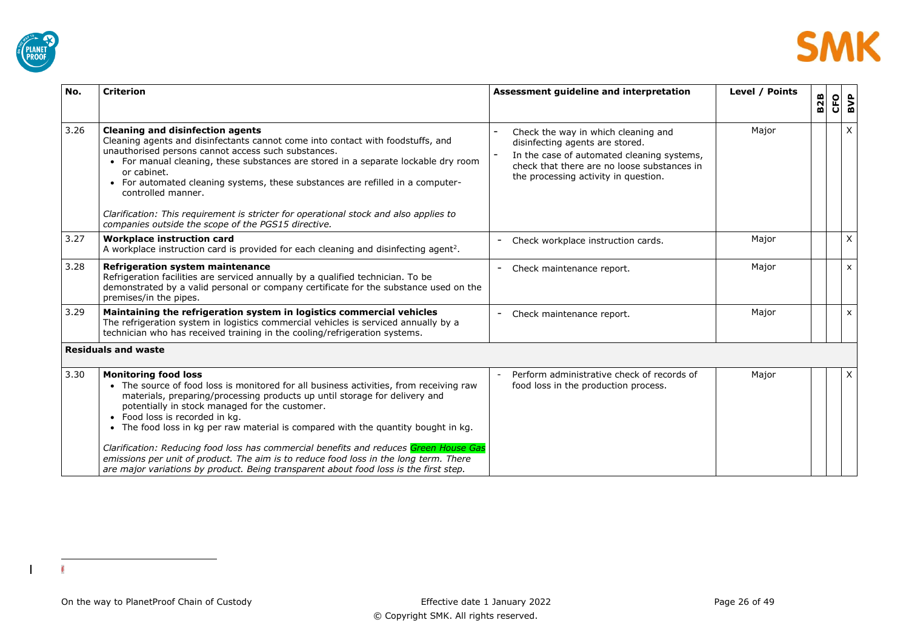| No. | Criterion | Assessment guideline and interpretation | Level / Points | B2B | CFO | BVP |
|---|---|---|---|---|---|---|
| 3.26 | **Cleaning and disinfection agents**<br>Cleaning agents and disinfectants cannot come into contact with foodstuffs, and unauthorised persons cannot access such substances.<br>• For manual cleaning, these substances are stored in a separate lockable dry room or cabinet.<br>• For automated cleaning systems, these substances are refilled in a computer-controlled manner.<br><br>*Clarification: This requirement is stricter for operational stock and also applies to companies outside the scope of the PGS15 directive.* | - Check the way in which cleaning and disinfecting agents are stored.<br>- In the case of automated cleaning systems, check that there are no loose substances in the processing activity in question. | Major | | | X |
| 3.27 | **Workplace instruction card**<br>A workplace instruction card is provided for each cleaning and disinfecting agent[2]. | - Check workplace instruction cards. | Major | | | X |
| 3.28 | **Refrigeration system maintenance**<br>Refrigeration facilities are serviced annually by a qualified technician. To be demonstrated by a valid personal or company certificate for the substance used on the premises/in the pipes. | - Check maintenance report. | Major | | | x |
| 3.29 | **Maintaining the refrigeration system in logistics commercial vehicles**<br>The refrigeration system in logistics commercial vehicles is serviced annually by a technician who has received training in the cooling/refrigeration systems. | - Check maintenance report. | Major | | | x |
| **Residuals and waste** | | | | | | |
| 3.30 | **Monitoring food loss**<br>• The source of food loss is monitored for all business activities, from receiving raw materials, preparing/processing products up until storage for delivery and potentially in stock managed for the customer.<br>• Food loss is recorded in kg.<br>• The food loss in kg per raw material is compared with the quantity bought in kg.<br><br>*Clarification: Reducing food loss has commercial benefits and reduces Green House Gas emissions per unit of product. The aim is to reduce food loss in the long term. There are major variations by product. Being transparent about food loss is the first step.* | - Perform administrative check of records of food loss in the production process. | Major | | | X |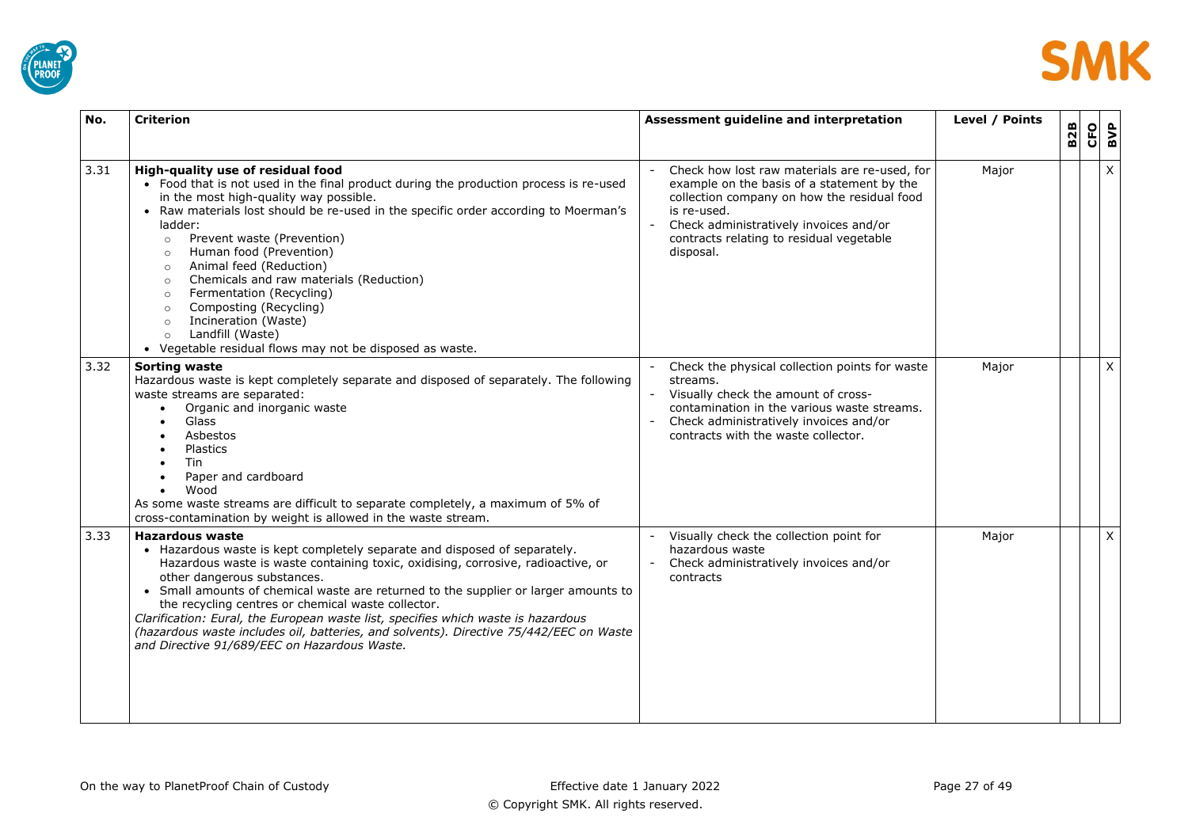| No. | Criterion | Assessment guideline and interpretation | Level / Points | B2B | CFO | BVP |
|---|---|---|---|---|---|---|
| 3.31 | **High-quality use of residual food**<br>• Food that is not used in the final product during the production process is re-used in the most high-quality way possible.<br>• Raw materials lost should be re-used in the specific order according to Moerman's ladder:<br>○ Prevent waste (Prevention)<br>○ Human food (Prevention)<br>○ Animal feed (Reduction)<br>○ Chemicals and raw materials (Reduction)<br>○ Fermentation (Recycling)<br>○ Composting (Recycling)<br>○ Incineration (Waste)<br>○ Landfill (Waste)<br>• Vegetable residual flows may not be disposed as waste. | - Check how lost raw materials are re-used, for example on the basis of a statement by the collection company on how the residual food is re-used.<br>- Check administratively invoices and/or contracts relating to residual vegetable disposal. | Major | | | X |
| 3.32 | **Sorting waste**<br>Hazardous waste is kept completely separate and disposed of separately. The following waste streams are separated:<br>• Organic and inorganic waste<br>• Glass<br>• Asbestos<br>• Plastics<br>• Tin<br>• Paper and cardboard<br>• Wood<br>As some waste streams are difficult to separate completely, a maximum of 5% of cross-contamination by weight is allowed in the waste stream. | - Check the physical collection points for waste streams.<br>- Visually check the amount of cross-contamination in the various waste streams.<br>- Check administratively invoices and/or contracts with the waste collector. | Major | | | X |
| 3.33 | **Hazardous waste**<br>• Hazardous waste is kept completely separate and disposed of separately. Hazardous waste is waste containing toxic, oxidising, corrosive, radioactive, or other dangerous substances.<br>• Small amounts of chemical waste are returned to the supplier or larger amounts to the recycling centres or chemical waste collector.<br>*Clarification: Eural, the European waste list, specifies which waste is hazardous (hazardous waste includes oil, batteries, and solvents). Directive 75/442/EEC on Waste and Directive 91/689/EEC on Hazardous Waste.* | - Visually check the collection point for hazardous waste<br>- Check administratively invoices and/or contracts | Major | | | X |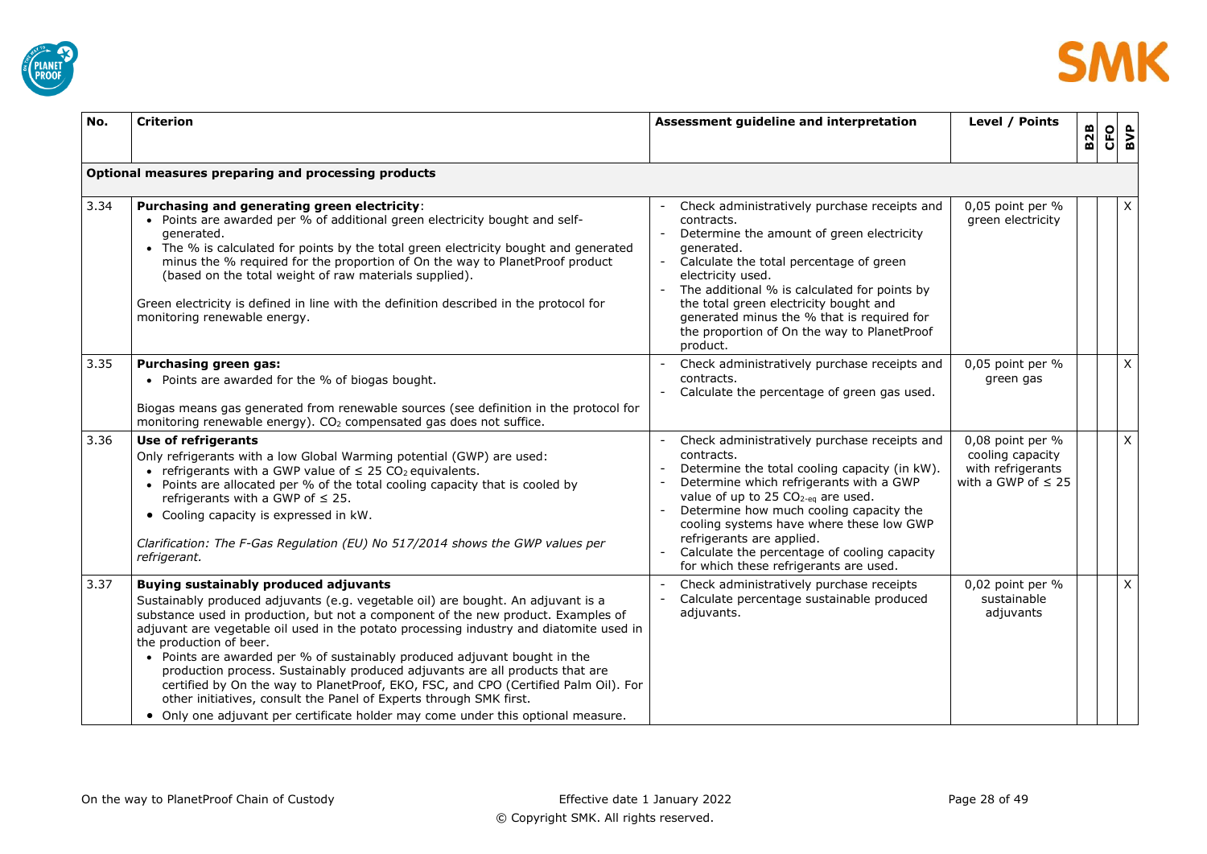| No. | Criterion | Assessment guideline and interpretation | Level / Points | B2B | CFO | BVP |
|---|---|---|---|---|---|---|
| **Optional measures preparing and processing products** | | | | | | |
| 3.34 | **Purchasing and generating green electricity**:<br>• Points are awarded per % of additional green electricity bought and self-generated.<br>• The % is calculated for points by the total green electricity bought and generated minus the % required for the proportion of On the way to PlanetProof product (based on the total weight of raw materials supplied).<br><br>Green electricity is defined in line with the definition described in the protocol for monitoring renewable energy. | - Check administratively purchase receipts and contracts.<br>- Determine the amount of green electricity generated.<br>- Calculate the total percentage of green electricity used.<br>- The additional % is calculated for points by the total green electricity bought and generated minus the % that is required for the proportion of On the way to PlanetProof product. | 0,05 point per % green electricity | | | X |
| 3.35 | **Purchasing green gas:**<br>• Points are awarded for the % of biogas bought.<br><br>Biogas means gas generated from renewable sources (see definition in the protocol for monitoring renewable energy). $CO_2$ compensated gas does not suffice. | - Check administratively purchase receipts and contracts.<br>- Calculate the percentage of green gas used. | 0,05 point per % green gas | | | X |
| 3.36 | **Use of refrigerants**<br>Only refrigerants with a low Global Warming potential (GWP) are used:<br>• refrigerants with a GWP value of ≤ 25 $CO_2$ equivalents.<br>• Points are allocated per % of the total cooling capacity that is cooled by refrigerants with a GWP of ≤ 25.<br>• Cooling capacity is expressed in kW.<br><br>*Clarification: The F-Gas Regulation (EU) No 517/2014 shows the GWP values per refrigerant.* | - Check administratively purchase receipts and contracts.<br>- Determine the total cooling capacity (in kW).<br>- Determine which refrigerants with a GWP value of up to 25 $CO_{2\text{-eq}}$ are used.<br>- Determine how much cooling capacity the cooling systems have where these low GWP refrigerants are applied.<br>- Calculate the percentage of cooling capacity for which these refrigerants are used. | 0,08 point per % cooling capacity with refrigerants with a GWP of ≤ 25 | | | X |
| 3.37 | **Buying sustainably produced adjuvants**<br>Sustainably produced adjuvants (e.g. vegetable oil) are bought. An adjuvant is a substance used in production, but not a component of the new product. Examples of adjuvant are vegetable oil used in the potato processing industry and diatomite used in the production of beer.<br>• Points are awarded per % of sustainably produced adjuvant bought in the production process. Sustainably produced adjuvants are all products that are certified by On the way to PlanetProof, EKO, FSC, and CPO (Certified Palm Oil). For other initiatives, consult the Panel of Experts through SMK first.<br>• Only one adjuvant per certificate holder may come under this optional measure. | - Check administratively purchase receipts<br>- Calculate percentage sustainable produced adjuvants. | 0,02 point per % sustainable adjuvants | | | X |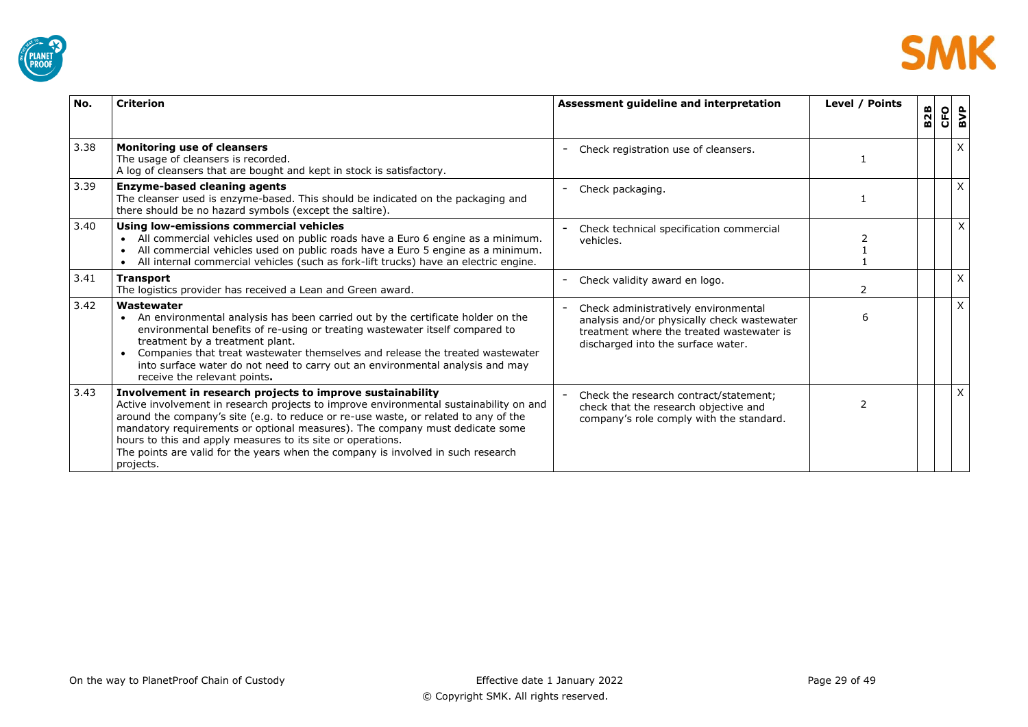| No. | Criterion | Assessment guideline and interpretation | Level / Points | B2B | CFO | BVP |
|---|---|---|---|---|---|---|
| 3.38 | **Monitoring use of cleansers**<br>The usage of cleansers is recorded.<br>A log of cleansers that are bought and kept in stock is satisfactory. | - Check registration use of cleansers. | 1 | | | X |
| 3.39 | **Enzyme-based cleaning agents**<br>The cleanser used is enzyme-based. This should be indicated on the packaging and there should be no hazard symbols (except the saltire). | - Check packaging. | 1 | | | X |
| 3.40 | **Using low-emissions commercial vehicles**<br>• All commercial vehicles used on public roads have a Euro 6 engine as a minimum.<br>• All commercial vehicles used on public roads have a Euro 5 engine as a minimum.<br>• All internal commercial vehicles (such as fork-lift trucks) have an electric engine. | - Check technical specification commercial vehicles. | 2<br>1<br>1 | | | X |
| 3.41 | **Transport**<br>The logistics provider has received a Lean and Green award. | - Check validity award en logo. | 2 | | | X |
| 3.42 | **Wastewater**<br>• An environmental analysis has been carried out by the certificate holder on the environmental benefits of re-using or treating wastewater itself compared to treatment by a treatment plant.<br>• Companies that treat wastewater themselves and release the treated wastewater into surface water do not need to carry out an environmental analysis and may receive the relevant points**.** | - Check administratively environmental analysis and/or physically check wastewater treatment where the treated wastewater is discharged into the surface water. | 6 | | | X |
| 3.43 | **Involvement in research projects to improve sustainability**<br>Active involvement in research projects to improve environmental sustainability on and around the company's site (e.g. to reduce or re-use waste, or related to any of the mandatory requirements or optional measures). The company must dedicate some hours to this and apply measures to its site or operations.<br>The points are valid for the years when the company is involved in such research projects. | - Check the research contract/statement; check that the research objective and company's role comply with the standard. | 2 | | | X |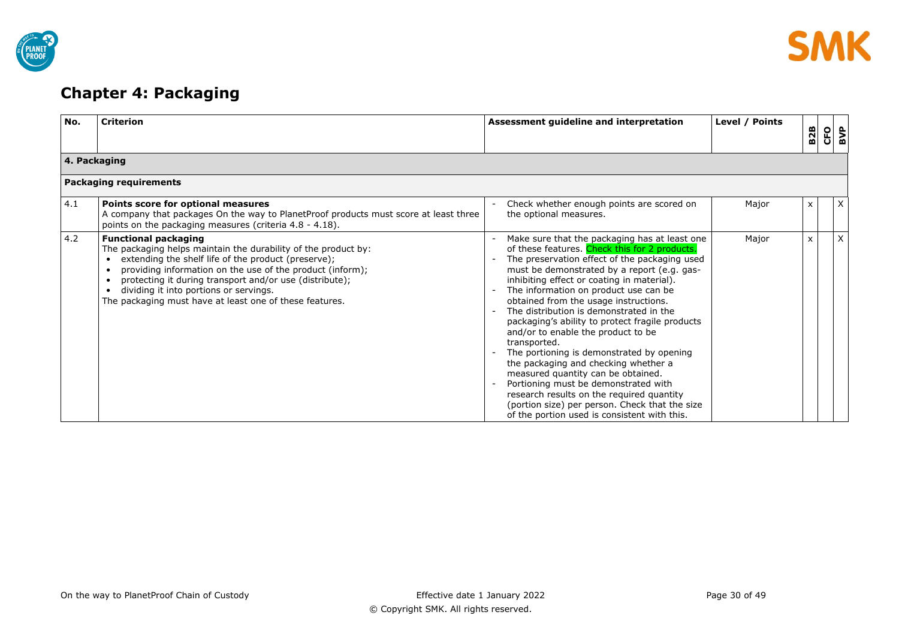# Chapter 4: Packaging

| No. | Criterion | Assessment guideline and interpretation | Level / Points | B2B | CFO | BVP |
|---|---|---|---|---|---|---|
| **4. Packaging** | | | | | | |
| **Packaging requirements** | | | | | | |
| 4.1 | **Points score for optional measures**<br>A company that packages On the way to PlanetProof products must score at least three points on the packaging measures (criteria 4.8 - 4.18). | - Check whether enough points are scored on the optional measures. | Major | x | | X |
| 4.2 | **Functional packaging**<br>The packaging helps maintain the durability of the product by:<br>• extending the shelf life of the product (preserve);<br>• providing information on the use of the product (inform);<br>• protecting it during transport and/or use (distribute);<br>• dividing it into portions or servings.<br>The packaging must have at least one of these features. | - Make sure that the packaging has at least one of these features. Check this for 2 products.<br>- The preservation effect of the packaging used must be demonstrated by a report (e.g. gas-inhibiting effect or coating in material).<br>- The information on product use can be obtained from the usage instructions.<br>- The distribution is demonstrated in the packaging's ability to protect fragile products and/or to enable the product to be transported.<br>- The portioning is demonstrated by opening the packaging and checking whether a measured quantity can be obtained.<br>- Portioning must be demonstrated with research results on the required quantity (portion size) per person. Check that the size of the portion used is consistent with this. | Major | x | | X |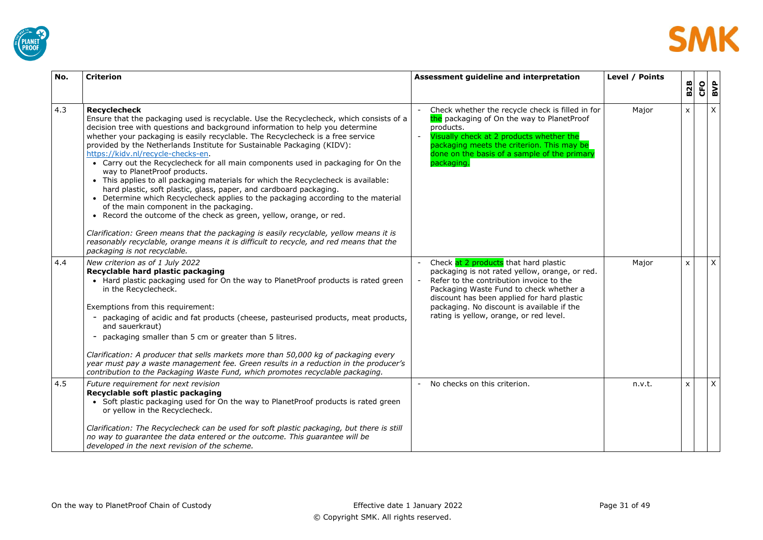| No. | Criterion | Assessment guideline and interpretation | Level / Points | B2B | CFO | BVP |
|---|---|---|---|---|---|---|
| 4.3 | **Recyclecheck**<br>Ensure that the packaging used is recyclable. Use the Recyclecheck, which consists of a decision tree with questions and background information to help you determine whether your packaging is easily recyclable. The Recyclecheck is a free service provided by the Netherlands Institute for Sustainable Packaging (KIDV): https://kidv.nl/recycle-checks-en.<br>• Carry out the Recyclecheck for all main components used in packaging for On the way to PlanetProof products.<br>• This applies to all packaging materials for which the Recyclecheck is available: hard plastic, soft plastic, glass, paper, and cardboard packaging.<br>• Determine which Recyclecheck applies to the packaging according to the material of the main component in the packaging.<br>• Record the outcome of the check as green, yellow, orange, or red.<br><br>*Clarification: Green means that the packaging is easily recyclable, yellow means it is reasonably recyclable, orange means it is difficult to recycle, and red means that the packaging is not recyclable.* | - Check whether the recycle check is filled in for the packaging of On the way to PlanetProof products.<br>- Visually check at 2 products whether the packaging meets the criterion. This may be done on the basis of a sample of the primary packaging. | Major | x | | X |
| 4.4 | *New criterion as of 1 July 2022*<br>**Recyclable hard plastic packaging**<br>• Hard plastic packaging used for On the way to PlanetProof products is rated green in the Recyclecheck.<br><br>Exemptions from this requirement:<br>- packaging of acidic and fat products (cheese, pasteurised products, meat products, and sauerkraut)<br>- packaging smaller than 5 cm or greater than 5 litres.<br><br>*Clarification: A producer that sells markets more than 50,000 kg of packaging every year must pay a waste management fee. Green results in a reduction in the producer's contribution to the Packaging Waste Fund, which promotes recyclable packaging.* | - Check at 2 products that hard plastic packaging is not rated yellow, orange, or red.<br>- Refer to the contribution invoice to the Packaging Waste Fund to check whether a discount has been applied for hard plastic packaging. No discount is available if the rating is yellow, orange, or red level. | Major | x | | X |
| 4.5 | *Future requirement for next revision*<br>**Recyclable soft plastic packaging**<br>• Soft plastic packaging used for On the way to PlanetProof products is rated green or yellow in the Recyclecheck.<br><br>*Clarification: The Recyclecheck can be used for soft plastic packaging, but there is still no way to guarantee the data entered or the outcome. This guarantee will be developed in the next revision of the scheme.* | - No checks on this criterion. | n.v.t. | x | | X |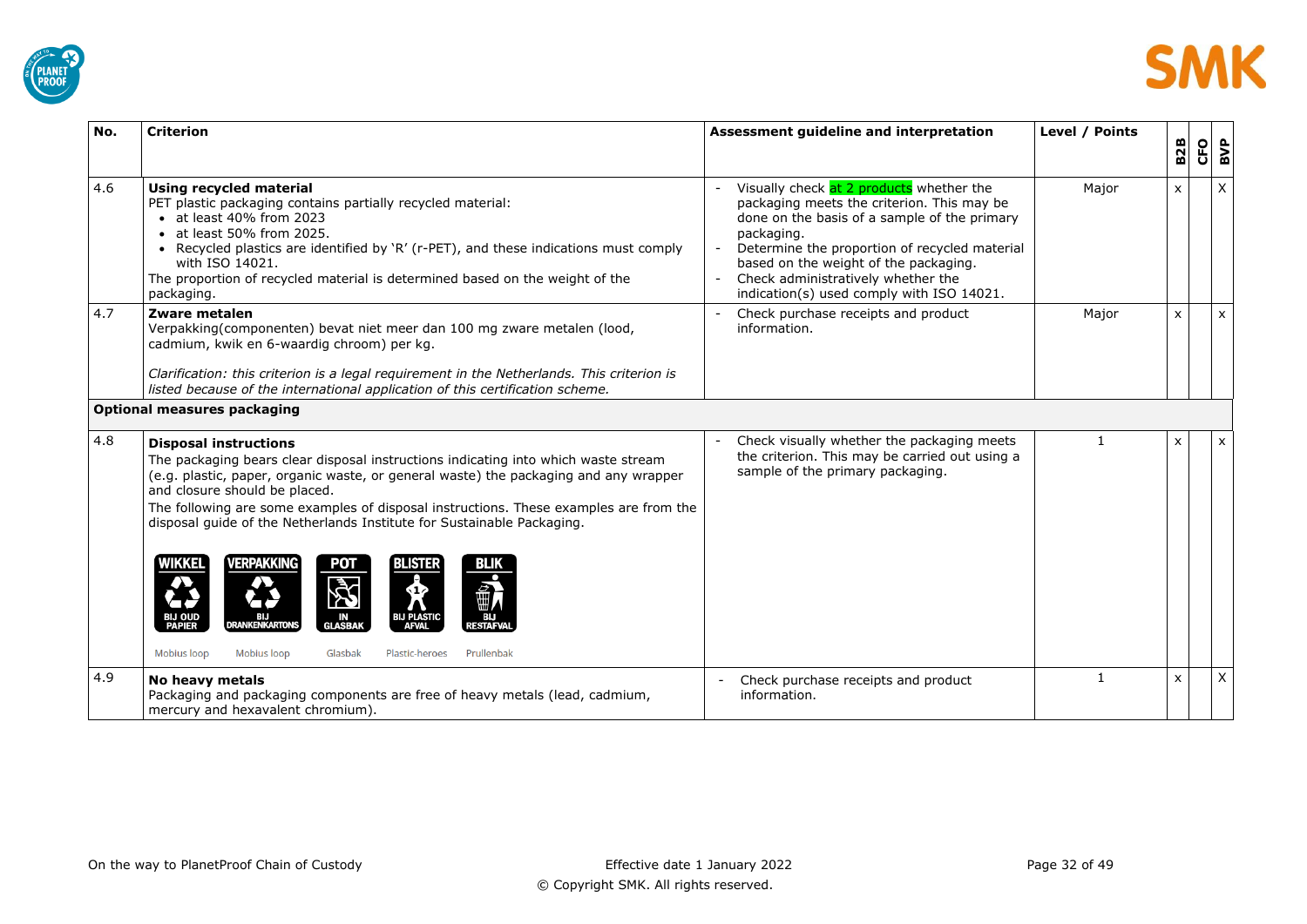| No. | Criterion | Assessment guideline and interpretation | Level / Points | B2B | CFO | BVP |
|---|---|---|---|---|---|---|
| 4.6 | **Using recycled material**<br>PET plastic packaging contains partially recycled material:<br>• at least 40% from 2023<br>• at least 50% from 2025.<br>• Recycled plastics are identified by 'R' (r-PET), and these indications must comply with ISO 14021.<br>The proportion of recycled material is determined based on the weight of the packaging. | - Visually check at 2 products whether the packaging meets the criterion. This may be done on the basis of a sample of the primary packaging.<br>- Determine the proportion of recycled material based on the weight of the packaging.<br>- Check administratively whether the indication(s) used comply with ISO 14021. | Major | x | | X |
| 4.7 | **Zware metalen**<br>Verpakking(componenten) bevat niet meer dan 100 mg zware metalen (lood, cadmium, kwik en 6-waardig chroom) per kg.<br><br>*Clarification: this criterion is a legal requirement in the Netherlands. This criterion is listed because of the international application of this certification scheme.* | - Check purchase receipts and product information. | Major | x | | x |
| **Optional measures packaging** | | | | | | |
| 4.8 | **Disposal instructions**<br>The packaging bears clear disposal instructions indicating into which waste stream (e.g. plastic, paper, organic waste, or general waste) the packaging and any wrapper and closure should be placed.<br>The following are some examples of disposal instructions. These examples are from the disposal guide of the Netherlands Institute for Sustainable Packaging.<br><br>WIKKEL – BIJ OUD PAPIER (Mobius loop); VERPAKKING – BIJ DRANKENKARTONS (Mobius loop); POT – IN GLASBAK (Glasbak); BLISTER – BIJ PLASTIC AFVAL (Plastic-heroes); BLIK – BIJ RESTAFVAL (Prullenbak) | - Check visually whether the packaging meets the criterion. This may be carried out using a sample of the primary packaging. | 1 | x | | x |
| 4.9 | **No heavy metals**<br>Packaging and packaging components are free of heavy metals (lead, cadmium, mercury and hexavalent chromium). | - Check purchase receipts and product information. | 1 | x | | X |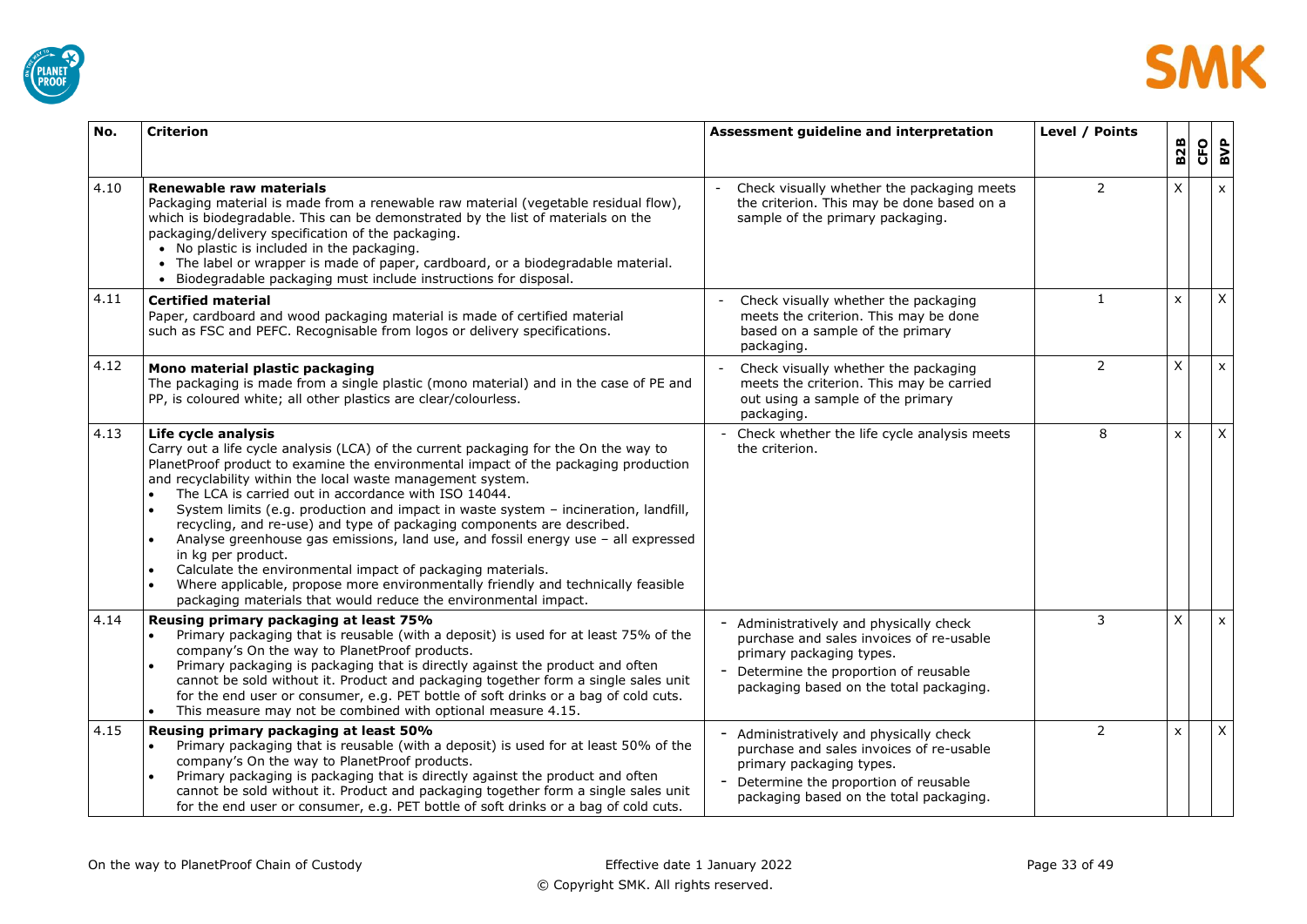| No. | Criterion | Assessment guideline and interpretation | Level / Points | B2B | CFO | BVP |
|---|---|---|---|---|---|---|
| 4.10 | **Renewable raw materials**<br>Packaging material is made from a renewable raw material (vegetable residual flow), which is biodegradable. This can be demonstrated by the list of materials on the packaging/delivery specification of the packaging.<br>• No plastic is included in the packaging.<br>• The label or wrapper is made of paper, cardboard, or a biodegradable material.<br>• Biodegradable packaging must include instructions for disposal. | - Check visually whether the packaging meets the criterion. This may be done based on a sample of the primary packaging. | 2 | X | | x |
| 4.11 | **Certified material**<br>Paper, cardboard and wood packaging material is made of certified material such as FSC and PEFC. Recognisable from logos or delivery specifications. | - Check visually whether the packaging meets the criterion. This may be done based on a sample of the primary packaging. | 1 | x | | X |
| 4.12 | **Mono material plastic packaging**<br>The packaging is made from a single plastic (mono material) and in the case of PE and PP, is coloured white; all other plastics are clear/colourless. | - Check visually whether the packaging meets the criterion. This may be carried out using a sample of the primary packaging. | 2 | X | | x |
| 4.13 | **Life cycle analysis**<br>Carry out a life cycle analysis (LCA) of the current packaging for the On the way to PlanetProof product to examine the environmental impact of the packaging production and recyclability within the local waste management system.<br>• The LCA is carried out in accordance with ISO 14044.<br>• System limits (e.g. production and impact in waste system – incineration, landfill, recycling, and re-use) and type of packaging components are described.<br>• Analyse greenhouse gas emissions, land use, and fossil energy use – all expressed in kg per product.<br>• Calculate the environmental impact of packaging materials.<br>• Where applicable, propose more environmentally friendly and technically feasible packaging materials that would reduce the environmental impact. | - Check whether the life cycle analysis meets the criterion. | 8 | x | | X |
| 4.14 | **Reusing primary packaging at least 75%**<br>• Primary packaging that is reusable (with a deposit) is used for at least 75% of the company's On the way to PlanetProof products.<br>• Primary packaging is packaging that is directly against the product and often cannot be sold without it. Product and packaging together form a single sales unit for the end user or consumer, e.g. PET bottle of soft drinks or a bag of cold cuts.<br>• This measure may not be combined with optional measure 4.15. | - Administratively and physically check purchase and sales invoices of re-usable primary packaging types.<br>- Determine the proportion of reusable packaging based on the total packaging. | 3 | X | | x |
| 4.15 | **Reusing primary packaging at least 50%**<br>• Primary packaging that is reusable (with a deposit) is used for at least 50% of the company's On the way to PlanetProof products.<br>• Primary packaging is packaging that is directly against the product and often cannot be sold without it. Product and packaging together form a single sales unit for the end user or consumer, e.g. PET bottle of soft drinks or a bag of cold cuts. | - Administratively and physically check purchase and sales invoices of re-usable primary packaging types.<br>- Determine the proportion of reusable packaging based on the total packaging. | 2 | x | | X |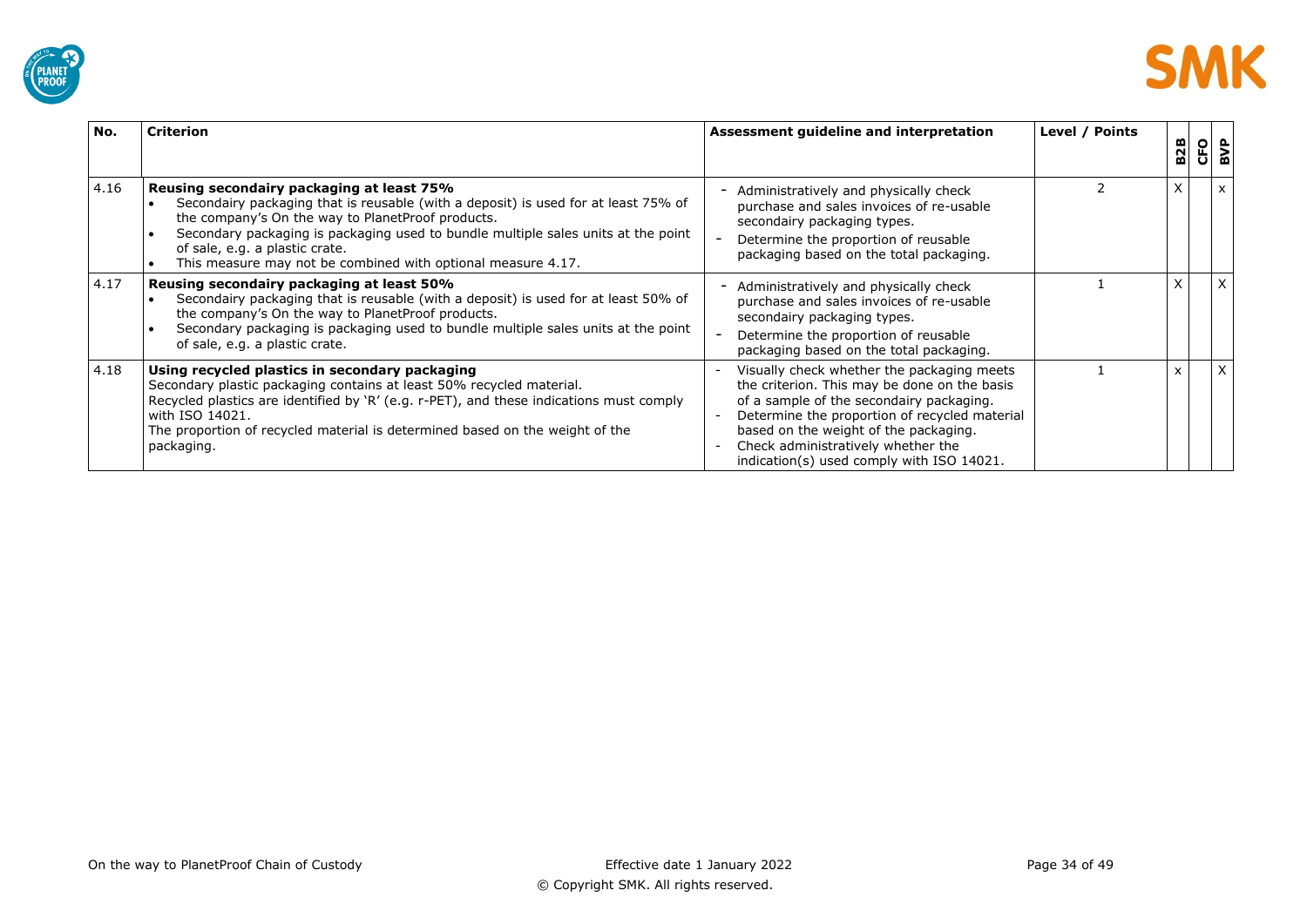| No. | Criterion | Assessment guideline and interpretation | Level / Points | B2B | CFO | BVP |
|---|---|---|---|---|---|---|
| 4.16 | **Reusing secondary packaging at least 75%**<br>• Secondairy packaging that is reusable (with a deposit) is used for at least 75% of the company's On the way to PlanetProof products.<br>• Secondary packaging is packaging used to bundle multiple sales units at the point of sale, e.g. a plastic crate.<br>• This measure may not be combined with optional measure 4.17. | - Administratively and physically check purchase and sales invoices of re-usable secondairy packaging types.<br>- Determine the proportion of reusable packaging based on the total packaging. | 2 | X | | x |
| 4.17 | **Reusing secondairy packaging at least 50%**<br>• Secondairy packaging that is reusable (with a deposit) is used for at least 50% of the company's On the way to PlanetProof products.<br>• Secondary packaging is packaging used to bundle multiple sales units at the point of sale, e.g. a plastic crate. | - Administratively and physically check purchase and sales invoices of re-usable secondairy packaging types.<br>- Determine the proportion of reusable packaging based on the total packaging. | 1 | X | | X |
| 4.18 | **Using recycled plastics in secondary packaging**<br>Secondary plastic packaging contains at least 50% recycled material.<br>Recycled plastics are identified by 'R' (e.g. r-PET), and these indications must comply with ISO 14021.<br>The proportion of recycled material is determined based on the weight of the packaging. | - Visually check whether the packaging meets the criterion. This may be done on the basis of a sample of the secondairy packaging.<br>- Determine the proportion of recycled material based on the weight of the packaging.<br>- Check administratively whether the indication(s) used comply with ISO 14021. | 1 | x | | X |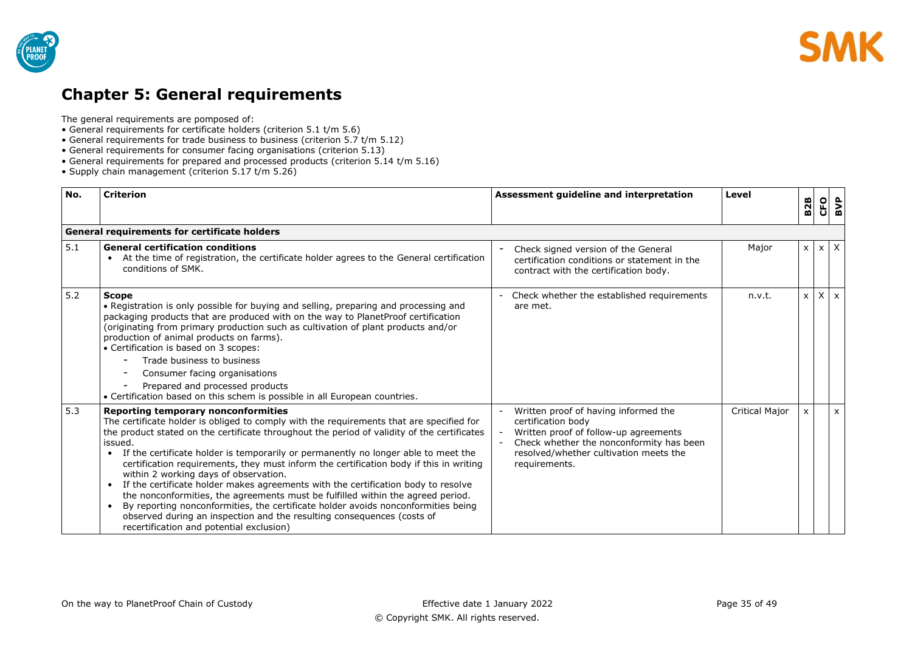# Chapter 5: General requirements

The general requirements are pomposed of:

- General requirements for certificate holders (criterion 5.1 t/m 5.6)
- General requirements for trade business to business (criterion 5.7 t/m 5.12)
- General requirements for consumer facing organisations (criterion 5.13)
- General requirements for prepared and processed products (criterion 5.14 t/m 5.16)
- Supply chain management (criterion 5.17 t/m 5.26)

| No. | Criterion | Assessment guideline and interpretation | Level | B2B | CFO | BVP |
|---|---|---|---|---|---|---|
| **General requirements for certificate holders** | | | | | | |
| 5.1 | **General certification conditions**<br>• At the time of registration, the certificate holder agrees to the General certification conditions of SMK. | - Check signed version of the General certification conditions or statement in the contract with the certification body. | Major | x | x | X |
| 5.2 | **Scope**<br>• Registration is only possible for buying and selling, preparing and processing and packaging products that are produced with on the way to PlanetProof certification (originating from primary production such as cultivation of plant products and/or production of animal products on farms).<br>• Certification is based on 3 scopes:<br>- Trade business to business<br>- Consumer facing organisations<br>- Prepared and processed products<br>• Certification based on this schem is possible in all European countries. | - Check whether the established requirements are met. | n.v.t. | x | X | x |
| 5.3 | **Reporting temporary nonconformities**<br>The certificate holder is obliged to comply with the requirements that are specified for the product stated on the certificate throughout the period of validity of the certificates issued.<br>• If the certificate holder is temporarily or permanently no longer able to meet the certification requirements, they must inform the certification body if this in writing within 2 working days of observation.<br>• If the certificate holder makes agreements with the certification body to resolve the nonconformities, the agreements must be fulfilled within the agreed period.<br>• By reporting nonconformities, the certificate holder avoids nonconformities being observed during an inspection and the resulting consequences (costs of recertification and potential exclusion) | - Written proof of having informed the certification body<br>- Written proof of follow-up agreements<br>- Check whether the nonconformity has been resolved/whether cultivation meets the requirements. | Critical Major | x | | x |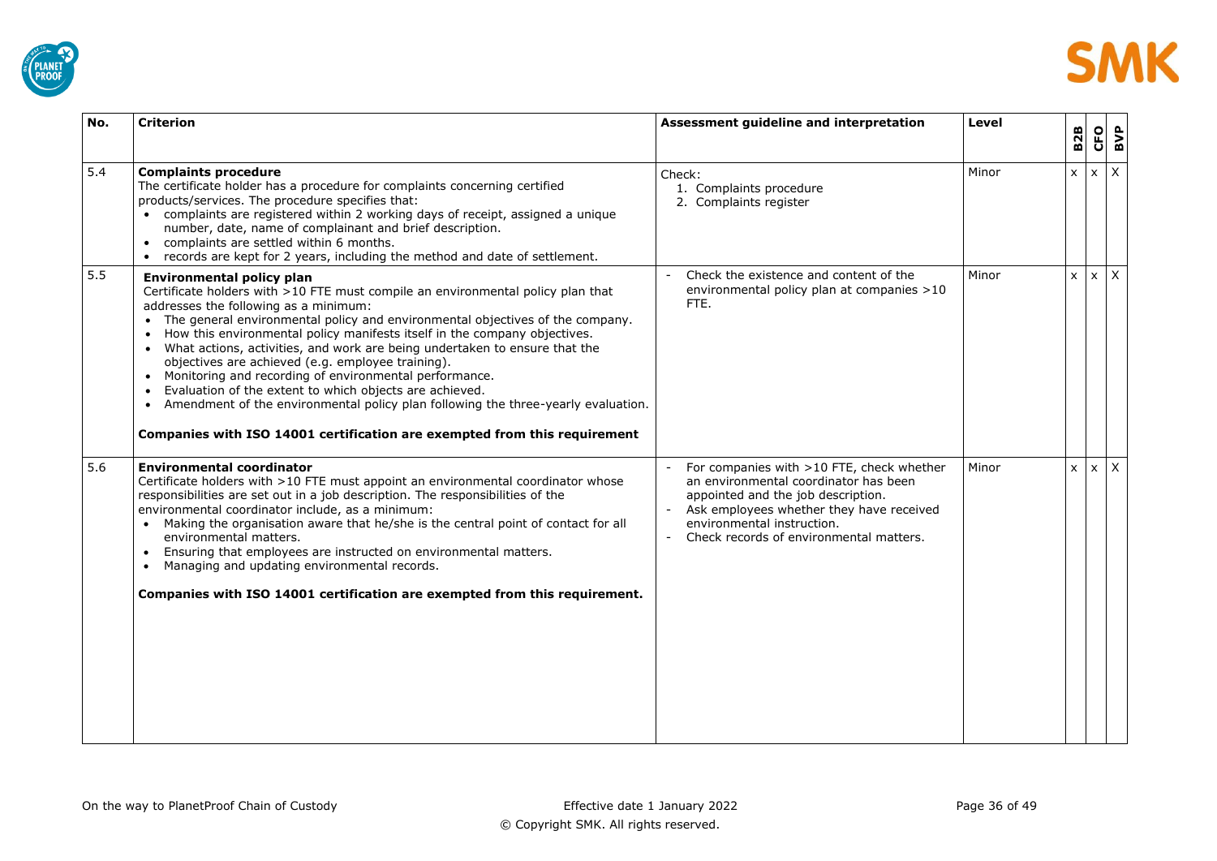| No. | Criterion | Assessment guideline and interpretation | Level | B2B | CFO | BVP |
|---|---|---|---|---|---|---|
| 5.4 | **Complaints procedure**<br>The certificate holder has a procedure for complaints concerning certified products/services. The procedure specifies that:<br>• complaints are registered within 2 working days of receipt, assigned a unique number, date, name of complainant and brief description.<br>• complaints are settled within 6 months.<br>• records are kept for 2 years, including the method and date of settlement. | Check:<br>1. Complaints procedure<br>2. Complaints register | Minor | x | x | X |
| 5.5 | **Environmental policy plan**<br>Certificate holders with >10 FTE must compile an environmental policy plan that addresses the following as a minimum:<br>• The general environmental policy and environmental objectives of the company.<br>• How this environmental policy manifests itself in the company objectives.<br>• What actions, activities, and work are being undertaken to ensure that the objectives are achieved (e.g. employee training).<br>• Monitoring and recording of environmental performance.<br>• Evaluation of the extent to which objects are achieved.<br>• Amendment of the environmental policy plan following the three-yearly evaluation.<br><br>**Companies with ISO 14001 certification are exempted from this requirement** | - Check the existence and content of the environmental policy plan at companies >10 FTE. | Minor | x | x | X |
| 5.6 | **Environmental coordinator**<br>Certificate holders with >10 FTE must appoint an environmental coordinator whose responsibilities are set out in a job description. The responsibilities of the environmental coordinator include, as a minimum:<br>• Making the organisation aware that he/she is the central point of contact for all environmental matters.<br>• Ensuring that employees are instructed on environmental matters.<br>• Managing and updating environmental records.<br><br>**Companies with ISO 14001 certification are exempted from this requirement.** | - For companies with >10 FTE, check whether an environmental coordinator has been appointed and the job description.<br>- Ask employees whether they have received environmental instruction.<br>- Check records of environmental matters. | Minor | x | x | X |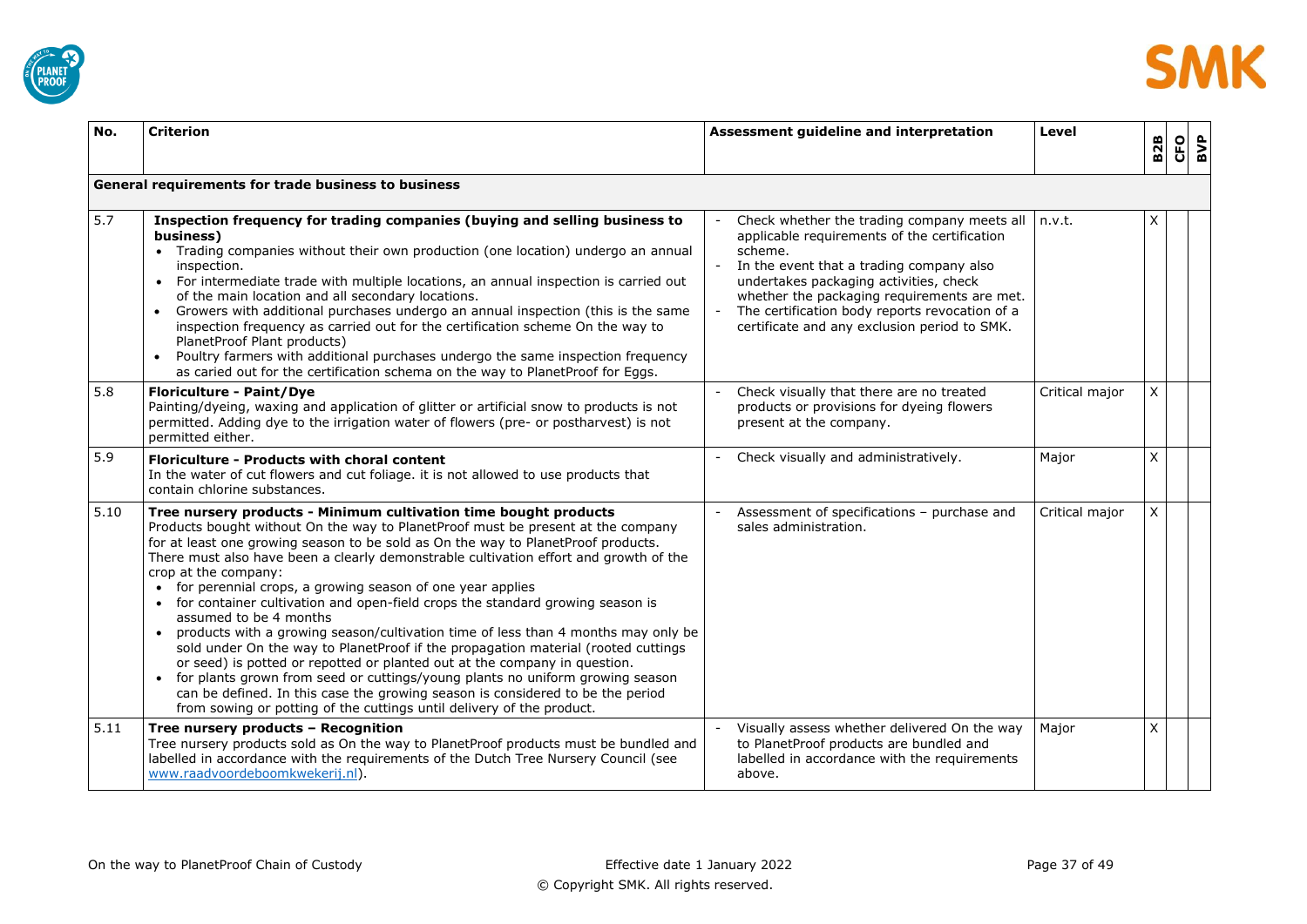| No. | Criterion | Assessment guideline and interpretation | Level | B2B | CFO | BVP |
|---|---|---|---|---|---|---|
| **General requirements for trade business to business** | | | | | | |
| 5.7 | **Inspection frequency for trading companies (buying and selling business to business)**<br>• Trading companies without their own production (one location) undergo an annual inspection.<br>• For intermediate trade with multiple locations, an annual inspection is carried out of the main location and all secondary locations.<br>• Growers with additional purchases undergo an annual inspection (this is the same inspection frequency as carried out for the certification scheme On the way to PlanetProof Plant products)<br>• Poultry farmers with additional purchases undergo the same inspection frequency as caried out for the certification schema on the way to PlanetProof for Eggs. | - Check whether the trading company meets all applicable requirements of the certification scheme.<br>- In the event that a trading company also undertakes packaging activities, check whether the packaging requirements are met.<br>- The certification body reports revocation of a certificate and any exclusion period to SMK. | n.v.t. | X | | |
| 5.8 | **Floriculture - Paint/Dye**<br>Painting/dyeing, waxing and application of glitter or artificial snow to products is not permitted. Adding dye to the irrigation water of flowers (pre- or postharvest) is not permitted either. | - Check visually that there are no treated products or provisions for dyeing flowers present at the company. | Critical major | X | | |
| 5.9 | **Floriculture - Products with choral content**<br>In the water of cut flowers and cut foliage. it is not allowed to use products that contain chlorine substances. | - Check visually and administratively. | Major | X | | |
| 5.10 | **Tree nursery products - Minimum cultivation time bought products**<br>Products bought without On the way to PlanetProof must be present at the company for at least one growing season to be sold as On the way to PlanetProof products. There must also have been a clearly demonstrable cultivation effort and growth of the crop at the company:<br>• for perennial crops, a growing season of one year applies<br>• for container cultivation and open-field crops the standard growing season is assumed to be 4 months<br>• products with a growing season/cultivation time of less than 4 months may only be sold under On the way to PlanetProof if the propagation material (rooted cuttings or seed) is potted or repotted or planted out at the company in question.<br>• for plants grown from seed or cuttings/young plants no uniform growing season can be defined. In this case the growing season is considered to be the period from sowing or potting of the cuttings until delivery of the product. | - Assessment of specifications – purchase and sales administration. | Critical major | X | | |
| 5.11 | **Tree nursery products – Recognition**<br>Tree nursery products sold as On the way to PlanetProof products must be bundled and labelled in accordance with the requirements of the Dutch Tree Nursery Council (see www.raadvoordeboomkwekerij.nl). | - Visually assess whether delivered On the way to PlanetProof products are bundled and labelled in accordance with the requirements above. | Major | X | | |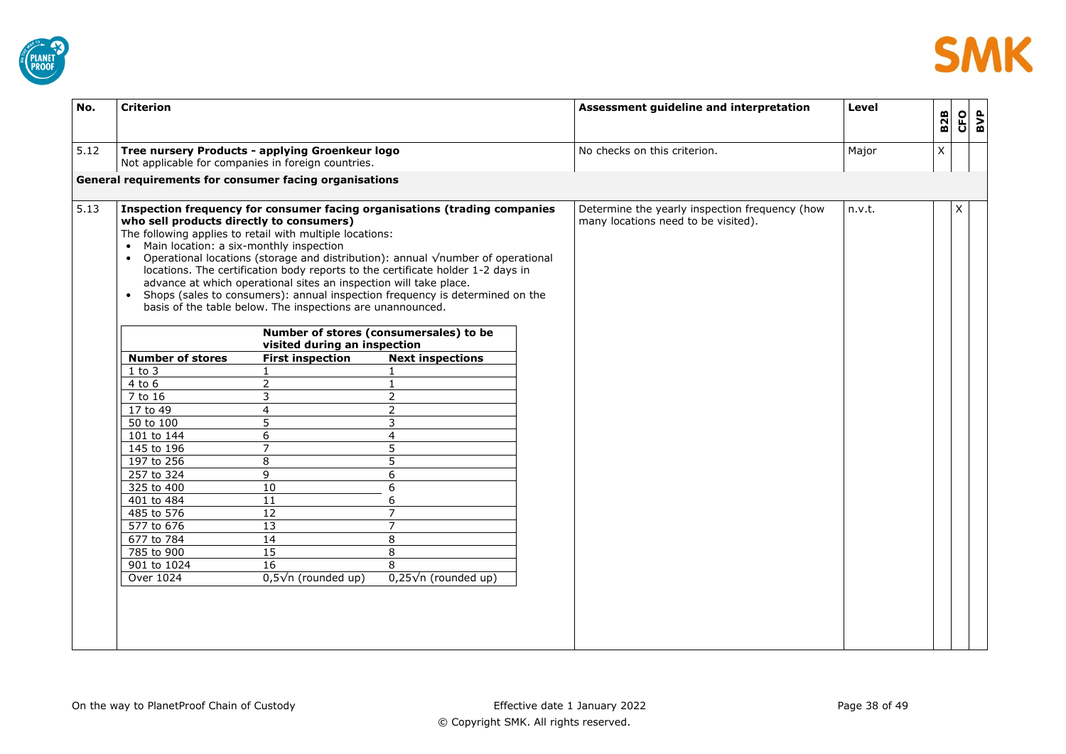| No. | Criterion | Assessment guideline and interpretation | Level | B2B | CFO | BVP |
|---|---|---|---|---|---|---|
| 5.12 | **Tree nursery Products - applying Groenkeur logo**<br>Not applicable for companies in foreign countries. | No checks on this criterion. | Major | X | | |
| **General requirements for consumer facing organisations** | | | | | | |
| 5.13 | **Inspection frequency for consumer facing organisations (trading companies who sell products directly to consumers)**<br>The following applies to retail with multiple locations:<br>• Main location: a six-monthly inspection<br>• Operational locations (storage and distribution): annual √number of operational locations. The certification body reports to the certificate holder 1-2 days in advance at which operational sites an inspection will take place.<br>• Shops (sales to consumers): annual inspection frequency is determined on the basis of the table below. The inspections are unannounced. | Determine the yearly inspection frequency (how many locations need to be visited). | n.v.t. | | X | |

| | **Number of stores (consumersales) to be visited during an inspection** | |
|---|---|---|
| **Number of stores** | **First inspection** | **Next inspections** |
| 1 to 3 | 1 | 1 |
| 4 to 6 | 2 | 1 |
| 7 to 16 | 3 | 2 |
| 17 to 49 | 4 | 2 |
| 50 to 100 | 5 | 3 |
| 101 to 144 | 6 | 4 |
| 145 to 196 | 7 | 5 |
| 197 to 256 | 8 | 5 |
| 257 to 324 | 9 | 6 |
| 325 to 400 | 10 | 6 |
| 401 to 484 | 11 | 6 |
| 485 to 576 | 12 | 7 |
| 577 to 676 | 13 | 7 |
| 677 to 784 | 14 | 8 |
| 785 to 900 | 15 | 8 |
| 901 to 1024 | 16 | 8 |
| Over 1024 | $0{,}5\sqrt{n}$ (rounded up) | $0{,}25\sqrt{n}$ (rounded up) |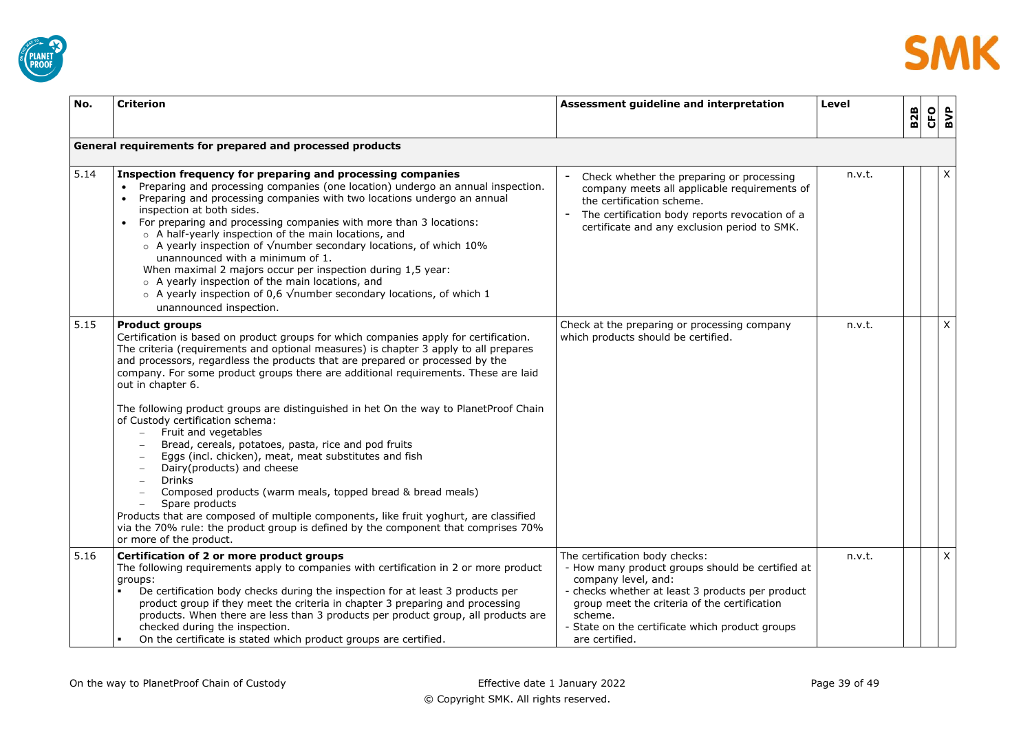| No. | Criterion | Assessment guideline and interpretation | Level | B2B | CFO | BVP |
|---|---|---|---|---|---|---|
| **General requirements for prepared and processed products** | | | | | | |
| 5.14 | **Inspection frequency for preparing and processing companies**<br>• Preparing and processing companies (one location) undergo an annual inspection.<br>• Preparing and processing companies with two locations undergo an annual inspection at both sides.<br>• For preparing and processing companies with more than 3 locations:<br>&nbsp;&nbsp;○ A half-yearly inspection of the main locations, and<br>&nbsp;&nbsp;○ A yearly inspection of √number secondary locations, of which 10% unannounced with a minimum of 1.<br>When maximal 2 majors occur per inspection during 1,5 year:<br>&nbsp;&nbsp;○ A yearly inspection of the main locations, and<br>&nbsp;&nbsp;○ A yearly inspection of 0,6 √number secondary locations, of which 1 unannounced inspection. | - Check whether the preparing or processing company meets all applicable requirements of the certification scheme.<br>- The certification body reports revocation of a certificate and any exclusion period to SMK. | n.v.t. | | | X |
| 5.15 | **Product groups**<br>Certification is based on product groups for which companies apply for certification. The criteria (requirements and optional measures) is chapter 3 apply to all prepares and processors, regardless the products that are prepared or processed by the company. For some product groups there are additional requirements. These are laid out in chapter 6.<br><br>The following product groups are distinguished in het On the way to PlanetProof Chain of Custody certification schema:<br>– Fruit and vegetables<br>– Bread, cereals, potatoes, pasta, rice and pod fruits<br>– Eggs (incl. chicken), meat, meat substitutes and fish<br>– Dairy(products) and cheese<br>– Drinks<br>– Composed products (warm meals, topped bread & bread meals)<br>– Spare products<br>Products that are composed of multiple components, like fruit yoghurt, are classified via the 70% rule: the product group is defined by the component that comprises 70% or more of the product. | Check at the preparing or processing company which products should be certified. | n.v.t. | | | X |
| 5.16 | **Certification of 2 or more product groups**<br>The following requirements apply to companies with certification in 2 or more product groups:<br>▪ De certification body checks during the inspection for at least 3 products per product group if they meet the criteria in chapter 3 preparing and processing products. When there are less than 3 products per product group, all products are checked during the inspection.<br>▪ On the certificate is stated which product groups are certified. | The certification body checks:<br>- How many product groups should be certified at company level, and:<br>- checks whether at least 3 products per product group meet the criteria of the certification scheme.<br>- State on the certificate which product groups are certified. | n.v.t. | | | X |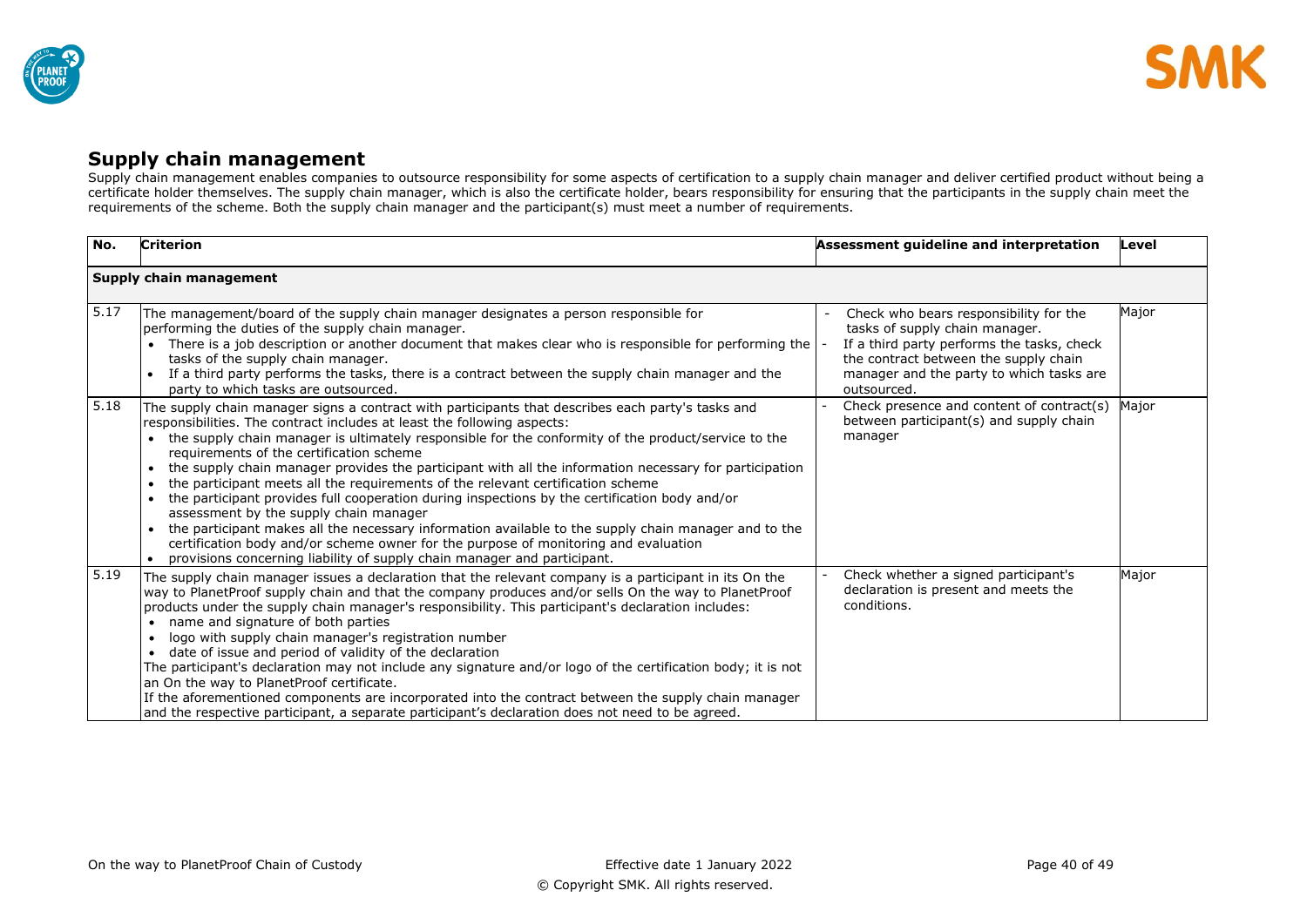## Supply chain management

Supply chain management enables companies to outsource responsibility for some aspects of certification to a supply chain manager and deliver certified product without being a certificate holder themselves. The supply chain manager, which is also the certificate holder, bears responsibility for ensuring that the participants in the supply chain meet the requirements of the scheme. Both the supply chain manager and the participant(s) must meet a number of requirements.

| No. | Criterion | Assessment guideline and interpretation | Level |
|---|---|---|---|
| **Supply chain management** | | | |
| 5.17 | The management/board of the supply chain manager designates a person responsible for performing the duties of the supply chain manager.<br>• There is a job description or another document that makes clear who is responsible for performing the tasks of the supply chain manager.<br>• If a third party performs the tasks, there is a contract between the supply chain manager and the party to which tasks are outsourced. | - Check who bears responsibility for the tasks of supply chain manager.<br>- If a third party performs the tasks, check the contract between the supply chain manager and the party to which tasks are outsourced. | Major |
| 5.18 | The supply chain manager signs a contract with participants that describes each party's tasks and responsibilities. The contract includes at least the following aspects:<br>• the supply chain manager is ultimately responsible for the conformity of the product/service to the requirements of the certification scheme<br>• the supply chain manager provides the participant with all the information necessary for participation<br>• the participant meets all the requirements of the relevant certification scheme<br>• the participant provides full cooperation during inspections by the certification body and/or assessment by the supply chain manager<br>• the participant makes all the necessary information available to the supply chain manager and to the certification body and/or scheme owner for the purpose of monitoring and evaluation<br>• provisions concerning liability of supply chain manager and participant. | - Check presence and content of contract(s) between participant(s) and supply chain manager | Major |
| 5.19 | The supply chain manager issues a declaration that the relevant company is a participant in its On the way to PlanetProof supply chain and that the company produces and/or sells On the way to PlanetProof products under the supply chain manager's responsibility. This participant's declaration includes:<br>• name and signature of both parties<br>• logo with supply chain manager's registration number<br>• date of issue and period of validity of the declaration<br>The participant's declaration may not include any signature and/or logo of the certification body; it is not an On the way to PlanetProof certificate.<br>If the aforementioned components are incorporated into the contract between the supply chain manager and the respective participant, a separate participant's declaration does not need to be agreed. | - Check whether a signed participant's declaration is present and meets the conditions. | Major |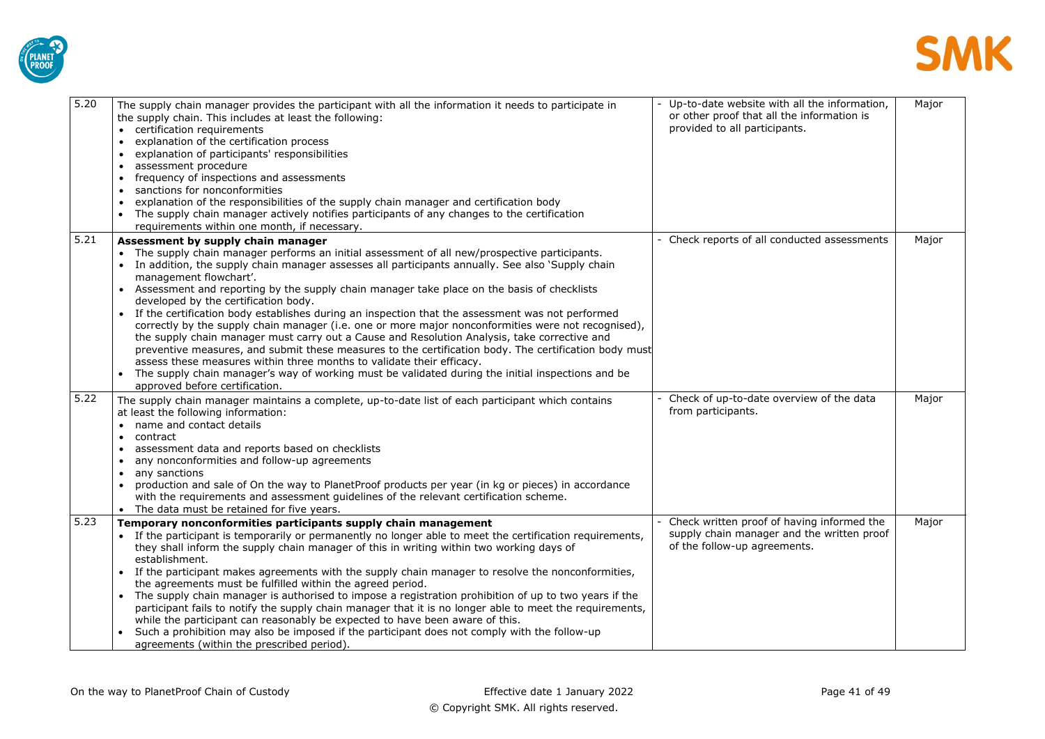| | | | |
|---|---|---|---|
| 5.20 | The supply chain manager provides the participant with all the information it needs to participate in the supply chain. This includes at least the following:<br>• certification requirements<br>• explanation of the certification process<br>• explanation of participants' responsibilities<br>• assessment procedure<br>• frequency of inspections and assessments<br>• sanctions for nonconformities<br>• explanation of the responsibilities of the supply chain manager and certification body<br>• The supply chain manager actively notifies participants of any changes to the certification requirements within one month, if necessary. | - Up-to-date website with all the information, or other proof that all the information is provided to all participants. | Major |
| 5.21 | **Assessment by supply chain manager**<br>• The supply chain manager performs an initial assessment of all new/prospective participants.<br>• In addition, the supply chain manager assesses all participants annually. See also 'Supply chain management flowchart'.<br>• Assessment and reporting by the supply chain manager take place on the basis of checklists developed by the certification body.<br>• If the certification body establishes during an inspection that the assessment was not performed correctly by the supply chain manager (i.e. one or more major nonconformities were not recognised), the supply chain manager must carry out a Cause and Resolution Analysis, take corrective and preventive measures, and submit these measures to the certification body. The certification body must assess these measures within three months to validate their efficacy.<br>• The supply chain manager's way of working must be validated during the initial inspections and be approved before certification. | - Check reports of all conducted assessments | Major |
| 5.22 | The supply chain manager maintains a complete, up-to-date list of each participant which contains at least the following information:<br>• name and contact details<br>• contract<br>• assessment data and reports based on checklists<br>• any nonconformities and follow-up agreements<br>• any sanctions<br>• production and sale of On the way to PlanetProof products per year (in kg or pieces) in accordance with the requirements and assessment guidelines of the relevant certification scheme.<br>• The data must be retained for five years. | - Check of up-to-date overview of the data from participants. | Major |
| 5.23 | **Temporary nonconformities participants supply chain management**<br>• If the participant is temporarily or permanently no longer able to meet the certification requirements, they shall inform the supply chain manager of this in writing within two working days of establishment.<br>• If the participant makes agreements with the supply chain manager to resolve the nonconformities, the agreements must be fulfilled within the agreed period.<br>• The supply chain manager is authorised to impose a registration prohibition of up to two years if the participant fails to notify the supply chain manager that it is no longer able to meet the requirements, while the participant can reasonably be expected to have been aware of this.<br>• Such a prohibition may also be imposed if the participant does not comply with the follow-up agreements (within the prescribed period). | - Check written proof of having informed the supply chain manager and the written proof of the follow-up agreements. | Major |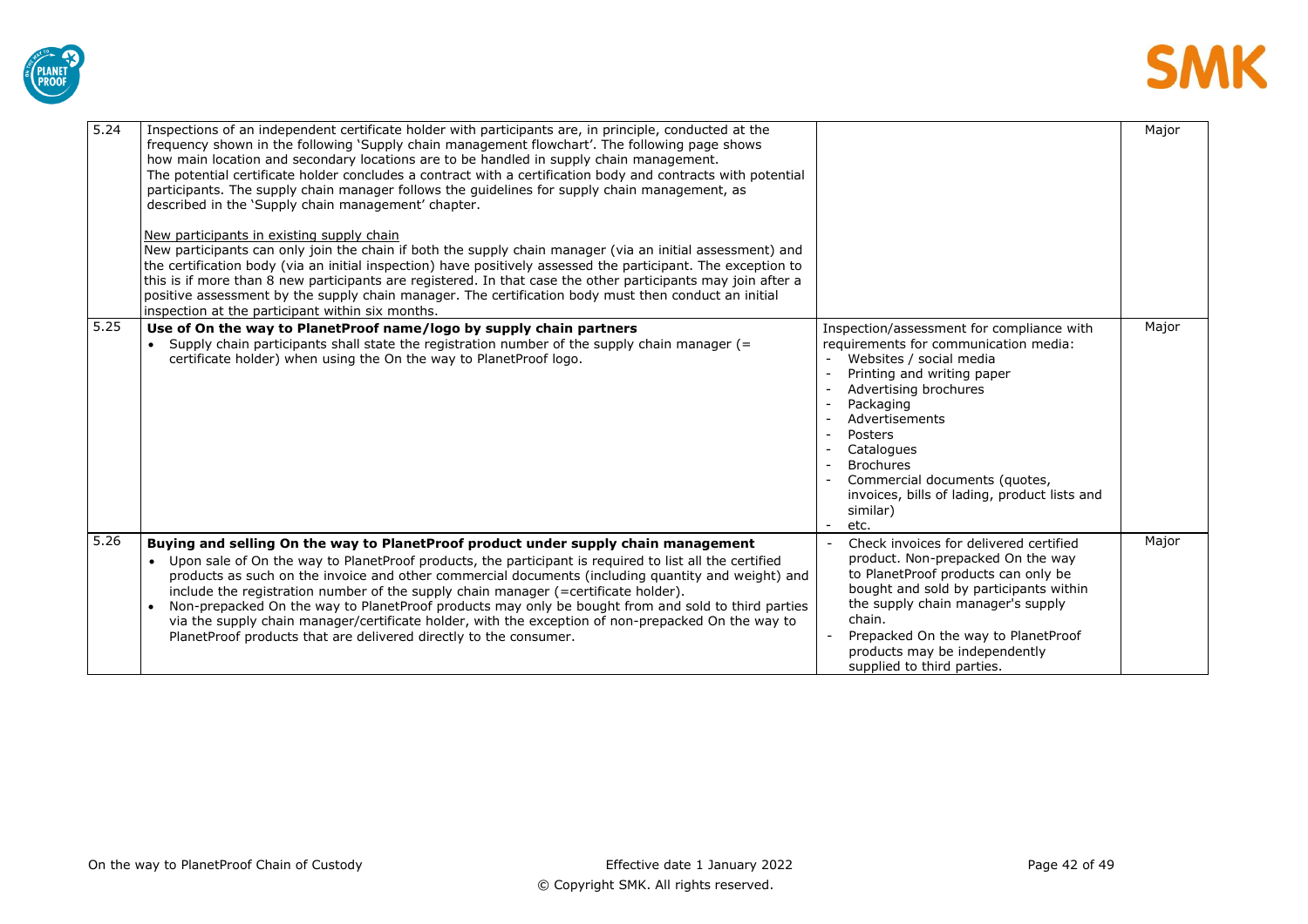| | | | |
|---|---|---|---|
| 5.24 | Inspections of an independent certificate holder with participants are, in principle, conducted at the frequency shown in the following 'Supply chain management flowchart'. The following page shows how main location and secondary locations are to be handled in supply chain management.<br>The potential certificate holder concludes a contract with a certification body and contracts with potential participants. The supply chain manager follows the guidelines for supply chain management, as described in the 'Supply chain management' chapter.<br><br>New participants in existing supply chain<br>New participants can only join the chain if both the supply chain manager (via an initial assessment) and the certification body (via an initial inspection) have positively assessed the participant. The exception to this is if more than 8 new participants are registered. In that case the other participants may join after a positive assessment by the supply chain manager. The certification body must then conduct an initial inspection at the participant within six months. | | Major |
| 5.25 | **Use of On the way to PlanetProof name/logo by supply chain partners**<br>• Supply chain participants shall state the registration number of the supply chain manager (= certificate holder) when using the On the way to PlanetProof logo. | Inspection/assessment for compliance with requirements for communication media:<br>- Websites / social media<br>- Printing and writing paper<br>- Advertising brochures<br>- Packaging<br>- Advertisements<br>- Posters<br>- Catalogues<br>- Brochures<br>- Commercial documents (quotes, invoices, bills of lading, product lists and similar)<br>- etc. | Major |
| 5.26 | **Buying and selling On the way to PlanetProof product under supply chain management**<br>• Upon sale of On the way to PlanetProof products, the participant is required to list all the certified products as such on the invoice and other commercial documents (including quantity and weight) and include the registration number of the supply chain manager (=certificate holder).<br>• Non-prepacked On the way to PlanetProof products may only be bought from and sold to third parties via the supply chain manager/certificate holder, with the exception of non-prepacked On the way to PlanetProof products that are delivered directly to the consumer. | - Check invoices for delivered certified product. Non-prepacked On the way to PlanetProof products can only be bought and sold by participants within the supply chain manager's supply chain.<br>- Prepacked On the way to PlanetProof products may be independently supplied to third parties. | Major |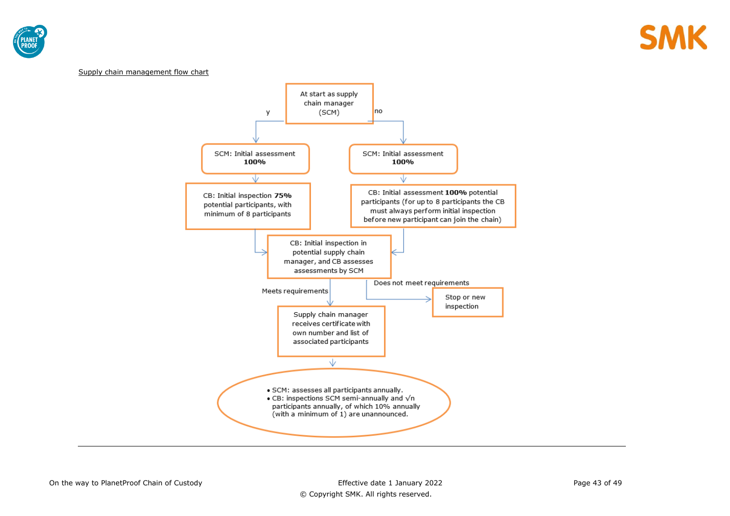Supply chain management flow chart

At start as supply chain manager (SCM)

**y:**

- SCM: Initial assessment **100%**
- CB: Initial inspection **75%** potential participants, with minimum of 8 participants

**no:**

- SCM: Initial assessment **100%**
- CB: Initial assessment **100%** potential participants (for up to 8 participants the CB must always perform initial inspection before new participant can join the chain)

CB: Initial inspection in potential supply chain manager, and CB assesses assessments by SCM

- Does not meet requirements → Stop or new inspection
- Meets requirements → Supply chain manager receives certificate with own number and list of associated participants

- SCM: assesses all participants annually.
- CB: inspections SCM semi-annually and $\sqrt{n}$ participants annually, of which 10% annually (with a minimum of 1) are unannounced.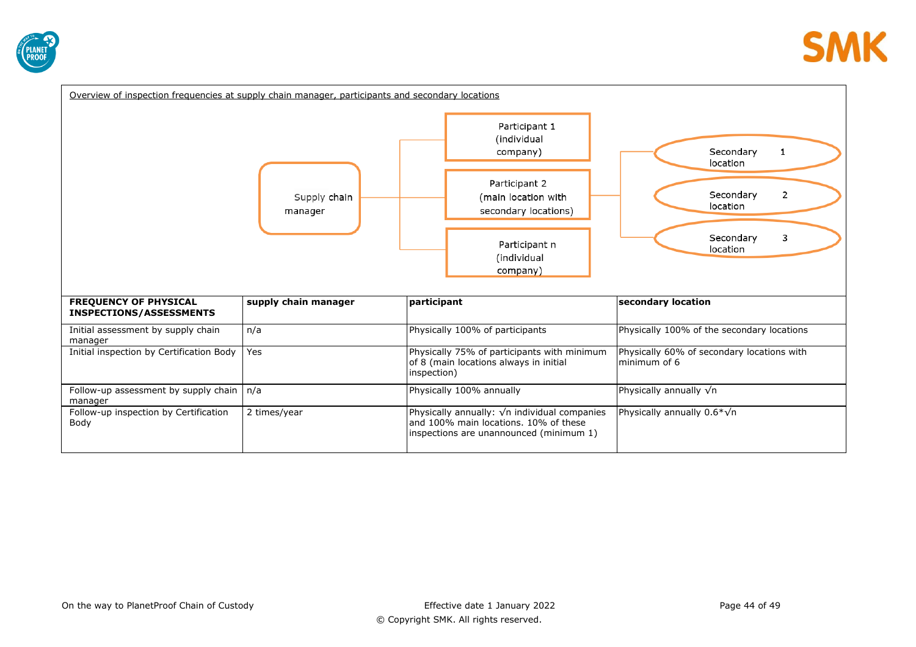Overview of inspection frequencies at supply chain manager, participants and secondary locations

Supply chain manager

Participant 1 (individual company)

Participant 2 (main location with secondary locations)

Participant n (individual company)

Secondary location 1

Secondary location 2

Secondary location 3

| FREQUENCY OF PHYSICAL INSPECTIONS/ASSESSMENTS | supply chain manager | participant | secondary location |
|---|---|---|---|
| Initial assessment by supply chain manager | n/a | Physically 100% of participants | Physically 100% of the secondary locations |
| Initial inspection by Certification Body | Yes | Physically 75% of participants with minimum of 8 (main locations always in initial inspection) | Physically 60% of secondary locations with minimum of 6 |
| Follow-up assessment by supply chain manager | n/a | Physically 100% annually | Physically annually $\sqrt{n}$ |
| Follow-up inspection by Certification Body | 2 times/year | Physically annually: $\sqrt{n}$ individual companies and 100% main locations. 10% of these inspections are unannounced (minimum 1) | Physically annually $0.6*\sqrt{n}$ |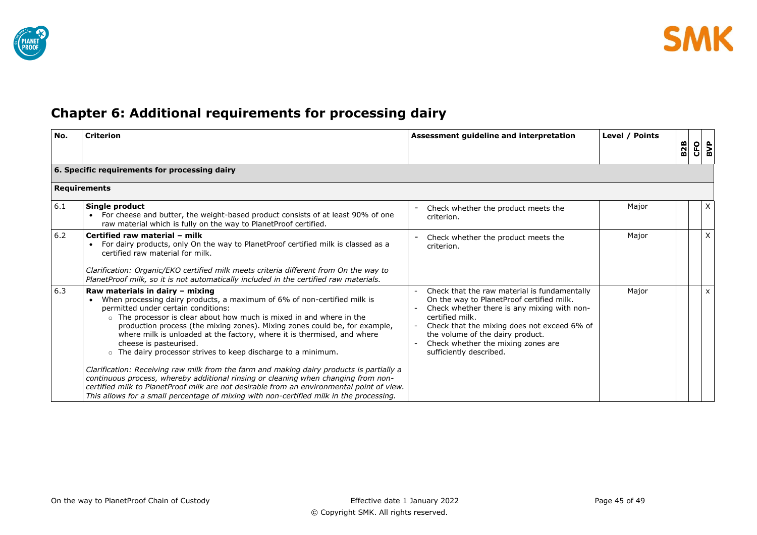# Chapter 6: Additional requirements for processing dairy

| No. | Criterion | Assessment guideline and interpretation | Level / Points | B2B | CFO | BVP |
|---|---|---|---|---|---|---|
| **6. Specific requirements for processing dairy** | | | | | | |
| **Requirements** | | | | | | |
| 6.1 | **Single product**<br>• For cheese and butter, the weight-based product consists of at least 90% of one raw material which is fully on the way to PlanetProof certified. | - Check whether the product meets the criterion. | Major | | | X |
| 6.2 | **Certified raw material – milk**<br>• For dairy products, only On the way to PlanetProof certified milk is classed as a certified raw material for milk.<br><br>*Clarification: Organic/EKO certified milk meets criteria different from On the way to PlanetProof milk, so it is not automatically included in the certified raw materials.* | - Check whether the product meets the criterion. | Major | | | X |
| 6.3 | **Raw materials in dairy – mixing**<br>• When processing dairy products, a maximum of 6% of non-certified milk is permitted under certain conditions:<br>○ The processor is clear about how much is mixed in and where in the production process (the mixing zones). Mixing zones could be, for example, where milk is unloaded at the factory, where it is thermised, and where cheese is pasteurised.<br>○ The dairy processor strives to keep discharge to a minimum.<br><br>*Clarification: Receiving raw milk from the farm and making dairy products is partially a continuous process, whereby additional rinsing or cleaning when changing from non-certified milk to PlanetProof milk are not desirable from an environmental point of view. This allows for a small percentage of mixing with non-certified milk in the processing.* | - Check that the raw material is fundamentally On the way to PlanetProof certified milk.<br>- Check whether there is any mixing with non-certified milk.<br>- Check that the mixing does not exceed 6% of the volume of the dairy product.<br>- Check whether the mixing zones are sufficiently described. | Major | | | x |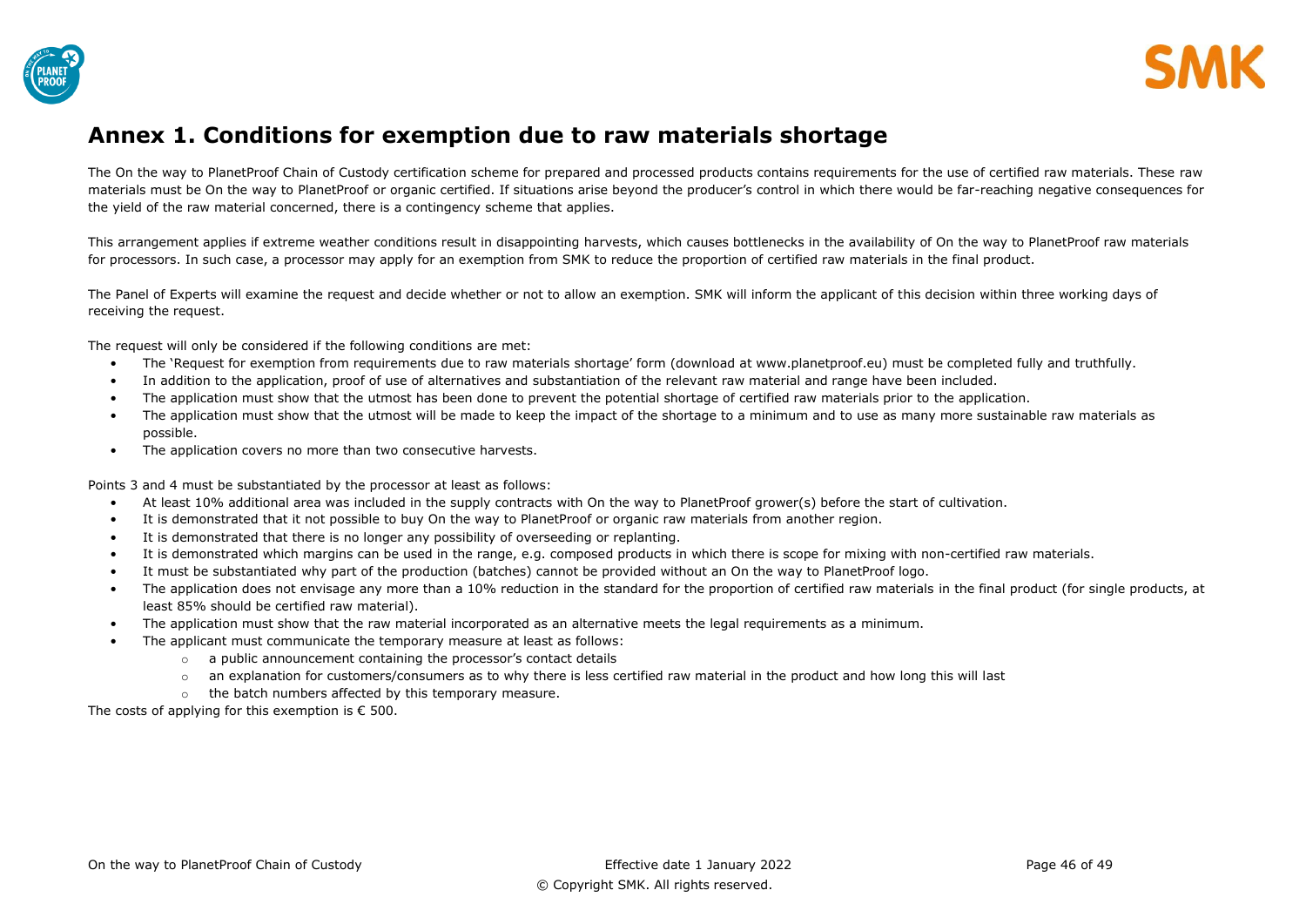# Annex 1. Conditions for exemption due to raw materials shortage

The On the way to PlanetProof Chain of Custody certification scheme for prepared and processed products contains requirements for the use of certified raw materials. These raw materials must be On the way to PlanetProof or organic certified. If situations arise beyond the producer's control in which there would be far-reaching negative consequences for the yield of the raw material concerned, there is a contingency scheme that applies.

This arrangement applies if extreme weather conditions result in disappointing harvests, which causes bottlenecks in the availability of On the way to PlanetProof raw materials for processors. In such case, a processor may apply for an exemption from SMK to reduce the proportion of certified raw materials in the final product.

The Panel of Experts will examine the request and decide whether or not to allow an exemption. SMK will inform the applicant of this decision within three working days of receiving the request.

The request will only be considered if the following conditions are met:

- The 'Request for exemption from requirements due to raw materials shortage' form (download at www.planetproof.eu) must be completed fully and truthfully.
- In addition to the application, proof of use of alternatives and substantiation of the relevant raw material and range have been included.
- The application must show that the utmost has been done to prevent the potential shortage of certified raw materials prior to the application.
- The application must show that the utmost will be made to keep the impact of the shortage to a minimum and to use as many more sustainable raw materials as possible.
- The application covers no more than two consecutive harvests.

Points 3 and 4 must be substantiated by the processor at least as follows:

- At least 10% additional area was included in the supply contracts with On the way to PlanetProof grower(s) before the start of cultivation.
- It is demonstrated that it not possible to buy On the way to PlanetProof or organic raw materials from another region.
- It is demonstrated that there is no longer any possibility of overseeding or replanting.
- It is demonstrated which margins can be used in the range, e.g. composed products in which there is scope for mixing with non-certified raw materials.
- It must be substantiated why part of the production (batches) cannot be provided without an On the way to PlanetProof logo.
- The application does not envisage any more than a 10% reduction in the standard for the proportion of certified raw materials in the final product (for single products, at least 85% should be certified raw material).
- The application must show that the raw material incorporated as an alternative meets the legal requirements as a minimum.
- The applicant must communicate the temporary measure at least as follows:
  - a public announcement containing the processor's contact details
  - an explanation for customers/consumers as to why there is less certified raw material in the product and how long this will last
  - the batch numbers affected by this temporary measure.

The costs of applying for this exemption is € 500.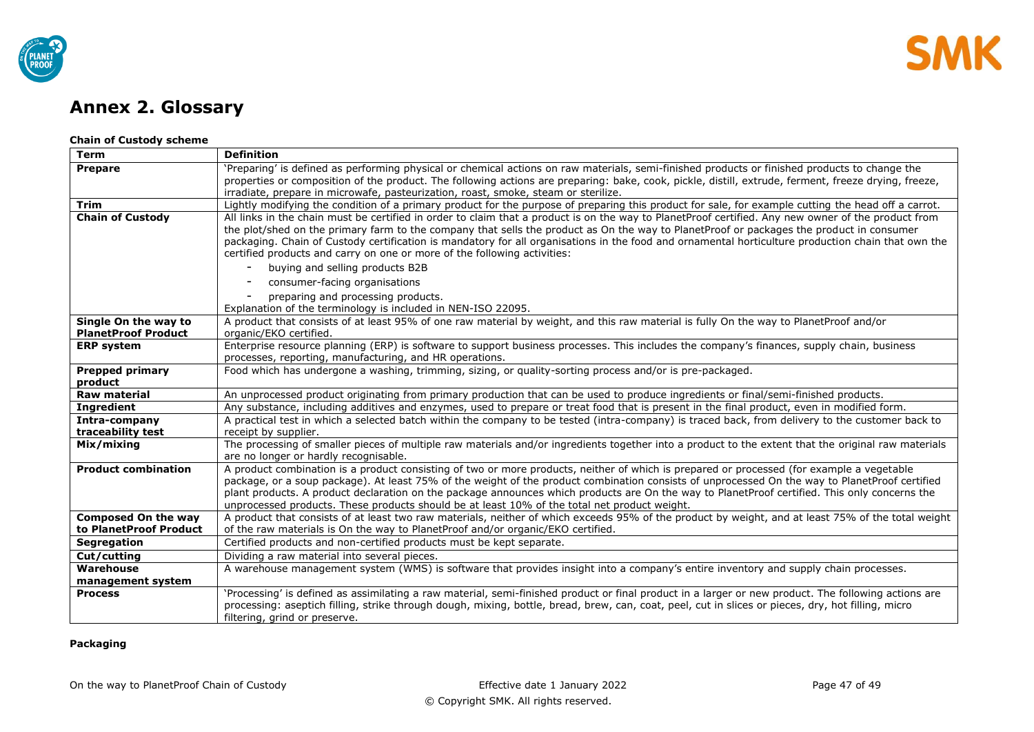# Annex 2. Glossary

**Chain of Custody scheme**

| Term | Definition |
|---|---|
| **Prepare** | 'Preparing' is defined as performing physical or chemical actions on raw materials, semi-finished products or finished products to change the properties or composition of the product. The following actions are preparing: bake, cook, pickle, distill, extrude, ferment, freeze drying, freeze, irradiate, prepare in microwafe, pasteurization, roast, smoke, steam or sterilize. |
| **Trim** | Lightly modifying the condition of a primary product for the purpose of preparing this product for sale, for example cutting the head off a carrot. |
| **Chain of Custody** | All links in the chain must be certified in order to claim that a product is on the way to PlanetProof certified. Any new owner of the product from the plot/shed on the primary farm to the company that sells the product as On the way to PlanetProof or packages the product in consumer packaging. Chain of Custody certification is mandatory for all organisations in the food and ornamental horticulture production chain that own the certified products and carry on one or more of the following activities:<br>- buying and selling products B2B<br>- consumer-facing organisations<br>- preparing and processing products.<br>Explanation of the terminology is included in NEN-ISO 22095. |
| **Single On the way to PlanetProof Product** | A product that consists of at least 95% of one raw material by weight, and this raw material is fully On the way to PlanetProof and/or organic/EKO certified. |
| **ERP system** | Enterprise resource planning (ERP) is software to support business processes. This includes the company's finances, supply chain, business processes, reporting, manufacturing, and HR operations. |
| **Prepped primary product** | Food which has undergone a washing, trimming, sizing, or quality-sorting process and/or is pre-packaged. |
| **Raw material** | An unprocessed product originating from primary production that can be used to produce ingredients or final/semi-finished products. |
| **Ingredient** | Any substance, including additives and enzymes, used to prepare or treat food that is present in the final product, even in modified form. |
| **Intra-company traceability test** | A practical test in which a selected batch within the company to be tested (intra-company) is traced back, from delivery to the customer back to receipt by supplier. |
| **Mix/mixing** | The processing of smaller pieces of multiple raw materials and/or ingredients together into a product to the extent that the original raw materials are no longer or hardly recognisable. |
| **Product combination** | A product combination is a product consisting of two or more products, neither of which is prepared or processed (for example a vegetable package, or a soup package). At least 75% of the weight of the product combination consists of unprocessed On the way to PlanetProof certified plant products. A product declaration on the package announces which products are On the way to PlanetProof certified. This only concerns the unprocessed products. These products should be at least 10% of the total net product weight. |
| **Composed On the way to PlanetProof Product** | A product that consists of at least two raw materials, neither of which exceeds 95% of the product by weight, and at least 75% of the total weight of the raw materials is On the way to PlanetProof and/or organic/EKO certified. |
| **Segregation** | Certified products and non-certified products must be kept separate. |
| **Cut/cutting** | Dividing a raw material into several pieces. |
| **Warehouse management system** | A warehouse management system (WMS) is software that provides insight into a company's entire inventory and supply chain processes. |
| **Process** | 'Processing' is defined as assimilating a raw material, semi-finished product or final product in a larger or new product. The following actions are processing: aseptich filling, strike through dough, mixing, bottle, bread, brew, can, coat, peel, cut in slices or pieces, dry, hot filling, micro filtering, grind or preserve. |

**Packaging**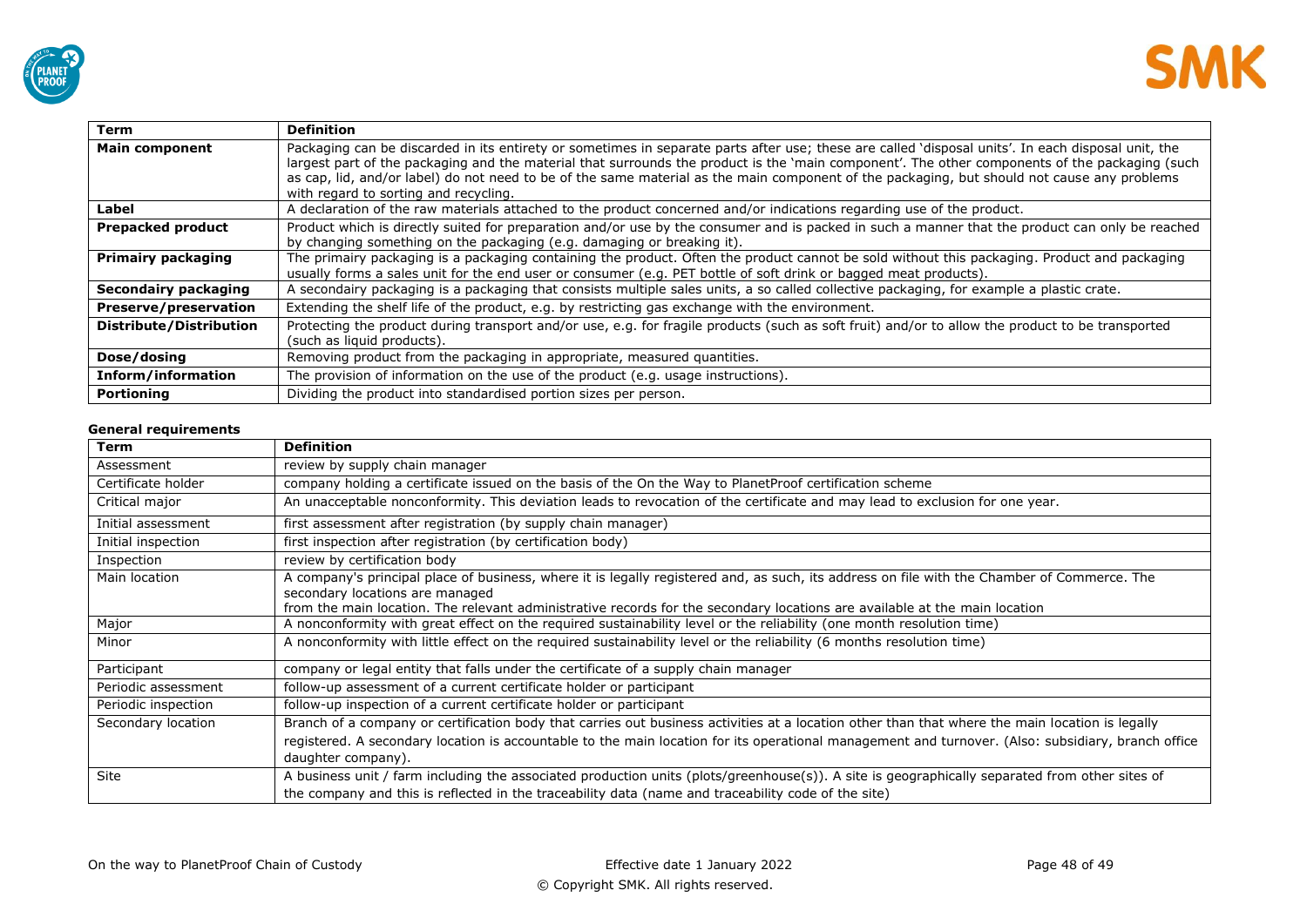| **Term** | **Definition** |
|---|---|
| **Main component** | Packaging can be discarded in its entirety or sometimes in separate parts after use; these are called 'disposal units'. In each disposal unit, the largest part of the packaging and the material that surrounds the product is the 'main component'. The other components of the packaging (such as cap, lid, and/or label) do not need to be of the same material as the main component of the packaging, but should not cause any problems with regard to sorting and recycling. |
| **Label** | A declaration of the raw materials attached to the product concerned and/or indications regarding use of the product. |
| **Prepacked product** | Product which is directly suited for preparation and/or use by the consumer and is packed in such a manner that the product can only be reached by changing something on the packaging (e.g. damaging or breaking it). |
| **Primairy packaging** | The primairy packaging is a packaging containing the product. Often the product cannot be sold without this packaging. Product and packaging usually forms a sales unit for the end user or consumer (e.g. PET bottle of soft drink or bagged meat products). |
| **Secondairy packaging** | A secondairy packaging is a packaging that consists multiple sales units, a so called collective packaging, for example a plastic crate. |
| **Preserve/preservation** | Extending the shelf life of the product, e.g. by restricting gas exchange with the environment. |
| **Distribute/Distribution** | Protecting the product during transport and/or use, e.g. for fragile products (such as soft fruit) and/or to allow the product to be transported (such as liquid products). |
| **Dose/dosing** | Removing product from the packaging in appropriate, measured quantities. |
| **Inform/information** | The provision of information on the use of the product (e.g. usage instructions). |
| **Portioning** | Dividing the product into standardised portion sizes per person. |

**General requirements**

| **Term** | **Definition** |
|---|---|
| Assessment | review by supply chain manager |
| Certificate holder | company holding a certificate issued on the basis of the On the Way to PlanetProof certification scheme |
| Critical major | An unacceptable nonconformity. This deviation leads to revocation of the certificate and may lead to exclusion for one year. |
| Initial assessment | first assessment after registration (by supply chain manager) |
| Initial inspection | first inspection after registration (by certification body) |
| Inspection | review by certification body |
| Main location | A company's principal place of business, where it is legally registered and, as such, its address on file with the Chamber of Commerce. The secondary locations are managed from the main location. The relevant administrative records for the secondary locations are available at the main location |
| Major | A nonconformity with great effect on the required sustainability level or the reliability (one month resolution time) |
| Minor | A nonconformity with little effect on the required sustainability level or the reliability (6 months resolution time) |
| Participant | company or legal entity that falls under the certificate of a supply chain manager |
| Periodic assessment | follow-up assessment of a current certificate holder or participant |
| Periodic inspection | follow-up inspection of a current certificate holder or participant |
| Secondary location | Branch of a company or certification body that carries out business activities at a location other than that where the main location is legally registered. A secondary location is accountable to the main location for its operational management and turnover. (Also: subsidiary, branch office daughter company). |
| Site | A business unit / farm including the associated production units (plots/greenhouse(s)). A site is geographically separated from other sites of the company and this is reflected in the traceability data (name and traceability code of the site) |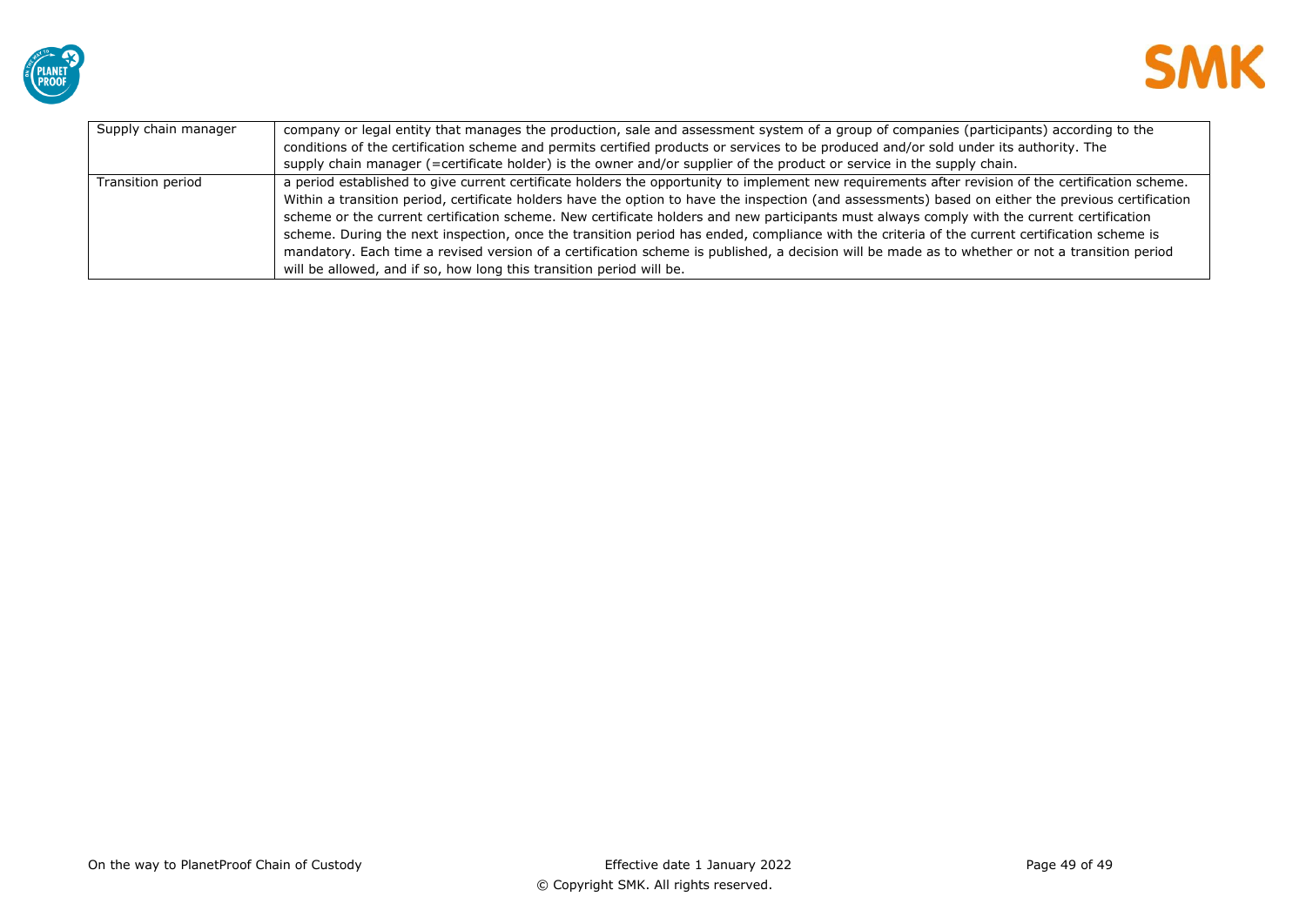| | |
|---|---|
| Supply chain manager | company or legal entity that manages the production, sale and assessment system of a group of companies (participants) according to the conditions of the certification scheme and permits certified products or services to be produced and/or sold under its authority. The supply chain manager (=certificate holder) is the owner and/or supplier of the product or service in the supply chain. |
| Transition period | a period established to give current certificate holders the opportunity to implement new requirements after revision of the certification scheme. Within a transition period, certificate holders have the option to have the inspection (and assessments) based on either the previous certification scheme or the current certification scheme. New certificate holders and new participants must always comply with the current certification scheme. During the next inspection, once the transition period has ended, compliance with the criteria of the current certification scheme is mandatory. Each time a revised version of a certification scheme is published, a decision will be made as to whether or not a transition period will be allowed, and if so, how long this transition period will be. |